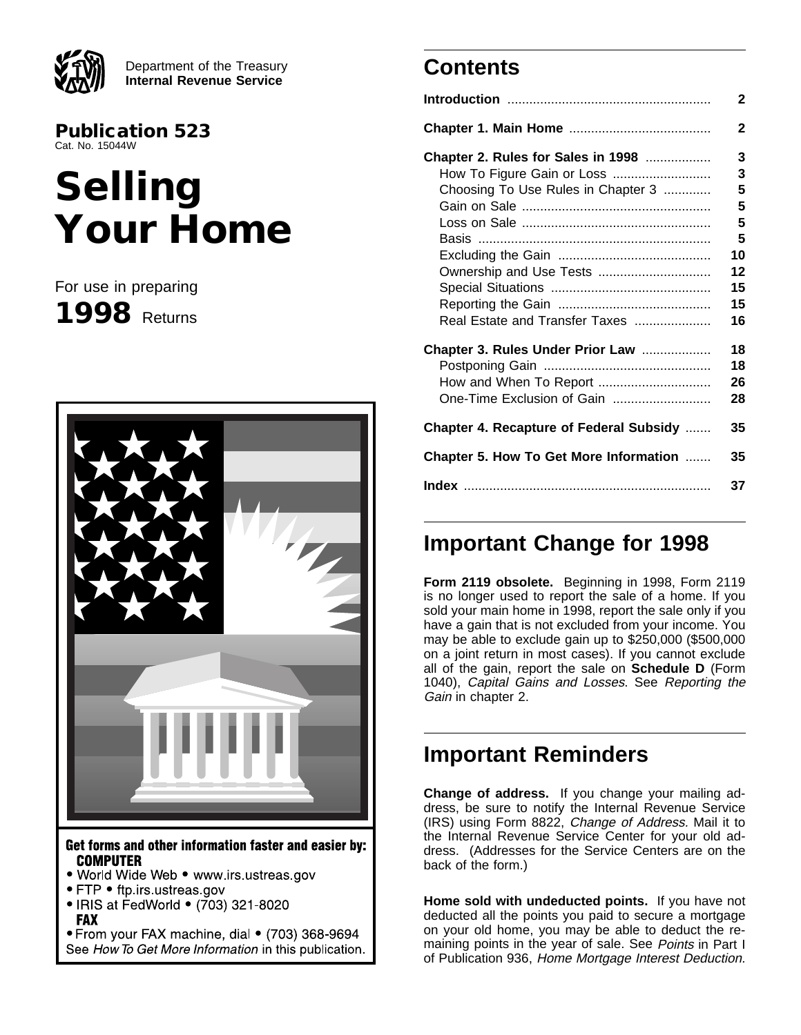Department of the Treasury
**Internal Revenue Service**

**Publication 523**
Cat. No. 15044W

# Selling Your Home

For use in preparing
**1998** Returns

**Get forms and other information faster and easier by:**
**COMPUTER**
- World Wide Web • www.irs.ustreas.gov
- FTP • ftp.irs.ustreas.gov
- IRIS at FedWorld • (703) 321-8020

**FAX**
- From your FAX machine, dial • (703) 368-9694

See *How To Get More Information* in this publication.

## Contents

| | |
|---|---|
| **Introduction** | **2** |
| **Chapter 1. Main Home** | **2** |
| **Chapter 2. Rules for Sales in 1998** | **3** |
| How To Figure Gain or Loss | 3 |
| Choosing To Use Rules in Chapter 3 | 5 |
| Gain on Sale | 5 |
| Loss on Sale | 5 |
| Basis | 5 |
| Excluding the Gain | 10 |
| Ownership and Use Tests | 12 |
| Special Situations | 15 |
| Reporting the Gain | 15 |
| Real Estate and Transfer Taxes | 16 |
| **Chapter 3. Rules Under Prior Law** | **18** |
| Postponing Gain | 18 |
| How and When To Report | 26 |
| One-Time Exclusion of Gain | 28 |
| **Chapter 4. Recapture of Federal Subsidy** | **35** |
| **Chapter 5. How To Get More Information** | **35** |
| **Index** | **37** |

## Important Change for 1998

**Form 2119 obsolete.** Beginning in 1998, Form 2119 is no longer used to report the sale of a home. If you sold your main home in 1998, report the sale only if you have a gain that is not excluded from your income. You may be able to exclude gain up to $250,000 ($500,000 on a joint return in most cases). If you cannot exclude all of the gain, report the sale on **Schedule D** (Form 1040), *Capital Gains and Losses.* See *Reporting the Gain* in chapter 2.

## Important Reminders

**Change of address.** If you change your mailing address, be sure to notify the Internal Revenue Service (IRS) using Form 8822, *Change of Address.* Mail it to the Internal Revenue Service Center for your old address. (Addresses for the Service Centers are on the back of the form.)

**Home sold with undeducted points.** If you have not deducted all the points you paid to secure a mortgage on your old home, you may be able to deduct the remaining points in the year of sale. See *Points* in Part I of Publication 936, *Home Mortgage Interest Deduction.*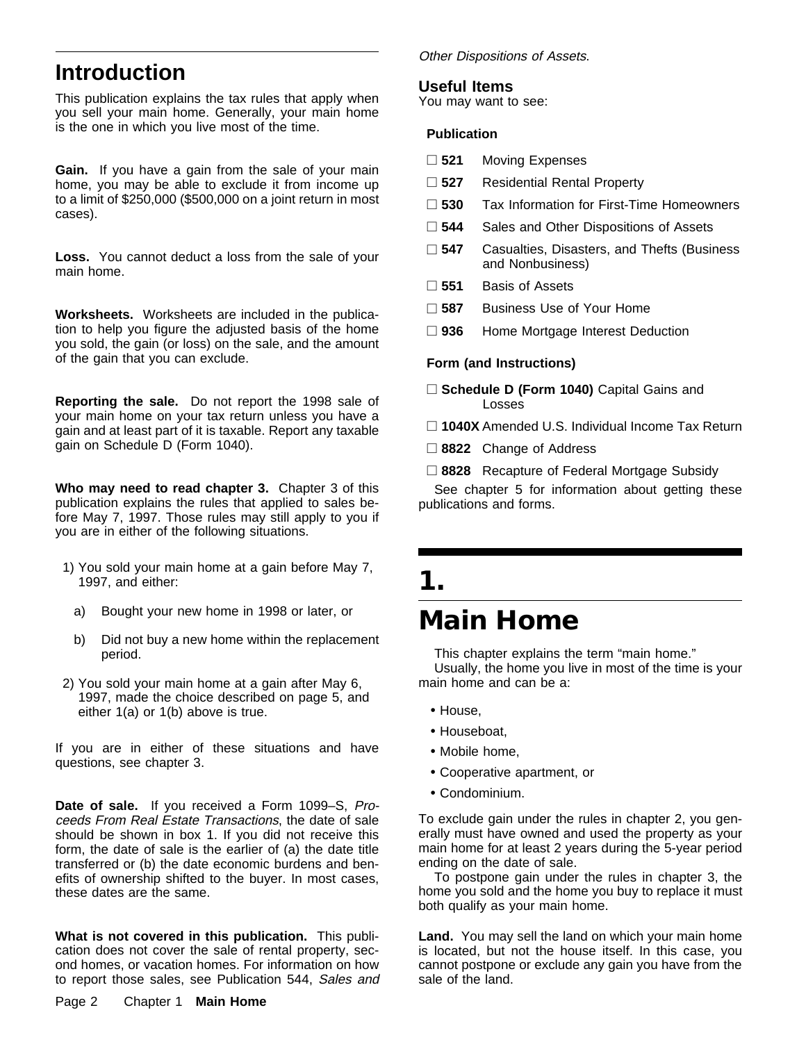## Introduction

This publication explains the tax rules that apply when you sell your main home. Generally, your main home is the one in which you live most of the time.

**Gain.** If you have a gain from the sale of your main home, you may be able to exclude it from income up to a limit of $250,000 ($500,000 on a joint return in most cases).

**Loss.** You cannot deduct a loss from the sale of your main home.

**Worksheets.** Worksheets are included in the publication to help you figure the adjusted basis of the home you sold, the gain (or loss) on the sale, and the amount of the gain that you can exclude.

**Reporting the sale.** Do not report the 1998 sale of your main home on your tax return unless you have a gain and at least part of it is taxable. Report any taxable gain on Schedule D (Form 1040).

**Who may need to read chapter 3.** Chapter 3 of this publication explains the rules that applied to sales before May 7, 1997. Those rules may still apply to you if you are in either of the following situations.

1) You sold your main home at a gain before May 7, 1997, and either:
   a) Bought your new home in 1998 or later, or
   b) Did not buy a new home within the replacement period.
2) You sold your main home at a gain after May 6, 1997, made the choice described on page 5, and either 1(a) or 1(b) above is true.

If you are in either of these situations and have questions, see chapter 3.

**Date of sale.** If you received a Form 1099–S, *Proceeds From Real Estate Transactions*, the date of sale should be shown in box 1. If you did not receive this form, the date of sale is the earlier of (a) the date title transferred or (b) the date economic burdens and benefits of ownership shifted to the buyer. In most cases, these dates are the same.

**What is not covered in this publication.** This publication does not cover the sale of rental property, second homes, or vacation homes. For information on how to report those sales, see Publication 544, *Sales and Other Dispositions of Assets*.

### Useful Items

You may want to see:

**Publication**

- ☐ **521** Moving Expenses
- ☐ **527** Residential Rental Property
- ☐ **530** Tax Information for First-Time Homeowners
- ☐ **544** Sales and Other Dispositions of Assets
- ☐ **547** Casualties, Disasters, and Thefts (Business and Nonbusiness)
- ☐ **551** Basis of Assets
- ☐ **587** Business Use of Your Home
- ☐ **936** Home Mortgage Interest Deduction

**Form (and Instructions)**

- ☐ **Schedule D (Form 1040)** Capital Gains and Losses
- ☐ **1040X** Amended U.S. Individual Income Tax Return
- ☐ **8822** Change of Address
- ☐ **8828** Recapture of Federal Mortgage Subsidy

See chapter 5 for information about getting these publications and forms.

# 1. Main Home

This chapter explains the term "main home."

Usually, the home you live in most of the time is your main home and can be a:

- House,
- Houseboat,
- Mobile home,
- Cooperative apartment, or
- Condominium.

To exclude gain under the rules in chapter 2, you generally must have owned and used the property as your main home for at least 2 years during the 5-year period ending on the date of sale.

To postpone gain under the rules in chapter 3, the home you sold and the home you buy to replace it must both qualify as your main home.

**Land.** You may sell the land on which your main home is located, but not the house itself. In this case, you cannot postpone or exclude any gain you have from the sale of the land.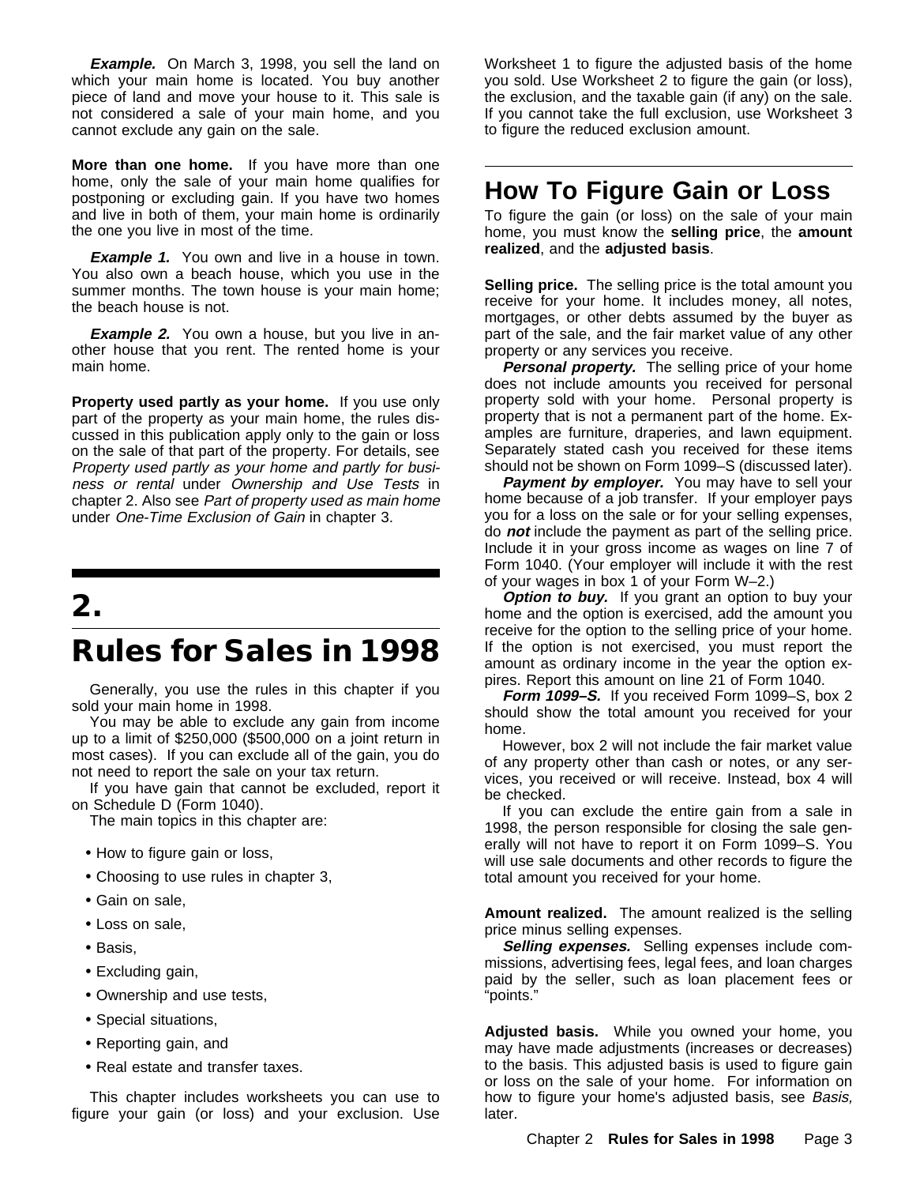***Example.*** On March 3, 1998, you sell the land on which your main home is located. You buy another piece of land and move your house to it. This sale is not considered a sale of your main home, and you cannot exclude any gain on the sale.

**More than one home.** If you have more than one home, only the sale of your main home qualifies for postponing or excluding gain. If you have two homes and live in both of them, your main home is ordinarily the one you live in most of the time.

***Example 1.*** You own and live in a house in town. You also own a beach house, which you use in the summer months. The town house is your main home; the beach house is not.

***Example 2.*** You own a house, but you live in another house that you rent. The rented home is your main home.

**Property used partly as your home.** If you use only part of the property as your main home, the rules discussed in this publication apply only to the gain or loss on the sale of that part of the property. For details, see *Property used partly as your home and partly for business or rental* under *Ownership and Use Tests* in chapter 2. Also see *Part of property used as main home* under *One-Time Exclusion of Gain* in chapter 3.

# 2. Rules for Sales in 1998

Generally, you use the rules in this chapter if you sold your main home in 1998.

You may be able to exclude any gain from income up to a limit of $250,000 ($500,000 on a joint return in most cases). If you can exclude all of the gain, you do not need to report the sale on your tax return.

If you have gain that cannot be excluded, report it on Schedule D (Form 1040).

The main topics in this chapter are:

- How to figure gain or loss,
- Choosing to use rules in chapter 3,
- Gain on sale,
- Loss on sale,
- Basis,
- Excluding gain,
- Ownership and use tests,
- Special situations,
- Reporting gain, and
- Real estate and transfer taxes.

This chapter includes worksheets you can use to figure your gain (or loss) and your exclusion. Use Worksheet 1 to figure the adjusted basis of the home you sold. Use Worksheet 2 to figure the gain (or loss), the exclusion, and the taxable gain (if any) on the sale. If you cannot take the full exclusion, use Worksheet 3 to figure the reduced exclusion amount.

## How To Figure Gain or Loss

To figure the gain (or loss) on the sale of your main home, you must know the **selling price**, the **amount realized**, and the **adjusted basis**.

**Selling price.** The selling price is the total amount you receive for your home. It includes money, all notes, mortgages, or other debts assumed by the buyer as part of the sale, and the fair market value of any other property or any services you receive.

***Personal property.*** The selling price of your home does not include amounts you received for personal property sold with your home. Personal property is property that is not a permanent part of the home. Examples are furniture, draperies, and lawn equipment. Separately stated cash you received for these items should not be shown on Form 1099–S (discussed later).

***Payment by employer.*** You may have to sell your home because of a job transfer. If your employer pays you for a loss on the sale or for your selling expenses, do ***not*** include the payment as part of the selling price. Include it in your gross income as wages on line 7 of Form 1040. (Your employer will include it with the rest of your wages in box 1 of your Form W–2.)

***Option to buy.*** If you grant an option to buy your home and the option is exercised, add the amount you receive for the option to the selling price of your home. If the option is not exercised, you must report the amount as ordinary income in the year the option expires. Report this amount on line 21 of Form 1040.

***Form 1099–S.*** If you received Form 1099–S, box 2 should show the total amount you received for your home.

However, box 2 will not include the fair market value of any property other than cash or notes, or any services, you received or will receive. Instead, box 4 will be checked.

If you can exclude the entire gain from a sale in 1998, the person responsible for closing the sale generally will not have to report it on Form 1099–S. You will use sale documents and other records to figure the total amount you received for your home.

**Amount realized.** The amount realized is the selling price minus selling expenses.

***Selling expenses.*** Selling expenses include commissions, advertising fees, legal fees, and loan charges paid by the seller, such as loan placement fees or "points."

**Adjusted basis.** While you owned your home, you may have made adjustments (increases or decreases) to the basis. This adjusted basis is used to figure gain or loss on the sale of your home. For information on how to figure your home's adjusted basis, see *Basis,* later.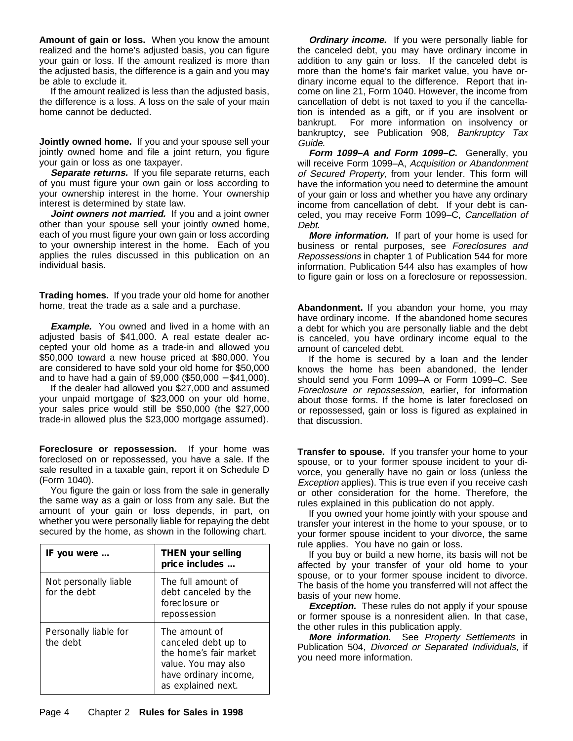**Amount of gain or loss.** When you know the amount realized and the home's adjusted basis, you can figure your gain or loss. If the amount realized is more than the adjusted basis, the difference is a gain and you may be able to exclude it.

If the amount realized is less than the adjusted basis, the difference is a loss. A loss on the sale of your main home cannot be deducted.

**Jointly owned home.** If you and your spouse sell your jointly owned home and file a joint return, you figure your gain or loss as one taxpayer.

***Separate returns.*** If you file separate returns, each of you must figure your own gain or loss according to your ownership interest in the home. Your ownership interest is determined by state law.

***Joint owners not married.*** If you and a joint owner other than your spouse sell your jointly owned home, each of you must figure your own gain or loss according to your ownership interest in the home. Each of you applies the rules discussed in this publication on an individual basis.

**Trading homes.** If you trade your old home for another home, treat the trade as a sale and a purchase.

***Example.*** You owned and lived in a home with an adjusted basis of $41,000. A real estate dealer accepted your old home as a trade-in and allowed you $50,000 toward a new house priced at $80,000. You are considered to have sold your old home for $50,000 and to have had a gain of $9,000 ($50,000 − $41,000).

If the dealer had allowed you $27,000 and assumed your unpaid mortgage of $23,000 on your old home, your sales price would still be $50,000 (the $27,000 trade-in allowed plus the $23,000 mortgage assumed).

**Foreclosure or repossession.** If your home was foreclosed on or repossessed, you have a sale. If the sale resulted in a taxable gain, report it on Schedule D (Form 1040).

You figure the gain or loss from the sale in generally the same way as a gain or loss from any sale. But the amount of your gain or loss depends, in part, on whether you were personally liable for repaying the debt secured by the home, as shown in the following chart.

| IF you were ... | THEN your selling price includes ... |
|---|---|
| Not personally liable for the debt | The full amount of debt canceled by the foreclosure or repossession |
| Personally liable for the debt | The amount of canceled debt up to the home's fair market value. You may also have ordinary income, as explained next. |

***Ordinary income.*** If you were personally liable for the canceled debt, you may have ordinary income in addition to any gain or loss. If the canceled debt is more than the home's fair market value, you have ordinary income equal to the difference. Report that income on line 21, Form 1040. However, the income from cancellation of debt is not taxed to you if the cancellation is intended as a gift, or if you are insolvent or bankrupt. For more information on insolvency or bankruptcy, see Publication 908, *Bankruptcy Tax Guide*.

***Form 1099–A and Form 1099–C.*** Generally, you will receive Form 1099–A, *Acquisition or Abandonment of Secured Property,* from your lender. This form will have the information you need to determine the amount of your gain or loss and whether you have any ordinary income from cancellation of debt. If your debt is canceled, you may receive Form 1099–C, *Cancellation of Debt*.

***More information.*** If part of your home is used for business or rental purposes, see *Foreclosures and Repossessions* in chapter 1 of Publication 544 for more information. Publication 544 also has examples of how to figure gain or loss on a foreclosure or repossession.

**Abandonment.** If you abandon your home, you may have ordinary income. If the abandoned home secures a debt for which you are personally liable and the debt is canceled, you have ordinary income equal to the amount of canceled debt.

If the home is secured by a loan and the lender knows the home has been abandoned, the lender should send you Form 1099–A or Form 1099–C. See *Foreclosure or repossession*, earlier, for information about those forms. If the home is later foreclosed on or repossessed, gain or loss is figured as explained in that discussion.

**Transfer to spouse.** If you transfer your home to your spouse, or to your former spouse incident to your divorce, you generally have no gain or loss (unless the *Exception* applies). This is true even if you receive cash or other consideration for the home. Therefore, the rules explained in this publication do not apply.

If you owned your home jointly with your spouse and transfer your interest in the home to your spouse, or to your former spouse incident to your divorce, the same rule applies. You have no gain or loss.

If you buy or build a new home, its basis will not be affected by your transfer of your old home to your spouse, or to your former spouse incident to divorce. The basis of the home you transferred will not affect the basis of your new home.

***Exception.*** These rules do not apply if your spouse or former spouse is a nonresident alien. In that case, the other rules in this publication apply.

***More information.*** See *Property Settlements* in Publication 504, *Divorced or Separated Individuals,* if you need more information.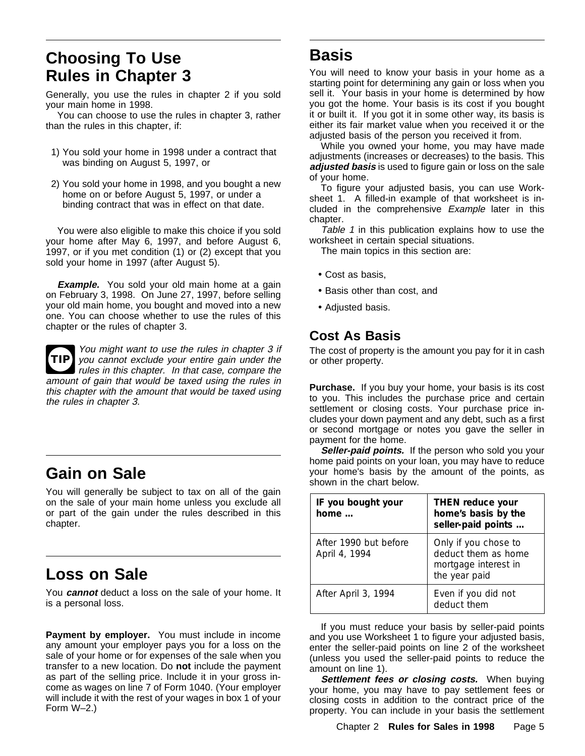## Choosing To Use Rules in Chapter 3

Generally, you use the rules in chapter 2 if you sold your main home in 1998.

You can choose to use the rules in chapter 3, rather than the rules in this chapter, if:

1) You sold your home in 1998 under a contract that was binding on August 5, 1997, or

2) You sold your home in 1998, and you bought a new home on or before August 5, 1997, or under a binding contract that was in effect on that date.

You were also eligible to make this choice if you sold your home after May 6, 1997, and before August 6, 1997, or if you met condition (1) or (2) except that you sold your home in 1997 (after August 5).

***Example.*** You sold your old main home at a gain on February 3, 1998. On June 27, 1997, before selling your old main home, you bought and moved into a new one. You can choose whether to use the rules of this chapter or the rules of chapter 3.

**TIP** *You might want to use the rules in chapter 3 if you cannot exclude your entire gain under the rules in this chapter. In that case, compare the amount of gain that would be taxed using the rules in this chapter with the amount that would be taxed using the rules in chapter 3.*

## Gain on Sale

You will generally be subject to tax on all of the gain on the sale of your main home unless you exclude all or part of the gain under the rules described in this chapter.

## Loss on Sale

You ***cannot*** deduct a loss on the sale of your home. It is a personal loss.

**Payment by employer.** You must include in income any amount your employer pays you for a loss on the sale of your home or for expenses of the sale when you transfer to a new location. Do **not** include the payment as part of the selling price. Include it in your gross income as wages on line 7 of Form 1040. (Your employer will include it with the rest of your wages in box 1 of your Form W–2.)

## Basis

You will need to know your basis in your home as a starting point for determining any gain or loss when you sell it. Your basis in your home is determined by how you got the home. Your basis is its cost if you bought it or built it. If you got it in some other way, its basis is either its fair market value when you received it or the adjusted basis of the person you received it from.

While you owned your home, you may have made adjustments (increases or decreases) to the basis. This ***adjusted basis*** is used to figure gain or loss on the sale of your home.

To figure your adjusted basis, you can use Worksheet 1. A filled-in example of that worksheet is included in the comprehensive *Example* later in this chapter.

*Table 1* in this publication explains how to use the worksheet in certain special situations.

The main topics in this section are:

- Cost as basis,
- Basis other than cost, and
- Adjusted basis.

### Cost As Basis

The cost of property is the amount you pay for it in cash or other property.

**Purchase.** If you buy your home, your basis is its cost to you. This includes the purchase price and certain settlement or closing costs. Your purchase price includes your down payment and any debt, such as a first or second mortgage or notes you gave the seller in payment for the home.

***Seller-paid points.*** If the person who sold you your home paid points on your loan, you may have to reduce your home's basis by the amount of the points, as shown in the chart below.

| IF you bought your home ... | THEN reduce your home's basis by the seller-paid points ... |
|---|---|
| After 1990 but before April 4, 1994 | Only if you chose to deduct them as home mortgage interest in the year paid |
| After April 3, 1994 | Even if you did not deduct them |

If you must reduce your basis by seller-paid points and you use Worksheet 1 to figure your adjusted basis, enter the seller-paid points on line 2 of the worksheet (unless you used the seller-paid points to reduce the amount on line 1).

***Settlement fees or closing costs.*** When buying your home, you may have to pay settlement fees or closing costs in addition to the contract price of the property. You can include in your basis the settlement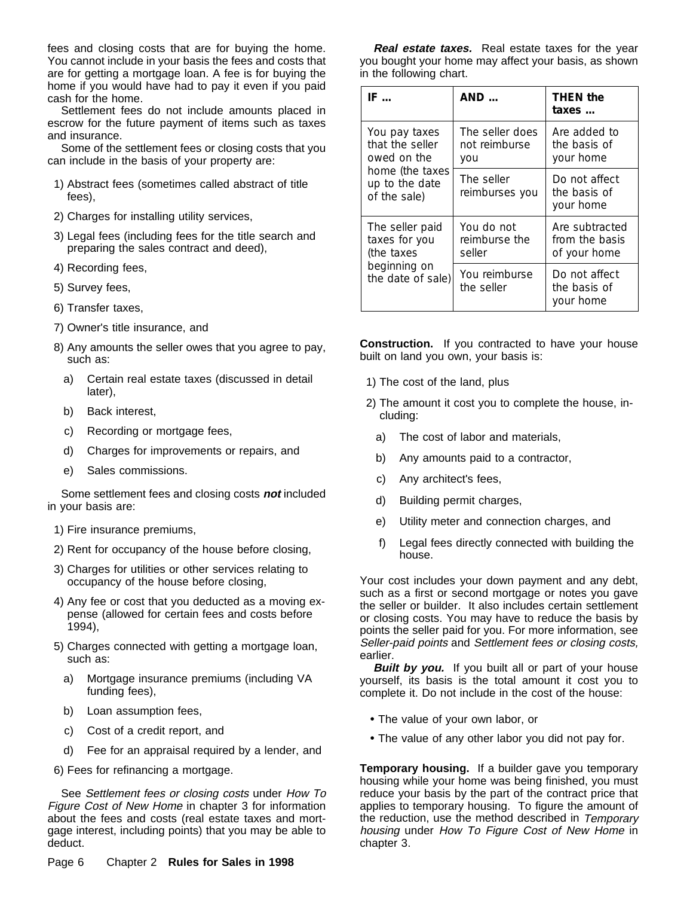fees and closing costs that are for buying the home. You cannot include in your basis the fees and costs that are for getting a mortgage loan. A fee is for buying the home if you would have had to pay it even if you paid cash for the home.

Settlement fees do not include amounts placed in escrow for the future payment of items such as taxes and insurance.

Some of the settlement fees or closing costs that you can include in the basis of your property are:

1) Abstract fees (sometimes called abstract of title fees),
2) Charges for installing utility services,
3) Legal fees (including fees for the title search and preparing the sales contract and deed),
4) Recording fees,
5) Survey fees,
6) Transfer taxes,
7) Owner's title insurance, and
8) Any amounts the seller owes that you agree to pay, such as:
   a) Certain real estate taxes (discussed in detail later),
   b) Back interest,
   c) Recording or mortgage fees,
   d) Charges for improvements or repairs, and
   e) Sales commissions.

Some settlement fees and closing costs ***not*** included in your basis are:

1) Fire insurance premiums,
2) Rent for occupancy of the house before closing,
3) Charges for utilities or other services relating to occupancy of the house before closing,
4) Any fee or cost that you deducted as a moving expense (allowed for certain fees and costs before 1994),
5) Charges connected with getting a mortgage loan, such as:
   a) Mortgage insurance premiums (including VA funding fees),
   b) Loan assumption fees,
   c) Cost of a credit report, and
   d) Fee for an appraisal required by a lender, and
6) Fees for refinancing a mortgage.

See *Settlement fees or closing costs* under *How To Figure Cost of New Home* in chapter 3 for information about the fees and costs (real estate taxes and mortgage interest, including points) that you may be able to deduct.

***Real estate taxes.*** Real estate taxes for the year you bought your home may affect your basis, as shown in the following chart.

| IF ... | AND ... | THEN the taxes ... |
|---|---|---|
| You pay taxes that the seller owed on the home (the taxes up to the date of the sale) | The seller does not reimburse you | Are added to the basis of your home |
| | The seller reimburses you | Do not affect the basis of your home |
| The seller paid taxes for you (the taxes beginning on the date of sale) | You do not reimburse the seller | Are subtracted from the basis of your home |
| | You reimburse the seller | Do not affect the basis of your home |

**Construction.** If you contracted to have your house built on land you own, your basis is:

1) The cost of the land, plus
2) The amount it cost you to complete the house, including:
   a) The cost of labor and materials,
   b) Any amounts paid to a contractor,
   c) Any architect's fees,
   d) Building permit charges,
   e) Utility meter and connection charges, and
   f) Legal fees directly connected with building the house.

Your cost includes your down payment and any debt, such as a first or second mortgage or notes you gave the seller or builder. It also includes certain settlement or closing costs. You may have to reduce the basis by points the seller paid for you. For more information, see *Seller-paid points* and *Settlement fees or closing costs,* earlier.

***Built by you.*** If you built all or part of your house yourself, its basis is the total amount it cost you to complete it. Do not include in the cost of the house:

- The value of your own labor, or
- The value of any other labor you did not pay for.

**Temporary housing.** If a builder gave you temporary housing while your home was being finished, you must reduce your basis by the part of the contract price that applies to temporary housing. To figure the amount of the reduction, use the method described in *Temporary housing* under *How To Figure Cost of New Home* in chapter 3.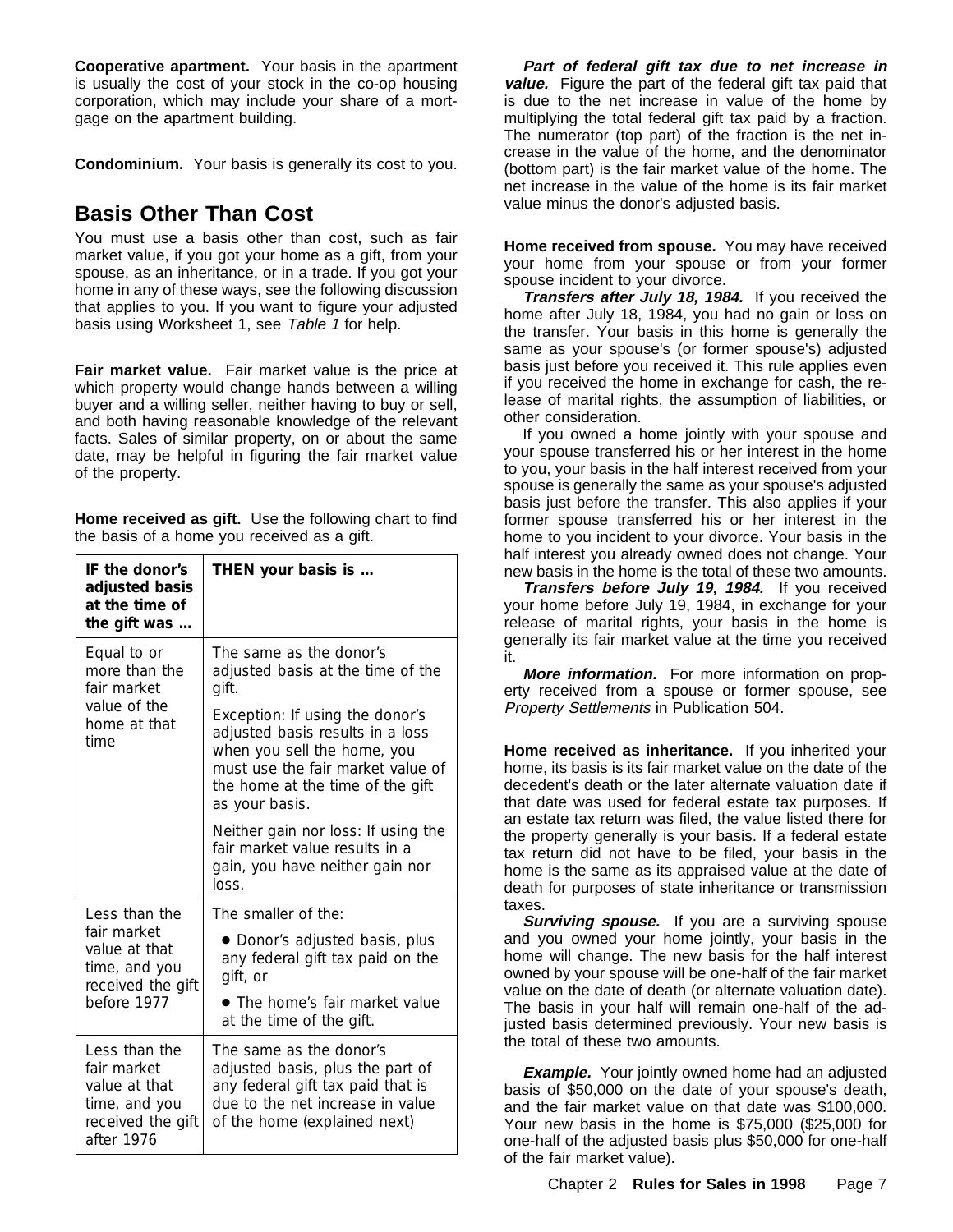**Cooperative apartment.** Your basis in the apartment is usually the cost of your stock in the co-op housing corporation, which may include your share of a mortgage on the apartment building.

**Condominium.** Your basis is generally its cost to you.

## Basis Other Than Cost

You must use a basis other than cost, such as fair market value, if you got your home as a gift, from your spouse, as an inheritance, or in a trade. If you got your home in any of these ways, see the following discussion that applies to you. If you want to figure your adjusted basis using Worksheet 1, see *Table 1* for help.

**Fair market value.** Fair market value is the price at which property would change hands between a willing buyer and a willing seller, neither having to buy or sell, and both having reasonable knowledge of the relevant facts. Sales of similar property, on or about the same date, may be helpful in figuring the fair market value of the property.

**Home received as gift.** Use the following chart to find the basis of a home you received as a gift.

| IF the donor's adjusted basis at the time of the gift was ... | THEN your basis is ... |
|---|---|
| Equal to or more than the fair market value of the home at that time | The same as the donor's adjusted basis at the time of the gift.<br><br>Exception: If using the donor's adjusted basis results in a loss when you sell the home, you must use the fair market value of the home at the time of the gift as your basis.<br><br>Neither gain nor loss: If using the fair market value results in a gain, you have neither gain nor loss. |
| Less than the fair market value at that time, and you received the gift before 1977 | The smaller of the:<br>• Donor's adjusted basis, plus any federal gift tax paid on the gift, or<br>• The home's fair market value at the time of the gift. |
| Less than the fair market value at that time, and you received the gift after 1976 | The same as the donor's adjusted basis, plus the part of any federal gift tax paid that is due to the net increase in value of the home (explained next) |

***Part of federal gift tax due to net increase in value.*** Figure the part of the federal gift tax paid that is due to the net increase in value of the home by multiplying the total federal gift tax paid by a fraction. The numerator (top part) of the fraction is the net increase in the value of the home, and the denominator (bottom part) is the fair market value of the home. The net increase in the value of the home is its fair market value minus the donor's adjusted basis.

**Home received from spouse.** You may have received your home from your spouse or from your former spouse incident to your divorce.

***Transfers after July 18, 1984.*** If you received the home after July 18, 1984, you had no gain or loss on the transfer. Your basis in this home is generally the same as your spouse's (or former spouse's) adjusted basis just before you received it. This rule applies even if you received the home in exchange for cash, the release of marital rights, the assumption of liabilities, or other consideration.

If you owned a home jointly with your spouse and your spouse transferred his or her interest in the home to you, your basis in the half interest received from your spouse is generally the same as your spouse's adjusted basis just before the transfer. This also applies if your former spouse transferred his or her interest in the home to you incident to your divorce. Your basis in the half interest you already owned does not change. Your new basis in the home is the total of these two amounts.

***Transfers before July 19, 1984.*** If you received your home before July 19, 1984, in exchange for your release of marital rights, your basis in the home is generally its fair market value at the time you received it.

***More information.*** For more information on property received from a spouse or former spouse, see *Property Settlements* in Publication 504.

**Home received as inheritance.** If you inherited your home, its basis is its fair market value on the date of the decedent's death or the later alternate valuation date if that date was used for federal estate tax purposes. If an estate tax return was filed, the value listed there for the property generally is your basis. If a federal estate tax return did not have to be filed, your basis in the home is the same as its appraised value at the date of death for purposes of state inheritance or transmission taxes.

***Surviving spouse.*** If you are a surviving spouse and you owned your home jointly, your basis in the home will change. The new basis for the half interest owned by your spouse will be one-half of the fair market value on the date of death (or alternate valuation date). The basis in your half will remain one-half of the adjusted basis determined previously. Your new basis is the total of these two amounts.

***Example.*** Your jointly owned home had an adjusted basis of $50,000 on the date of your spouse's death, and the fair market value on that date was $100,000. Your new basis in the home is $75,000 ($25,000 for one-half of the adjusted basis plus $50,000 for one-half of the fair market value).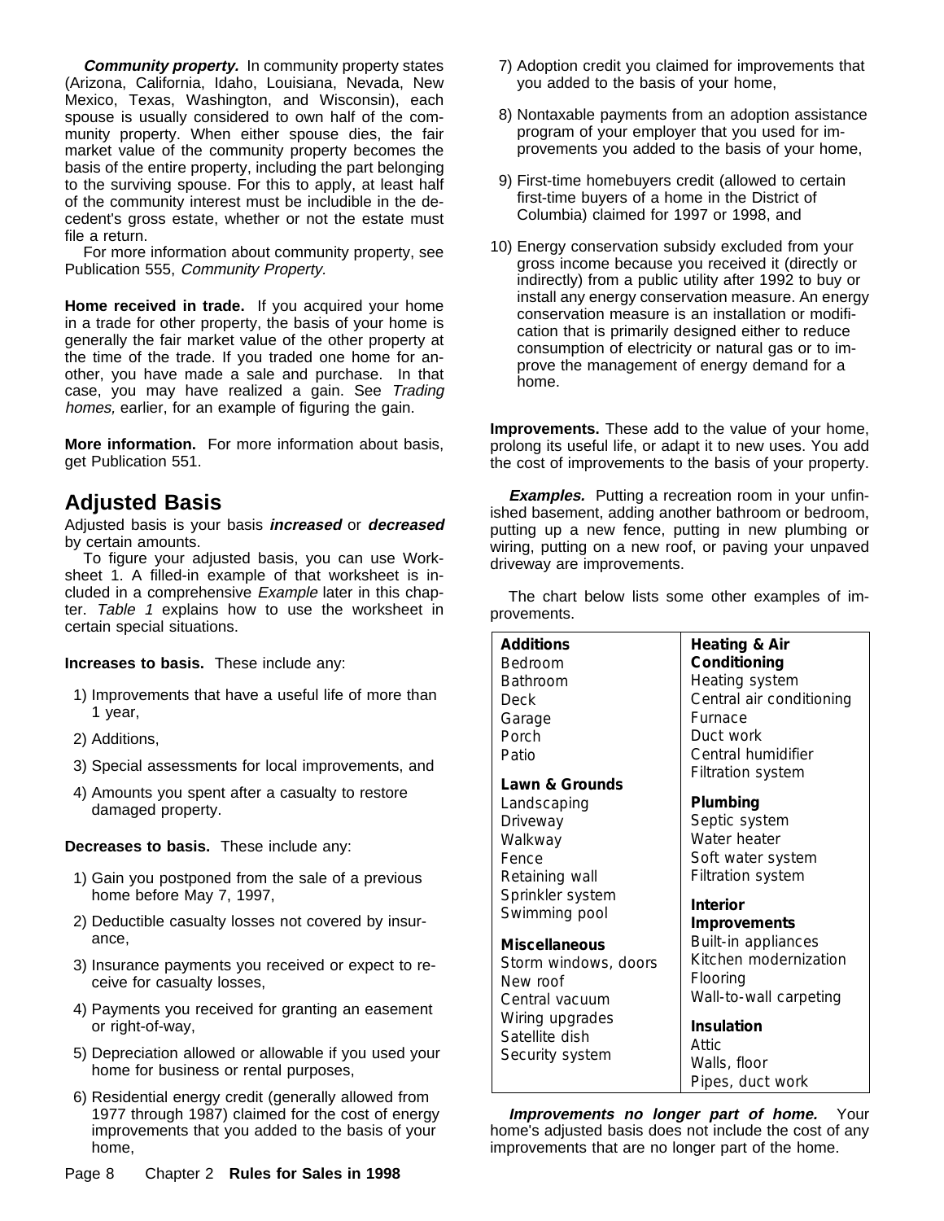**Community property.** In community property states (Arizona, California, Idaho, Louisiana, Nevada, New Mexico, Texas, Washington, and Wisconsin), each spouse is usually considered to own half of the community property. When either spouse dies, the fair market value of the community property becomes the basis of the entire property, including the part belonging to the surviving spouse. For this to apply, at least half of the community interest must be includible in the decedent's gross estate, whether or not the estate must file a return.

For more information about community property, see Publication 555, *Community Property.*

**Home received in trade.** If you acquired your home in a trade for other property, the basis of your home is generally the fair market value of the other property at the time of the trade. If you traded one home for another, you have made a sale and purchase. In that case, you may have realized a gain. See *Trading homes,* earlier, for an example of figuring the gain.

**More information.** For more information about basis, get Publication 551.

## Adjusted Basis

Adjusted basis is your basis ***increased*** or ***decreased*** by certain amounts.

To figure your adjusted basis, you can use Worksheet 1. A filled-in example of that worksheet is included in a comprehensive *Example* later in this chapter. *Table 1* explains how to use the worksheet in certain special situations.

**Increases to basis.** These include any:

1) Improvements that have a useful life of more than 1 year,
2) Additions,
3) Special assessments for local improvements, and
4) Amounts you spent after a casualty to restore damaged property.

**Decreases to basis.** These include any:

1) Gain you postponed from the sale of a previous home before May 7, 1997,
2) Deductible casualty losses not covered by insurance,
3) Insurance payments you received or expect to receive for casualty losses,
4) Payments you received for granting an easement or right-of-way,
5) Depreciation allowed or allowable if you used your home for business or rental purposes,
6) Residential energy credit (generally allowed from 1977 through 1987) claimed for the cost of energy improvements that you added to the basis of your home,
7) Adoption credit you claimed for improvements that you added to the basis of your home,
8) Nontaxable payments from an adoption assistance program of your employer that you used for improvements you added to the basis of your home,
9) First-time homebuyers credit (allowed to certain first-time buyers of a home in the District of Columbia) claimed for 1997 or 1998, and
10) Energy conservation subsidy excluded from your gross income because you received it (directly or indirectly) from a public utility after 1992 to buy or install any energy conservation measure. An energy conservation measure is an installation or modification that is primarily designed either to reduce consumption of electricity or natural gas or to improve the management of energy demand for a home.

**Improvements.** These add to the value of your home, prolong its useful life, or adapt it to new uses. You add the cost of improvements to the basis of your property.

***Examples.*** Putting a recreation room in your unfinished basement, adding another bathroom or bedroom, putting up a new fence, putting in new plumbing or wiring, putting on a new roof, or paving your unpaved driveway are improvements.

The chart below lists some other examples of improvements.

| | |
|---|---|
| **Additions**<br>Bedroom<br>Bathroom<br>Deck<br>Garage<br>Porch<br>Patio | **Heating & Air Conditioning**<br>Heating system<br>Central air conditioning<br>Furnace<br>Duct work<br>Central humidifier<br>Filtration system |
| **Lawn & Grounds**<br>Landscaping<br>Driveway<br>Walkway<br>Fence<br>Retaining wall<br>Sprinkler system<br>Swimming pool | **Plumbing**<br>Septic system<br>Water heater<br>Soft water system<br>Filtration system |
| **Miscellaneous**<br>Storm windows, doors<br>New roof<br>Central vacuum<br>Wiring upgrades<br>Satellite dish<br>Security system | **Interior Improvements**<br>Built-in appliances<br>Kitchen modernization<br>Flooring<br>Wall-to-wall carpeting<br><br>**Insulation**<br>Attic<br>Walls, floor<br>Pipes, duct work |

***Improvements no longer part of home.*** Your home's adjusted basis does not include the cost of any improvements that are no longer part of the home.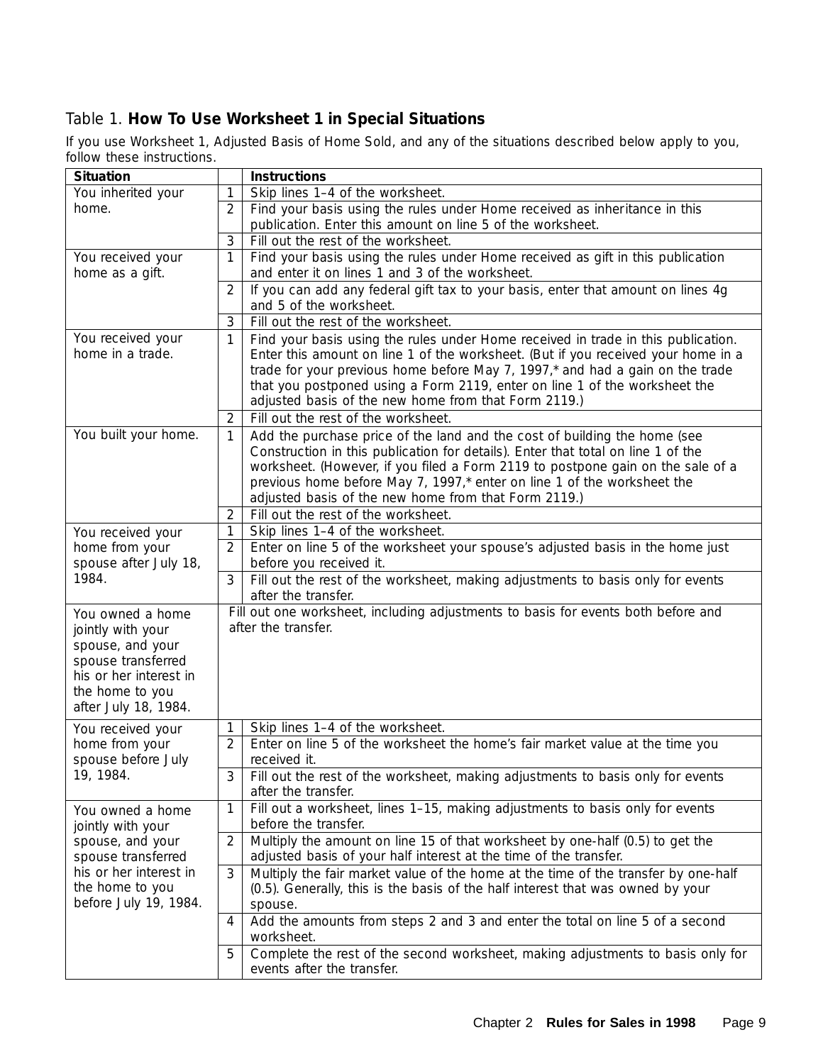### Table 1. **How To Use Worksheet 1 in Special Situations**

If you use Worksheet 1, Adjusted Basis of Home Sold, and any of the situations described below apply to you, follow these instructions.

| Situation | | Instructions |
|---|---|---|
| You inherited your home. | 1 | Skip lines 1–4 of the worksheet. |
| | 2 | Find your basis using the rules under Home received as inheritance in this publication. Enter this amount on line 5 of the worksheet. |
| | 3 | Fill out the rest of the worksheet. |
| You received your home as a gift. | 1 | Find your basis using the rules under Home received as gift in this publication and enter it on lines 1 and 3 of the worksheet. |
| | 2 | If you can add any federal gift tax to your basis, enter that amount on lines 4g and 5 of the worksheet. |
| | 3 | Fill out the rest of the worksheet. |
| You received your home in a trade. | 1 | Find your basis using the rules under Home received in trade in this publication. Enter this amount on line 1 of the worksheet. (But if you received your home in a trade for your previous home before May 7, 1997,* and had a gain on the trade that you postponed using a Form 2119, enter on line 1 of the worksheet the adjusted basis of the new home from that Form 2119.) |
| | 2 | Fill out the rest of the worksheet. |
| You built your home. | 1 | Add the purchase price of the land and the cost of building the home (see Construction in this publication for details). Enter that total on line 1 of the worksheet. (However, if you filed a Form 2119 to postpone gain on the sale of a previous home before May 7, 1997,* enter on line 1 of the worksheet the adjusted basis of the new home from that Form 2119.) |
| | 2 | Fill out the rest of the worksheet. |
| You received your home from your spouse after July 18, 1984. | 1 | Skip lines 1–4 of the worksheet. |
| | 2 | Enter on line 5 of the worksheet your spouse's adjusted basis in the home just before you received it. |
| | 3 | Fill out the rest of the worksheet, making adjustments to basis only for events after the transfer. |
| You owned a home jointly with your spouse, and your spouse transferred his or her interest in the home to you after July 18, 1984. | | Fill out one worksheet, including adjustments to basis for events both before and after the transfer. |
| You received your home from your spouse before July 19, 1984. | 1 | Skip lines 1–4 of the worksheet. |
| | 2 | Enter on line 5 of the worksheet the home's fair market value at the time you received it. |
| | 3 | Fill out the rest of the worksheet, making adjustments to basis only for events after the transfer. |
| You owned a home jointly with your spouse, and your spouse transferred his or her interest in the home to you before July 19, 1984. | 1 | Fill out a worksheet, lines 1–15, making adjustments to basis only for events before the transfer. |
| | 2 | Multiply the amount on line 15 of that worksheet by one-half (0.5) to get the adjusted basis of your half interest at the time of the transfer. |
| | 3 | Multiply the fair market value of the home at the time of the transfer by one-half (0.5). Generally, this is the basis of the half interest that was owned by your spouse. |
| | 4 | Add the amounts from steps 2 and 3 and enter the total on line 5 of a second worksheet. |
| | 5 | Complete the rest of the second worksheet, making adjustments to basis only for events after the transfer. |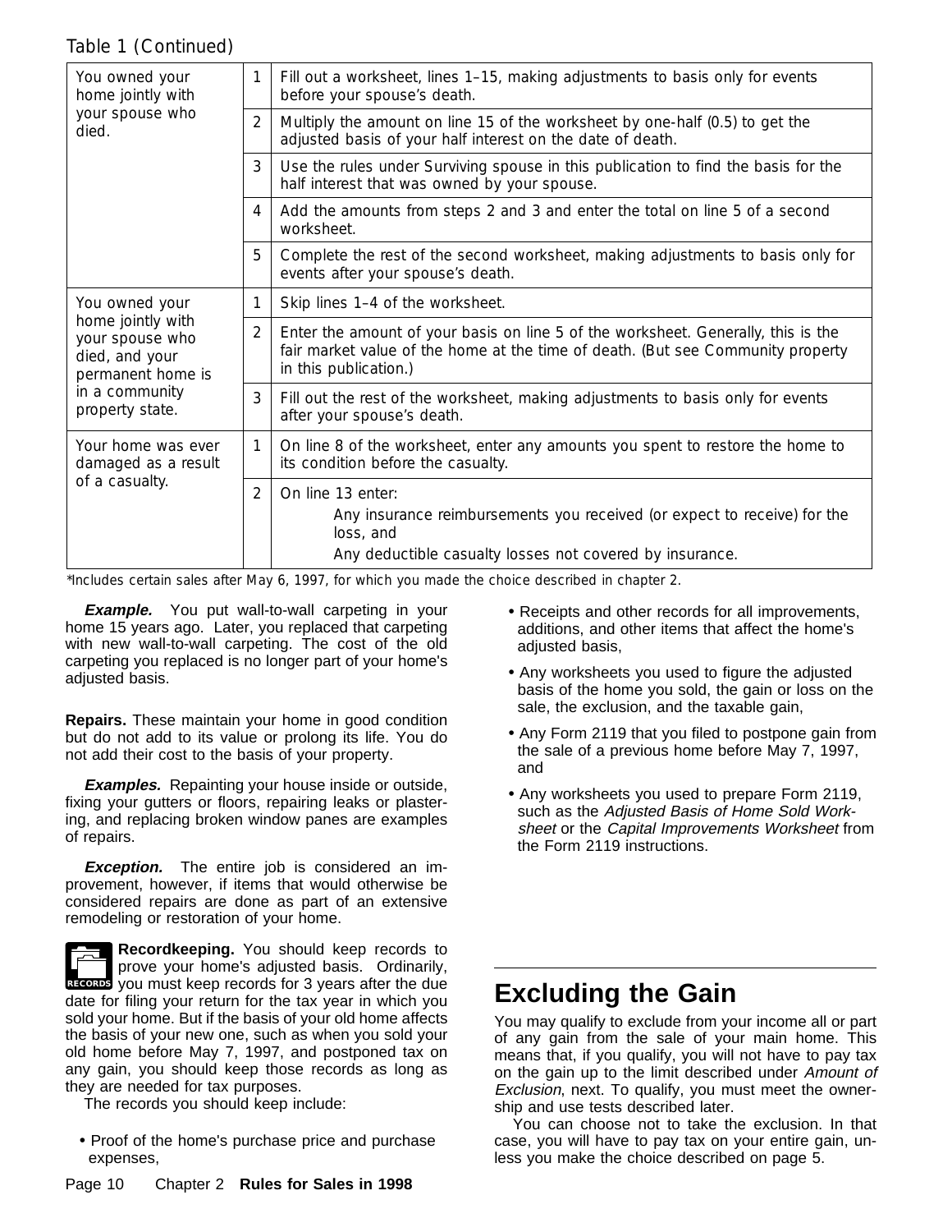Table 1 (Continued)

| | | |
|---|---|---|
| You owned your home jointly with your spouse who died. | 1 | Fill out a worksheet, lines 1–15, making adjustments to basis only for events before your spouse's death. |
| | 2 | Multiply the amount on line 15 of the worksheet by one-half (0.5) to get the adjusted basis of your half interest on the date of death. |
| | 3 | Use the rules under Surviving spouse in this publication to find the basis for the half interest that was owned by your spouse. |
| | 4 | Add the amounts from steps 2 and 3 and enter the total on line 5 of a second worksheet. |
| | 5 | Complete the rest of the second worksheet, making adjustments to basis only for events after your spouse's death. |
| You owned your home jointly with your spouse who died, and your permanent home is in a community property state. | 1 | Skip lines 1–4 of the worksheet. |
| | 2 | Enter the amount of your basis on line 5 of the worksheet. Generally, this is the fair market value of the home at the time of death. (But see Community property in this publication.) |
| | 3 | Fill out the rest of the worksheet, making adjustments to basis only for events after your spouse's death. |
| Your home was ever damaged as a result of a casualty. | 1 | On line 8 of the worksheet, enter any amounts you spent to restore the home to its condition before the casualty. |
| | 2 | On line 13 enter: Any insurance reimbursements you received (or expect to receive) for the loss, and Any deductible casualty losses not covered by insurance. |

*Includes certain sales after May 6, 1997, for which you made the choice described in chapter 2.

***Example.*** You put wall-to-wall carpeting in your home 15 years ago. Later, you replaced that carpeting with new wall-to-wall carpeting. The cost of the old carpeting you replaced is no longer part of your home's adjusted basis.

**Repairs.** These maintain your home in good condition but do not add to its value or prolong its life. You do not add their cost to the basis of your property.

***Examples.*** Repainting your house inside or outside, fixing your gutters or floors, repairing leaks or plastering, and replacing broken window panes are examples of repairs.

***Exception.*** The entire job is considered an improvement, however, if items that would otherwise be considered repairs are done as part of an extensive remodeling or restoration of your home.

**Recordkeeping.** You should keep records to prove your home's adjusted basis. Ordinarily, you must keep records for 3 years after the due date for filing your return for the tax year in which you sold your home. But if the basis of your old home affects the basis of your new one, such as when you sold your old home before May 7, 1997, and postponed tax on any gain, you should keep those records as long as they are needed for tax purposes.

The records you should keep include:

- Proof of the home's purchase price and purchase expenses,
- Receipts and other records for all improvements, additions, and other items that affect the home's adjusted basis,
- Any worksheets you used to figure the adjusted basis of the home you sold, the gain or loss on the sale, the exclusion, and the taxable gain,
- Any Form 2119 that you filed to postpone gain from the sale of a previous home before May 7, 1997, and
- Any worksheets you used to prepare Form 2119, such as the *Adjusted Basis of Home Sold Worksheet* or the *Capital Improvements Worksheet* from the Form 2119 instructions.

# Excluding the Gain

You may qualify to exclude from your income all or part of any gain from the sale of your main home. This means that, if you qualify, you will not have to pay tax on the gain up to the limit described under *Amount of Exclusion*, next. To qualify, you must meet the ownership and use tests described later.

You can choose not to take the exclusion. In that case, you will have to pay tax on your entire gain, unless you make the choice described on page 5.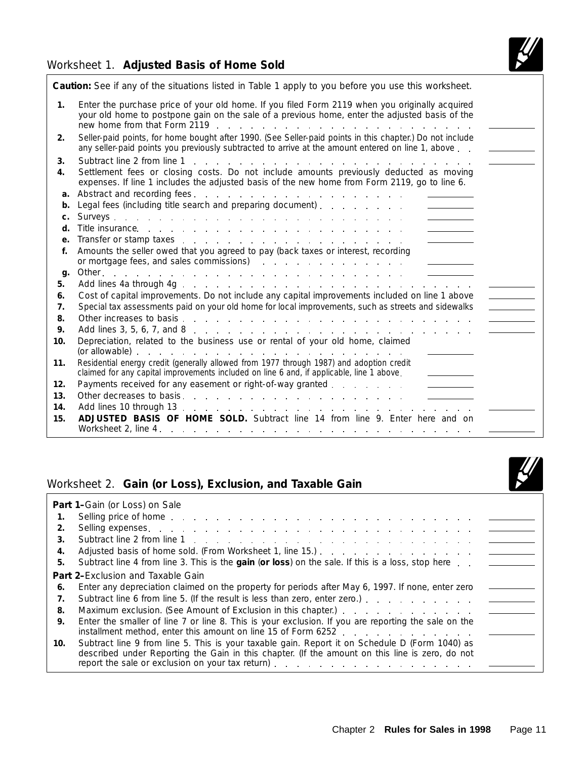## Worksheet 1. **Adjusted Basis of Home Sold**

**Caution:** See if any of the situations listed in Table 1 apply to you before you use this worksheet.

| | | | |
|---|---|---|---|
| **1.** | Enter the purchase price of your old home. If you filed Form 2119 when you originally acquired your old home to postpone gain on the sale of a previous home, enter the adjusted basis of the new home from that Form 2119 | | |
| **2.** | Seller-paid points, for home bought after 1990. (See Seller-paid points in this chapter.) Do not include any seller-paid points you previously subtracted to arrive at the amount entered on line 1, above | | |
| **3.** | Subtract line 2 from line 1 | | |
| **4.** | Settlement fees or closing costs. Do not include amounts previously deducted as moving expenses. If line 1 includes the adjusted basis of the new home from Form 2119, go to line 6. | | |
| **a.** | Abstract and recording fees | | |
| **b.** | Legal fees (including title search and preparing document) | | |
| **c.** | Surveys | | |
| **d.** | Title insurance | | |
| **e.** | Transfer or stamp taxes | | |
| **f.** | Amounts the seller owed that you agreed to pay (back taxes or interest, recording or mortgage fees, and sales commissions) | | |
| **g.** | Other | | |
| **5.** | Add lines 4a through 4g | | |
| **6.** | Cost of capital improvements. Do not include any capital improvements included on line 1 above | | |
| **7.** | Special tax assessments paid on your old home for local improvements, such as streets and sidewalks | | |
| **8.** | Other increases to basis | | |
| **9.** | Add lines 3, 5, 6, 7, and 8 | | |
| **10.** | Depreciation, related to the business use or rental of your old home, claimed (or allowable) | | |
| **11.** | Residential energy credit (generally allowed from 1977 through 1987) and adoption credit claimed for any capital improvements included on line 6 and, if applicable, line 1 above | | |
| **12.** | Payments received for any easement or right-of-way granted | | |
| **13.** | Other decreases to basis | | |
| **14.** | Add lines 10 through 13 | | |
| **15.** | **ADJUSTED BASIS OF HOME SOLD.** Subtract line 14 from line 9. Enter here and on Worksheet 2, line 4 | | |

## Worksheet 2. **Gain (or Loss), Exclusion, and Taxable Gain**

**Part 1–**Gain (or Loss) on Sale

| | | |
|---|---|---|
| **1.** | Selling price of home | |
| **2.** | Selling expenses | |
| **3.** | Subtract line 2 from line 1 | |
| **4.** | Adjusted basis of home sold. (From Worksheet 1, line 15.) | |
| **5.** | Subtract line 4 from line 3. This is the **gain** (**or loss**) on the sale. If this is a loss, stop here | |

**Part 2–**Exclusion and Taxable Gain

| | | |
|---|---|---|
| **6.** | Enter any depreciation claimed on the property for periods after May 6, 1997. If none, enter zero | |
| **7.** | Subtract line 6 from line 5. (If the result is less than zero, enter zero.) | |
| **8.** | Maximum exclusion. (See Amount of Exclusion in this chapter.) | |
| **9.** | Enter the smaller of line 7 or line 8. This is your exclusion. If you are reporting the sale on the installment method, enter this amount on line 15 of Form 6252 | |
| **10.** | Subtract line 9 from line 5. This is your taxable gain. Report it on Schedule D (Form 1040) as described under Reporting the Gain in this chapter. (If the amount on this line is zero, do not report the sale or exclusion on your tax return) | |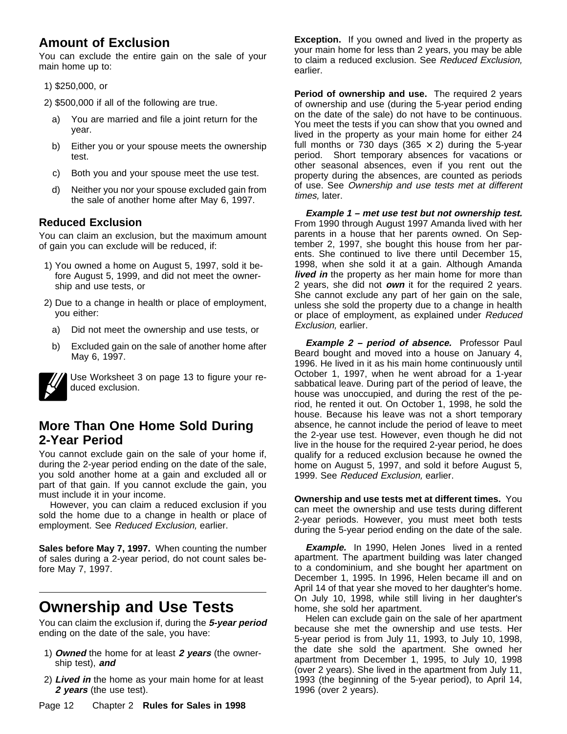## Amount of Exclusion

You can exclude the entire gain on the sale of your main home up to:

1) $250,000, or

2) $500,000 if all of the following are true.

   a) You are married and file a joint return for the year.

   b) Either you or your spouse meets the ownership test.

   c) Both you and your spouse meet the use test.

   d) Neither you nor your spouse excluded gain from the sale of another home after May 6, 1997.

### Reduced Exclusion

You can claim an exclusion, but the maximum amount of gain you can exclude will be reduced, if:

1) You owned a home on August 5, 1997, sold it before August 5, 1999, and did not meet the ownership and use tests, or

2) Due to a change in health or place of employment, you either:

   a) Did not meet the ownership and use tests, or

   b) Excluded gain on the sale of another home after May 6, 1997.

Use Worksheet 3 on page 13 to figure your reduced exclusion.

## More Than One Home Sold During 2-Year Period

You cannot exclude gain on the sale of your home if, during the 2-year period ending on the date of the sale, you sold another home at a gain and excluded all or part of that gain. If you cannot exclude the gain, you must include it in your income.

However, you can claim a reduced exclusion if you sold the home due to a change in health or place of employment. See *Reduced Exclusion,* earlier.

**Sales before May 7, 1997.** When counting the number of sales during a 2-year period, do not count sales before May 7, 1997.

# Ownership and Use Tests

You can claim the exclusion if, during the ***5-year period*** ending on the date of the sale, you have:

1) ***Owned*** the home for at least ***2 years*** (the ownership test), ***and***

2) ***Lived in*** the home as your main home for at least ***2 years*** (the use test).

**Exception.** If you owned and lived in the property as your main home for less than 2 years, you may be able to claim a reduced exclusion. See *Reduced Exclusion,* earlier.

**Period of ownership and use.** The required 2 years of ownership and use (during the 5-year period ending on the date of the sale) do not have to be continuous. You meet the tests if you can show that you owned and lived in the property as your main home for either 24 full months or 730 days (365 × 2) during the 5-year period. Short temporary absences for vacations or other seasonal absences, even if you rent out the property during the absences, are counted as periods of use. See *Ownership and use tests met at different times,* later.

***Example 1 – met use test but not ownership test.*** From 1990 through August 1997 Amanda lived with her parents in a house that her parents owned. On September 2, 1997, she bought this house from her parents. She continued to live there until December 15, 1998, when she sold it at a gain. Although Amanda ***lived in*** the property as her main home for more than 2 years, she did not ***own*** it for the required 2 years. She cannot exclude any part of her gain on the sale, unless she sold the property due to a change in health or place of employment, as explained under *Reduced Exclusion,* earlier.

***Example 2 – period of absence.*** Professor Paul Beard bought and moved into a house on January 4, 1996. He lived in it as his main home continuously until October 1, 1997, when he went abroad for a 1-year sabbatical leave. During part of the period of leave, the house was unoccupied, and during the rest of the period, he rented it out. On October 1, 1998, he sold the house. Because his leave was not a short temporary absence, he cannot include the period of leave to meet the 2-year use test. However, even though he did not live in the house for the required 2-year period, he does qualify for a reduced exclusion because he owned the home on August 5, 1997, and sold it before August 5, 1999. See *Reduced Exclusion,* earlier.

**Ownership and use tests met at different times.** You can meet the ownership and use tests during different 2-year periods. However, you must meet both tests during the 5-year period ending on the date of the sale.

***Example.*** In 1990, Helen Jones lived in a rented apartment. The apartment building was later changed to a condominium, and she bought her apartment on December 1, 1995. In 1996, Helen became ill and on April 14 of that year she moved to her daughter's home. On July 10, 1998, while still living in her daughter's home, she sold her apartment.

Helen can exclude gain on the sale of her apartment because she met the ownership and use tests. Her 5-year period is from July 11, 1993, to July 10, 1998, the date she sold the apartment. She owned her apartment from December 1, 1995, to July 10, 1998 (over 2 years). She lived in the apartment from July 11, 1993 (the beginning of the 5-year period), to April 14, 1996 (over 2 years).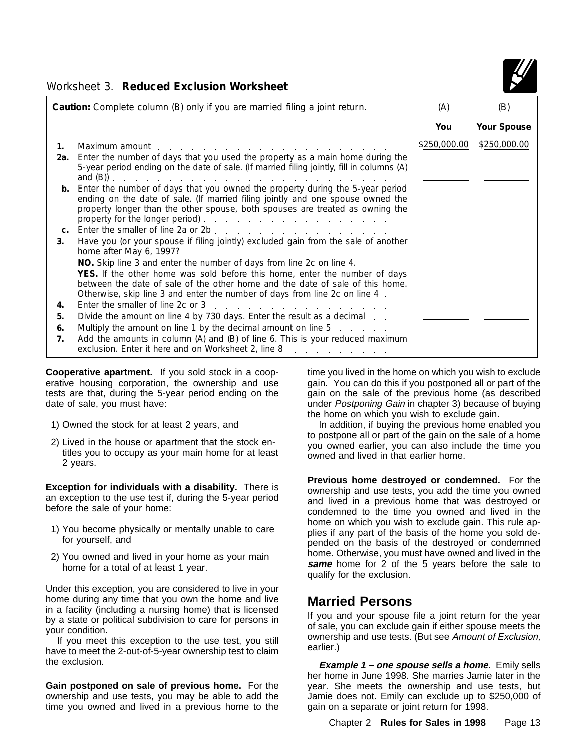## Worksheet 3. **Reduced Exclusion Worksheet**

| **Caution:** Complete column (B) only if you are married filing a joint return. | | (A) | (B) |
|---|---|---|---|
| | | **You** | **Your Spouse** |
| **1.** | Maximum amount | $250,000.00 | $250,000.00 |
| **2a.** | Enter the number of days that you used the property as a main home during the 5-year period ending on the date of sale. (If married filing jointly, fill in columns (A) and (B)) | | |
| **b.** | Enter the number of days that you owned the property during the 5-year period ending on the date of sale. (If married filing jointly and one spouse owned the property longer than the other spouse, both spouses are treated as owning the property for the longer period) | | |
| **c.** | Enter the smaller of line 2a or 2b | | |
| **3.** | Have you (or your spouse if filing jointly) excluded gain from the sale of another home after May 6, 1997? **NO.** Skip line 3 and enter the number of days from line 2c on line 4. **YES.** If the other home was sold before this home, enter the number of days between the date of sale of the other home and the date of sale of this home. Otherwise, skip line 3 and enter the number of days from line 2c on line 4 | | |
| **4.** | Enter the smaller of line 2c or 3 | | |
| **5.** | Divide the amount on line 4 by 730 days. Enter the result as a decimal | | |
| **6.** | Multiply the amount on line 1 by the decimal amount on line 5 | | |
| **7.** | Add the amounts in column (A) and (B) of line 6. This is your reduced maximum exclusion. Enter it here and on Worksheet 2, line 8 | | |

**Cooperative apartment.** If you sold stock in a cooperative housing corporation, the ownership and use tests are that, during the 5-year period ending on the date of sale, you must have:

1) Owned the stock for at least 2 years, and
2) Lived in the house or apartment that the stock entitles you to occupy as your main home for at least 2 years.

**Exception for individuals with a disability.** There is an exception to the use test if, during the 5-year period before the sale of your home:

1) You become physically or mentally unable to care for yourself, and
2) You owned and lived in your home as your main home for a total of at least 1 year.

Under this exception, you are considered to live in your home during any time that you own the home and live in a facility (including a nursing home) that is licensed by a state or political subdivision to care for persons in your condition.

If you meet this exception to the use test, you still have to meet the 2-out-of-5-year ownership test to claim the exclusion.

**Gain postponed on sale of previous home.** For the ownership and use tests, you may be able to add the time you owned and lived in a previous home to the time you lived in the home on which you wish to exclude gain. You can do this if you postponed all or part of the gain on the sale of the previous home (as described under *Postponing Gain* in chapter 3) because of buying the home on which you wish to exclude gain.

In addition, if buying the previous home enabled you to postpone all or part of the gain on the sale of a home you owned earlier, you can also include the time you owned and lived in that earlier home.

**Previous home destroyed or condemned.** For the ownership and use tests, you add the time you owned and lived in a previous home that was destroyed or condemned to the time you owned and lived in the home on which you wish to exclude gain. This rule applies if any part of the basis of the home you sold depended on the basis of the destroyed or condemned home. Otherwise, you must have owned and lived in the ***same*** home for 2 of the 5 years before the sale to qualify for the exclusion.

## Married Persons

If you and your spouse file a joint return for the year of sale, you can exclude gain if either spouse meets the ownership and use tests. (But see *Amount of Exclusion,* earlier.)

***Example 1 – one spouse sells a home.*** Emily sells her home in June 1998. She marries Jamie later in the year. She meets the ownership and use tests, but Jamie does not. Emily can exclude up to $250,000 of gain on a separate or joint return for 1998.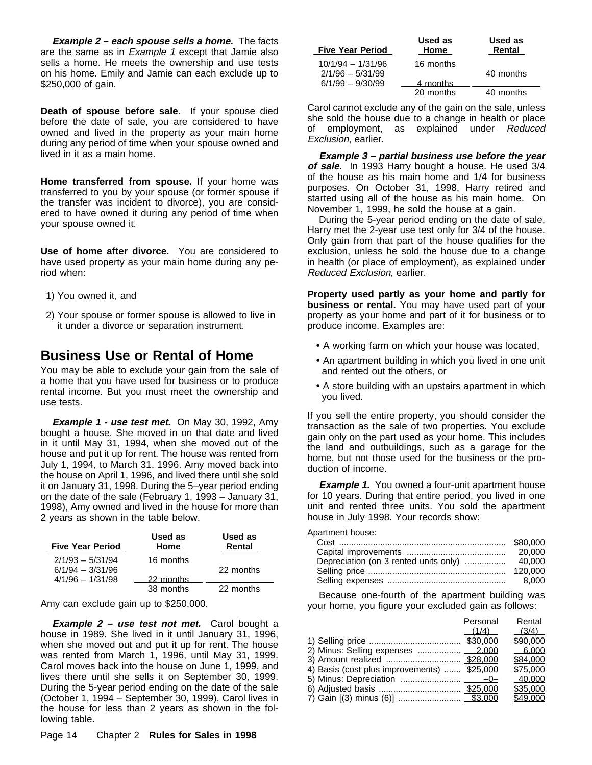***Example 2 – each spouse sells a home.*** The facts are the same as in *Example 1* except that Jamie also sells a home. He meets the ownership and use tests on his home. Emily and Jamie can each exclude up to $250,000 of gain.

**Death of spouse before sale.** If your spouse died before the date of sale, you are considered to have owned and lived in the property as your main home during any period of time when your spouse owned and lived in it as a main home.

**Home transferred from spouse.** If your home was transferred to you by your spouse (or former spouse if the transfer was incident to divorce), you are considered to have owned it during any period of time when your spouse owned it.

**Use of home after divorce.** You are considered to have used property as your main home during any period when:

1) You owned it, and

2) Your spouse or former spouse is allowed to live in it under a divorce or separation instrument.

## Business Use or Rental of Home

You may be able to exclude your gain from the sale of a home that you have used for business or to produce rental income. But you must meet the ownership and use tests.

***Example 1 - use test met.*** On May 30, 1992, Amy bought a house. She moved in on that date and lived in it until May 31, 1994, when she moved out of the house and put it up for rent. The house was rented from July 1, 1994, to March 31, 1996. Amy moved back into the house on April 1, 1996, and lived there until she sold it on January 31, 1998. During the 5–year period ending on the date of the sale (February 1, 1993 – January 31, 1998), Amy owned and lived in the house for more than 2 years as shown in the table below.

| Five Year Period | Used as Home | Used as Rental |
|---|---|---|
| 2/1/93 – 5/31/94 | 16 months | |
| 6/1/94 – 3/31/96 | | 22 months |
| 4/1/96 – 1/31/98 | 22 months | |
| | 38 months | 22 months |

Amy can exclude gain up to $250,000.

***Example 2 – use test not met.*** Carol bought a house in 1989. She lived in it until January 31, 1996, when she moved out and put it up for rent. The house was rented from March 1, 1996, until May 31, 1999. Carol moves back into the house on June 1, 1999, and lives there until she sells it on September 30, 1999. During the 5-year period ending on the date of the sale (October 1, 1994 – September 30, 1999), Carol lives in the house for less than 2 years as shown in the following table.

| Five Year Period | Used as Home | Used as Rental |
|---|---|---|
| 10/1/94 – 1/31/96 | 16 months | |
| 2/1/96 – 5/31/99 | | 40 months |
| 6/1/99 – 9/30/99 | 4 months | |
| | 20 months | 40 months |

Carol cannot exclude any of the gain on the sale, unless she sold the house due to a change in health or place of employment, as explained under *Reduced Exclusion*, earlier.

***Example 3 – partial business use before the year of sale.*** In 1993 Harry bought a house. He used 3/4 of the house as his main home and 1/4 for business purposes. On October 31, 1998, Harry retired and started using all of the house as his main home. On November 1, 1999, he sold the house at a gain.

During the 5-year period ending on the date of sale, Harry met the 2-year use test only for 3/4 of the house. Only gain from that part of the house qualifies for the exclusion, unless he sold the house due to a change in health (or place of employment), as explained under *Reduced Exclusion*, earlier.

**Property used partly as your home and partly for business or rental.** You may have used part of your property as your home and part of it for business or to produce income. Examples are:

- A working farm on which your house was located,
- An apartment building in which you lived in one unit and rented out the others, or
- A store building with an upstairs apartment in which you lived.

If you sell the entire property, you should consider the transaction as the sale of two properties. You exclude gain only on the part used as your home. This includes the land and outbuildings, such as a garage for the home, but not those used for the business or the production of income.

***Example 1.*** You owned a four-unit apartment house for 10 years. During that entire period, you lived in one unit and rented three units. You sold the apartment house in July 1998. Your records show:

| Apartment house: | |
|---|---|
| Cost | $80,000 |
| Capital improvements | 20,000 |
| Depreciation (on 3 rented units only) | 40,000 |
| Selling price | 120,000 |
| Selling expenses | 8,000 |

Because one-fourth of the apartment building was your home, you figure your excluded gain as follows:

| | Personal (1/4) | Rental (3/4) |
|---|---|---|
| 1) Selling price | $30,000 | $90,000 |
| 2) Minus: Selling expenses | 2,000 | 6,000 |
| 3) Amount realized | $28,000 | $84,000 |
| 4) Basis (cost plus improvements) | $25,000 | $75,000 |
| 5) Minus: Depreciation | –0– | 40,000 |
| 6) Adjusted basis | $25,000 | $35,000 |
| 7) Gain [(3) minus (6)] | $3,000 | $49,000 |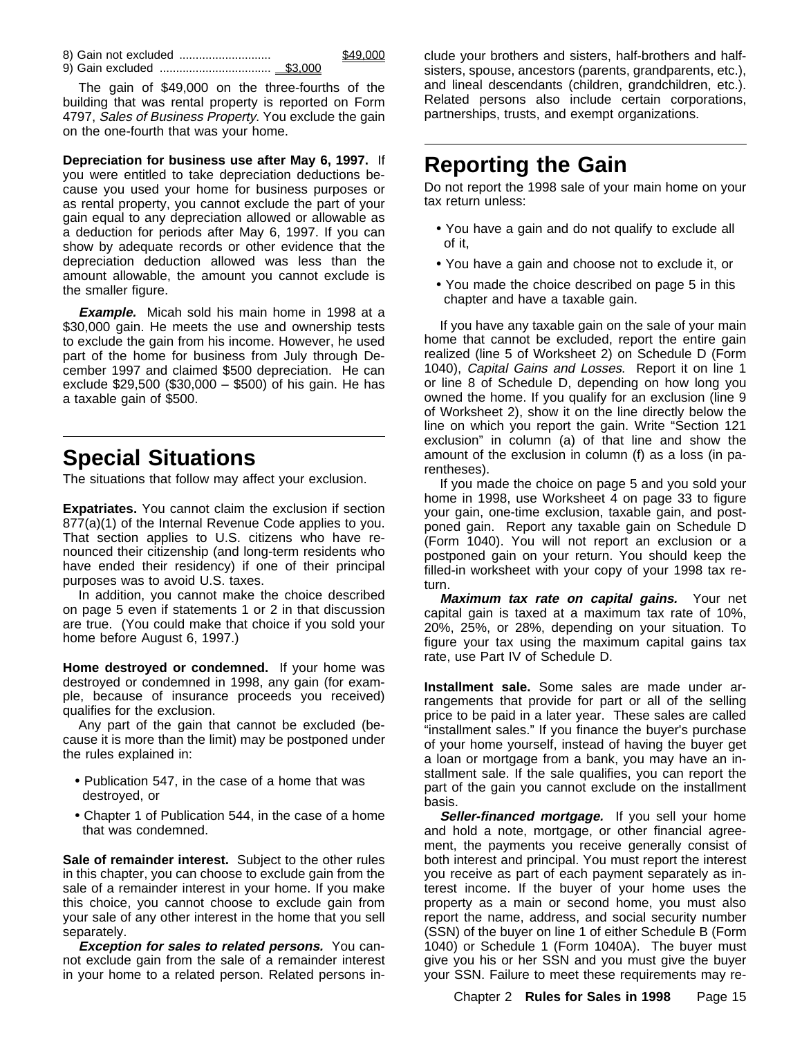8) Gain not excluded ............................ $49,000
9) Gain excluded .................................. $3,000

The gain of $49,000 on the three-fourths of the building that was rental property is reported on Form 4797, *Sales of Business Property*. You exclude the gain on the one-fourth that was your home.

**Depreciation for business use after May 6, 1997.** If you were entitled to take depreciation deductions because you used your home for business purposes or as rental property, you cannot exclude the part of your gain equal to any depreciation allowed or allowable as a deduction for periods after May 6, 1997. If you can show by adequate records or other evidence that the depreciation deduction allowed was less than the amount allowable, the amount you cannot exclude is the smaller figure.

***Example.*** Micah sold his main home in 1998 at a $30,000 gain. He meets the use and ownership tests to exclude the gain from his income. However, he used part of the home for business from July through December 1997 and claimed $500 depreciation. He can exclude $29,500 ($30,000 – $500) of his gain. He has a taxable gain of $500.

## Special Situations

The situations that follow may affect your exclusion.

**Expatriates.** You cannot claim the exclusion if section 877(a)(1) of the Internal Revenue Code applies to you. That section applies to U.S. citizens who have renounced their citizenship (and long-term residents who have ended their residency) if one of their principal purposes was to avoid U.S. taxes.

In addition, you cannot make the choice described on page 5 even if statements 1 or 2 in that discussion are true. (You could make that choice if you sold your home before August 6, 1997.)

**Home destroyed or condemned.** If your home was destroyed or condemned in 1998, any gain (for example, because of insurance proceeds you received) qualifies for the exclusion.

Any part of the gain that cannot be excluded (because it is more than the limit) may be postponed under the rules explained in:

- Publication 547, in the case of a home that was destroyed, or
- Chapter 1 of Publication 544, in the case of a home that was condemned.

**Sale of remainder interest.** Subject to the other rules in this chapter, you can choose to exclude gain from the sale of a remainder interest in your home. If you make this choice, you cannot choose to exclude gain from your sale of any other interest in the home that you sell separately.

***Exception for sales to related persons.*** You cannot exclude gain from the sale of a remainder interest in your home to a related person. Related persons include your brothers and sisters, half-brothers and half-sisters, spouse, ancestors (parents, grandparents, etc.), and lineal descendants (children, grandchildren, etc.). Related persons also include certain corporations, partnerships, trusts, and exempt organizations.

## Reporting the Gain

Do not report the 1998 sale of your main home on your tax return unless:

- You have a gain and do not qualify to exclude all of it,
- You have a gain and choose not to exclude it, or
- You made the choice described on page 5 in this chapter and have a taxable gain.

If you have any taxable gain on the sale of your main home that cannot be excluded, report the entire gain realized (line 5 of Worksheet 2) on Schedule D (Form 1040), *Capital Gains and Losses*. Report it on line 1 or line 8 of Schedule D, depending on how long you owned the home. If you qualify for an exclusion (line 9 of Worksheet 2), show it on the line directly below the line on which you report the gain. Write "Section 121 exclusion" in column (a) of that line and show the amount of the exclusion in column (f) as a loss (in parentheses).

If you made the choice on page 5 and you sold your home in 1998, use Worksheet 4 on page 33 to figure your gain, one-time exclusion, taxable gain, and postponed gain. Report any taxable gain on Schedule D (Form 1040). You will not report an exclusion or a postponed gain on your return. You should keep the filled-in worksheet with your copy of your 1998 tax return.

***Maximum tax rate on capital gains.*** Your net capital gain is taxed at a maximum tax rate of 10%, 20%, 25%, or 28%, depending on your situation. To figure your tax using the maximum capital gains tax rate, use Part IV of Schedule D.

**Installment sale.** Some sales are made under arrangements that provide for part or all of the selling price to be paid in a later year. These sales are called "installment sales." If you finance the buyer's purchase of your home yourself, instead of having the buyer get a loan or mortgage from a bank, you may have an installment sale. If the sale qualifies, you can report the part of the gain you cannot exclude on the installment basis.

***Seller-financed mortgage.*** If you sell your home and hold a note, mortgage, or other financial agreement, the payments you receive generally consist of both interest and principal. You must report the interest you receive as part of each payment separately as interest income. If the buyer of your home uses the property as a main or second home, you must also report the name, address, and social security number (SSN) of the buyer on line 1 of either Schedule B (Form 1040) or Schedule 1 (Form 1040A). The buyer must give you his or her SSN and you must give the buyer your SSN. Failure to meet these requirements may re-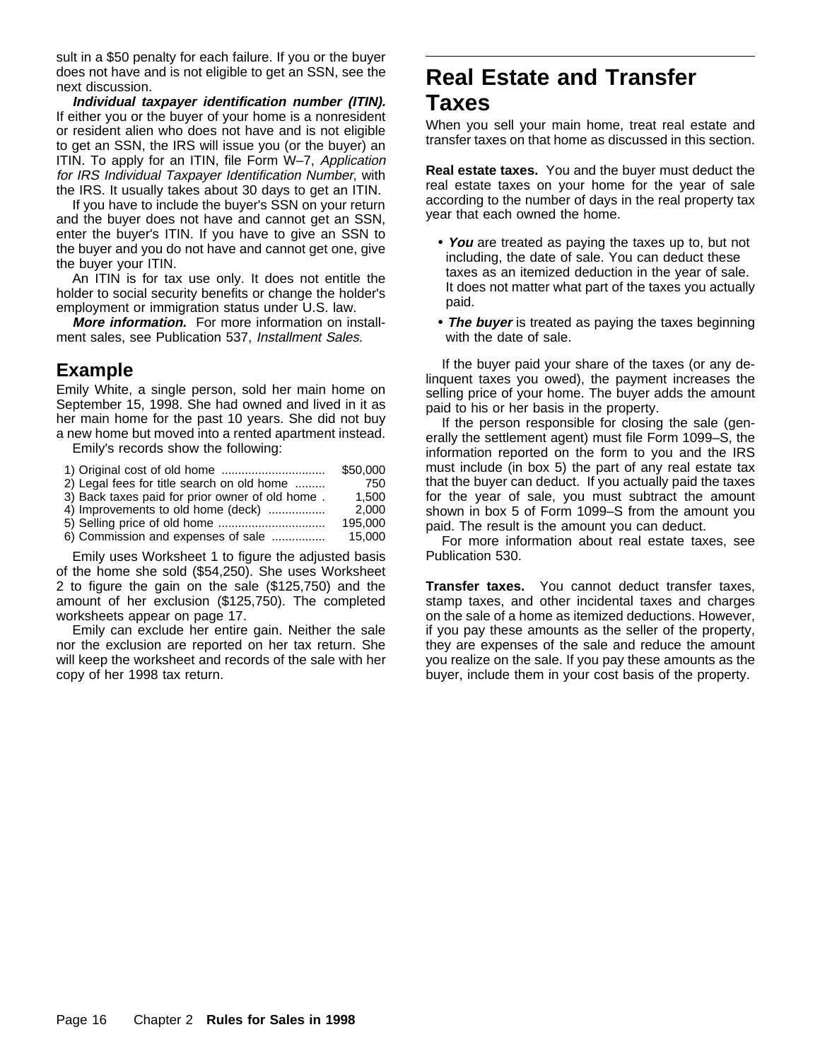sult in a $50 penalty for each failure. If you or the buyer does not have and is not eligible to get an SSN, see the next discussion.

***Individual taxpayer identification number (ITIN).*** If either you or the buyer of your home is a nonresident or resident alien who does not have and is not eligible to get an SSN, the IRS will issue you (or the buyer) an ITIN. To apply for an ITIN, file Form W–7, *Application for IRS Individual Taxpayer Identification Number*, with the IRS. It usually takes about 30 days to get an ITIN.

If you have to include the buyer's SSN on your return and the buyer does not have and cannot get an SSN, enter the buyer's ITIN. If you have to give an SSN to the buyer and you do not have and cannot get one, give the buyer your ITIN.

An ITIN is for tax use only. It does not entitle the holder to social security benefits or change the holder's employment or immigration status under U.S. law.

***More information.*** For more information on installment sales, see Publication 537, *Installment Sales.*

## Example

Emily White, a single person, sold her main home on September 15, 1998. She had owned and lived in it as her main home for the past 10 years. She did not buy a new home but moved into a rented apartment instead.

Emily's records show the following:

| | |
|---|---|
| 1) Original cost of old home | $50,000 |
| 2) Legal fees for title search on old home | 750 |
| 3) Back taxes paid for prior owner of old home | 1,500 |
| 4) Improvements to old home (deck) | 2,000 |
| 5) Selling price of old home | 195,000 |
| 6) Commission and expenses of sale | 15,000 |

Emily uses Worksheet 1 to figure the adjusted basis of the home she sold ($54,250). She uses Worksheet 2 to figure the gain on the sale ($125,750) and the amount of her exclusion ($125,750). The completed worksheets appear on page 17.

Emily can exclude her entire gain. Neither the sale nor the exclusion are reported on her tax return. She will keep the worksheet and records of the sale with her copy of her 1998 tax return.

# Real Estate and Transfer Taxes

When you sell your main home, treat real estate and transfer taxes on that home as discussed in this section.

**Real estate taxes.** You and the buyer must deduct the real estate taxes on your home for the year of sale according to the number of days in the real property tax year that each owned the home.

- ***You*** are treated as paying the taxes up to, but not including, the date of sale. You can deduct these taxes as an itemized deduction in the year of sale. It does not matter what part of the taxes you actually paid.
- ***The buyer*** is treated as paying the taxes beginning with the date of sale.

If the buyer paid your share of the taxes (or any delinquent taxes you owed), the payment increases the selling price of your home. The buyer adds the amount paid to his or her basis in the property.

If the person responsible for closing the sale (generally the settlement agent) must file Form 1099–S, the information reported on the form to you and the IRS must include (in box 5) the part of any real estate tax that the buyer can deduct. If you actually paid the taxes for the year of sale, you must subtract the amount shown in box 5 of Form 1099–S from the amount you paid. The result is the amount you can deduct.

For more information about real estate taxes, see Publication 530.

**Transfer taxes.** You cannot deduct transfer taxes, stamp taxes, and other incidental taxes and charges on the sale of a home as itemized deductions. However, if you pay these amounts as the seller of the property, they are expenses of the sale and reduce the amount you realize on the sale. If you pay these amounts as the buyer, include them in your cost basis of the property.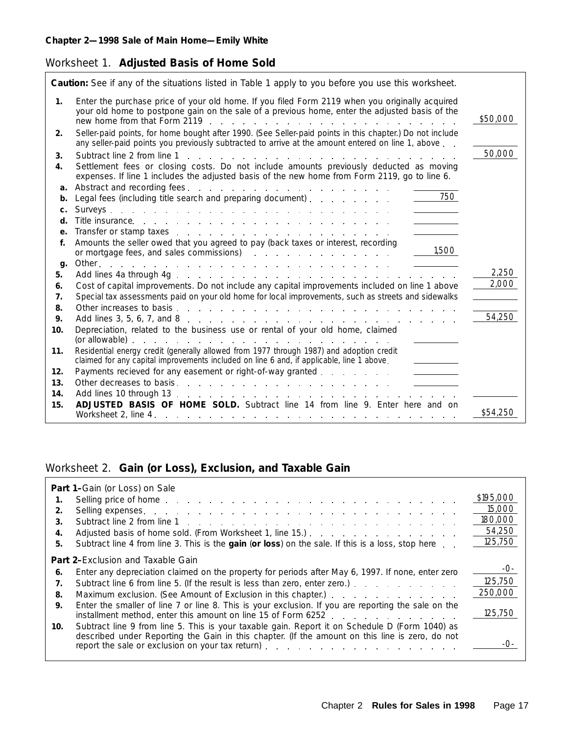**Chapter 2—1998 Sale of Main Home—Emily White**

## Worksheet 1. **Adjusted Basis of Home Sold**

**Caution:** See if any of the situations listed in Table 1 apply to you before you use this worksheet.

| | | | |
|---|---|---|---|
| **1.** | Enter the purchase price of your old home. If you filed Form 2119 when you originally acquired your old home to postpone gain on the sale of a previous home, enter the adjusted basis of the new home from that Form 2119 | | $50,000 |
| **2.** | Seller-paid points, for home bought after 1990. (See Seller-paid points in this chapter.) Do not include any seller-paid points you previously subtracted to arrive at the amount entered on line 1, above | | |
| **3.** | Subtract line 2 from line 1 | | 50,000 |
| **4.** | Settlement fees or closing costs. Do not include amounts previously deducted as moving expenses. If line 1 includes the adjusted basis of the new home from Form 2119, go to line 6. | | |
| **a.** | Abstract and recording fees | | |
| **b.** | Legal fees (including title search and preparing document) | 750 | |
| **c.** | Surveys | | |
| **d.** | Title insurance | | |
| **e.** | Transfer or stamp taxes | | |
| **f.** | Amounts the seller owed that you agreed to pay (back taxes or interest, recording or mortgage fees, and sales commissions) | 1,500 | |
| **g.** | Other | | |
| **5.** | Add lines 4a through 4g | | 2,250 |
| **6.** | Cost of capital improvements. Do not include any capital improvements included on line 1 above | | 2,000 |
| **7.** | Special tax assessments paid on your old home for local improvements, such as streets and sidewalks | | |
| **8.** | Other increases to basis | | |
| **9.** | Add lines 3, 5, 6, 7, and 8 | | 54,250 |
| **10.** | Depreciation, related to the business use or rental of your old home, claimed (or allowable) | | |
| **11.** | Residential energy credit (generally allowed from 1977 through 1987) and adoption credit claimed for any capital improvements included on line 6 and, if applicable, line 1 above | | |
| **12.** | Payments recieved for any easement or right-of-way granted | | |
| **13.** | Other decreases to basis | | |
| **14.** | Add lines 10 through 13 | | |
| **15.** | **ADJUSTED BASIS OF HOME SOLD.** Subtract line 14 from line 9. Enter here and on Worksheet 2, line 4 | | $54,250 |

## Worksheet 2. **Gain (or Loss), Exclusion, and Taxable Gain**

| | | |
|---|---|---|
| | **Part 1–**Gain (or Loss) on Sale | |
| **1.** | Selling price of home | $195,000 |
| **2.** | Selling expenses | 15,000 |
| **3.** | Subtract line 2 from line 1 | 180,000 |
| **4.** | Adjusted basis of home sold. (From Worksheet 1, line 15.) | 54,250 |
| **5.** | Subtract line 4 from line 3. This is the **gain** (**or loss**) on the sale. If this is a loss, stop here | 125,750 |
| | **Part 2–**Exclusion and Taxable Gain | |
| **6.** | Enter any depreciation claimed on the property for periods after May 6, 1997. If none, enter zero | -0- |
| **7.** | Subtract line 6 from line 5. (If the result is less than zero, enter zero.) | 125,750 |
| **8.** | Maximum exclusion. (See Amount of Exclusion in this chapter.) | 250,000 |
| **9.** | Enter the smaller of line 7 or line 8. This is your exclusion. If you are reporting the sale on the installment method, enter this amount on line 15 of Form 6252 | 125,750 |
| **10.** | Subtract line 9 from line 5. This is your taxable gain. Report it on Schedule D (Form 1040) as described under Reporting the Gain in this chapter. (If the amount on this line is zero, do not report the sale or exclusion on your tax return) | -0- |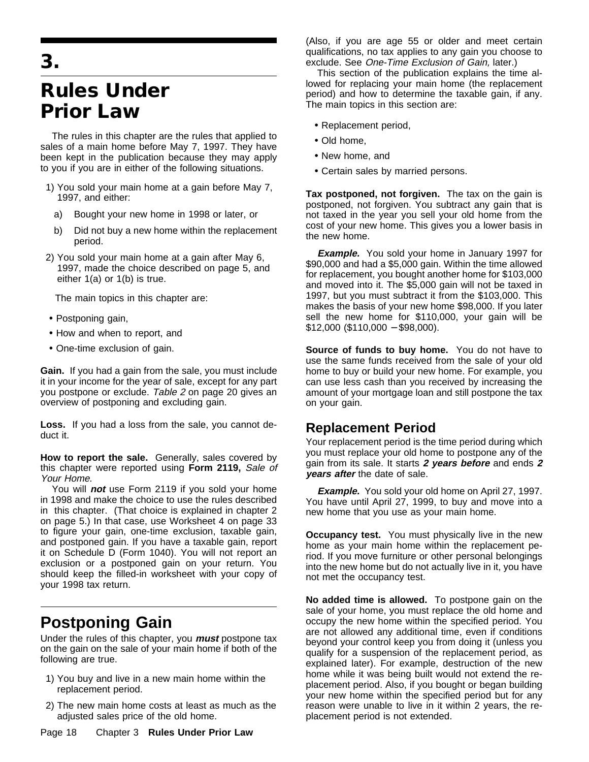# 3.

# Rules Under Prior Law

The rules in this chapter are the rules that applied to sales of a main home before May 7, 1997. They have been kept in the publication because they may apply to you if you are in either of the following situations.

1) You sold your main home at a gain before May 7, 1997, and either:
   a) Bought your new home in 1998 or later, or
   b) Did not buy a new home within the replacement period.
2) You sold your main home at a gain after May 6, 1997, made the choice described on page 5, and either 1(a) or 1(b) is true.

The main topics in this chapter are:

- Postponing gain,
- How and when to report, and
- One-time exclusion of gain.

**Gain.** If you had a gain from the sale, you must include it in your income for the year of sale, except for any part you postpone or exclude. *Table 2* on page 20 gives an overview of postponing and excluding gain.

**Loss.** If you had a loss from the sale, you cannot deduct it.

**How to report the sale.** Generally, sales covered by this chapter were reported using **Form 2119,** *Sale of Your Home.*

You will ***not*** use Form 2119 if you sold your home in 1998 and make the choice to use the rules described in this chapter. (That choice is explained in chapter 2 on page 5.) In that case, use Worksheet 4 on page 33 to figure your gain, one-time exclusion, taxable gain, and postponed gain. If you have a taxable gain, report it on Schedule D (Form 1040). You will not report an exclusion or a postponed gain on your return. You should keep the filled-in worksheet with your copy of your 1998 tax return.

## Postponing Gain

Under the rules of this chapter, you ***must*** postpone tax on the gain on the sale of your main home if both of the following are true.

1) You buy and live in a new main home within the replacement period.
2) The new main home costs at least as much as the adjusted sales price of the old home.

(Also, if you are age 55 or older and meet certain qualifications, no tax applies to any gain you choose to exclude. See *One-Time Exclusion of Gain,* later.)

This section of the publication explains the time allowed for replacing your main home (the replacement period) and how to determine the taxable gain, if any. The main topics in this section are:

- Replacement period,
- Old home,
- New home, and
- Certain sales by married persons.

**Tax postponed, not forgiven.** The tax on the gain is postponed, not forgiven. You subtract any gain that is not taxed in the year you sell your old home from the cost of your new home. This gives you a lower basis in the new home.

***Example.*** You sold your home in January 1997 for $90,000 and had a $5,000 gain. Within the time allowed for replacement, you bought another home for $103,000 and moved into it. The $5,000 gain will not be taxed in 1997, but you must subtract it from the $103,000. This makes the basis of your new home $98,000. If you later sell the new home for $110,000, your gain will be $12,000 ($110,000 − $98,000).

**Source of funds to buy home.** You do not have to use the same funds received from the sale of your old home to buy or build your new home. For example, you can use less cash than you received by increasing the amount of your mortgage loan and still postpone the tax on your gain.

### Replacement Period

Your replacement period is the time period during which you must replace your old home to postpone any of the gain from its sale. It starts ***2 years before*** and ends ***2 years after*** the date of sale.

***Example.*** You sold your old home on April 27, 1997. You have until April 27, 1999, to buy and move into a new home that you use as your main home.

**Occupancy test.** You must physically live in the new home as your main home within the replacement period. If you move furniture or other personal belongings into the new home but do not actually live in it, you have not met the occupancy test.

**No added time is allowed.** To postpone gain on the sale of your home, you must replace the old home and occupy the new home within the specified period. You are not allowed any additional time, even if conditions beyond your control keep you from doing it (unless you qualify for a suspension of the replacement period, as explained later). For example, destruction of the new home while it was being built would not extend the replacement period. Also, if you bought or began building your new home within the specified period but for any reason were unable to live in it within 2 years, the replacement period is not extended.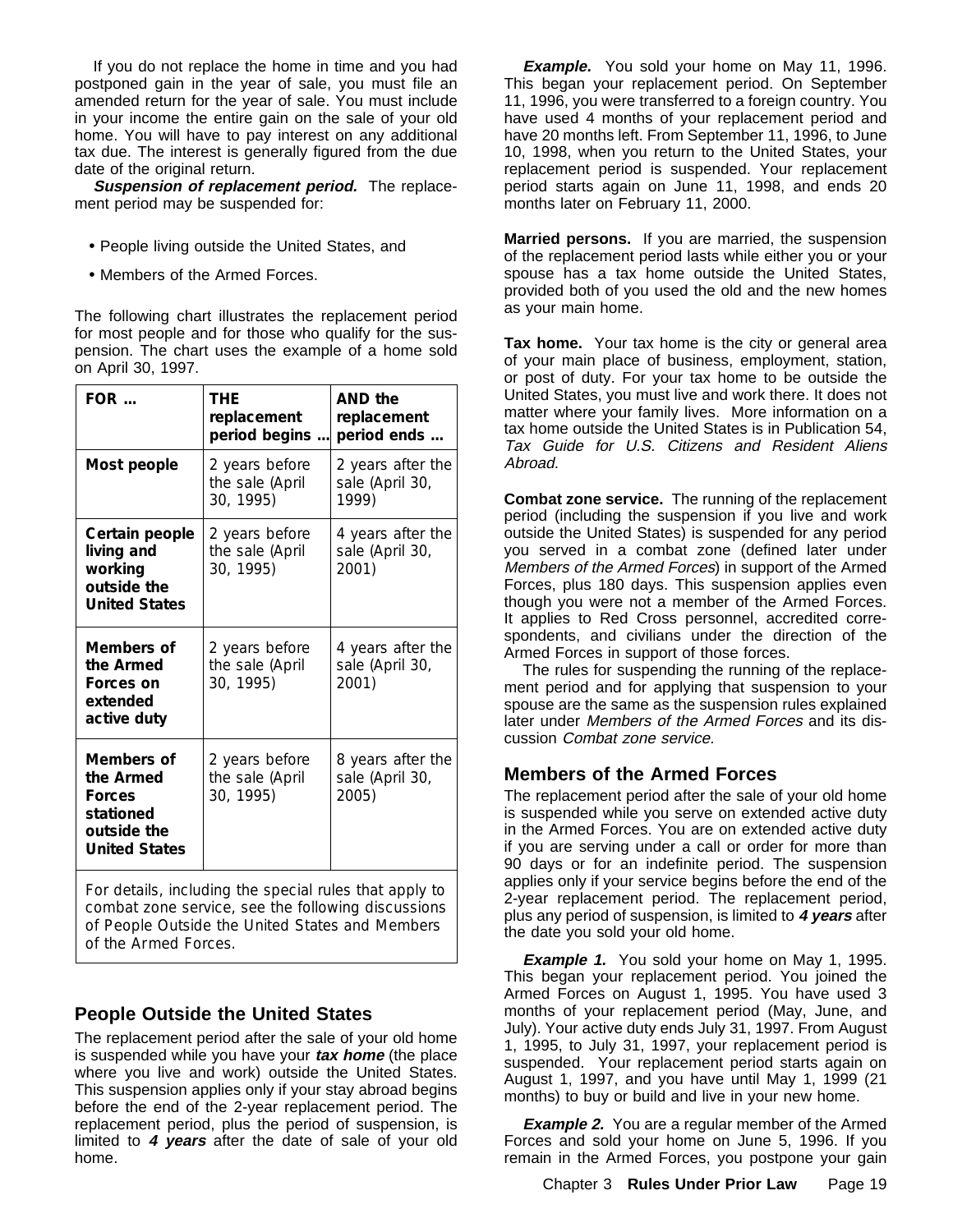If you do not replace the home in time and you had postponed gain in the year of sale, you must file an amended return for the year of sale. You must include in your income the entire gain on the sale of your old home. You will have to pay interest on any additional tax due. The interest is generally figured from the due date of the original return.

***Suspension of replacement period.*** The replacement period may be suspended for:

- People living outside the United States, and
- Members of the Armed Forces.

The following chart illustrates the replacement period for most people and for those who qualify for the suspension. The chart uses the example of a home sold on April 30, 1997.

| FOR ... | THE replacement period begins ... | AND the replacement period ends ... |
|---|---|---|
| **Most people** | 2 years before the sale (April 30, 1995) | 2 years after the sale (April 30, 1999) |
| **Certain people living and working outside the United States** | 2 years before the sale (April 30, 1995) | 4 years after the sale (April 30, 2001) |
| **Members of the Armed Forces on extended active duty** | 2 years before the sale (April 30, 1995) | 4 years after the sale (April 30, 2001) |
| **Members of the Armed Forces stationed outside the United States** | 2 years before the sale (April 30, 1995) | 8 years after the sale (April 30, 2005) |
| For details, including the special rules that apply to combat zone service, see the following discussions of People Outside the United States and Members of the Armed Forces. | | |

## People Outside the United States

The replacement period after the sale of your old home is suspended while you have your ***tax home*** (the place where you live and work) outside the United States. This suspension applies only if your stay abroad begins before the end of the 2-year replacement period. The replacement period, plus the period of suspension, is limited to ***4 years*** after the date of sale of your old home.

***Example.*** You sold your home on May 11, 1996. This began your replacement period. On September 11, 1996, you were transferred to a foreign country. You have used 4 months of your replacement period and have 20 months left. From September 11, 1996, to June 10, 1998, when you return to the United States, your replacement period is suspended. Your replacement period starts again on June 11, 1998, and ends 20 months later on February 11, 2000.

**Married persons.** If you are married, the suspension of the replacement period lasts while either you or your spouse has a tax home outside the United States, provided both of you used the old and the new homes as your main home.

**Tax home.** Your tax home is the city or general area of your main place of business, employment, station, or post of duty. For your tax home to be outside the United States, you must live and work there. It does not matter where your family lives. More information on a tax home outside the United States is in Publication 54, *Tax Guide for U.S. Citizens and Resident Aliens Abroad*.

**Combat zone service.** The running of the replacement period (including the suspension if you live and work outside the United States) is suspended for any period you served in a combat zone (defined later under *Members of the Armed Forces*) in support of the Armed Forces, plus 180 days. This suspension applies even though you were not a member of the Armed Forces. It applies to Red Cross personnel, accredited correspondents, and civilians under the direction of the Armed Forces in support of those forces.

The rules for suspending the running of the replacement period and for applying that suspension to your spouse are the same as the suspension rules explained later under *Members of the Armed Forces* and its discussion *Combat zone service.*

## Members of the Armed Forces

The replacement period after the sale of your old home is suspended while you serve on extended active duty in the Armed Forces. You are on extended active duty if you are serving under a call or order for more than 90 days or for an indefinite period. The suspension applies only if your service begins before the end of the 2-year replacement period. The replacement period, plus any period of suspension, is limited to ***4 years*** after the date you sold your old home.

***Example 1.*** You sold your home on May 1, 1995. This began your replacement period. You joined the Armed Forces on August 1, 1995. You have used 3 months of your replacement period (May, June, and July). Your active duty ends July 31, 1997. From August 1, 1995, to July 31, 1997, your replacement period is suspended. Your replacement period starts again on August 1, 1997, and you have until May 1, 1999 (21 months) to buy or build and live in your new home.

***Example 2.*** You are a regular member of the Armed Forces and sold your home on June 5, 1996. If you remain in the Armed Forces, you postpone your gain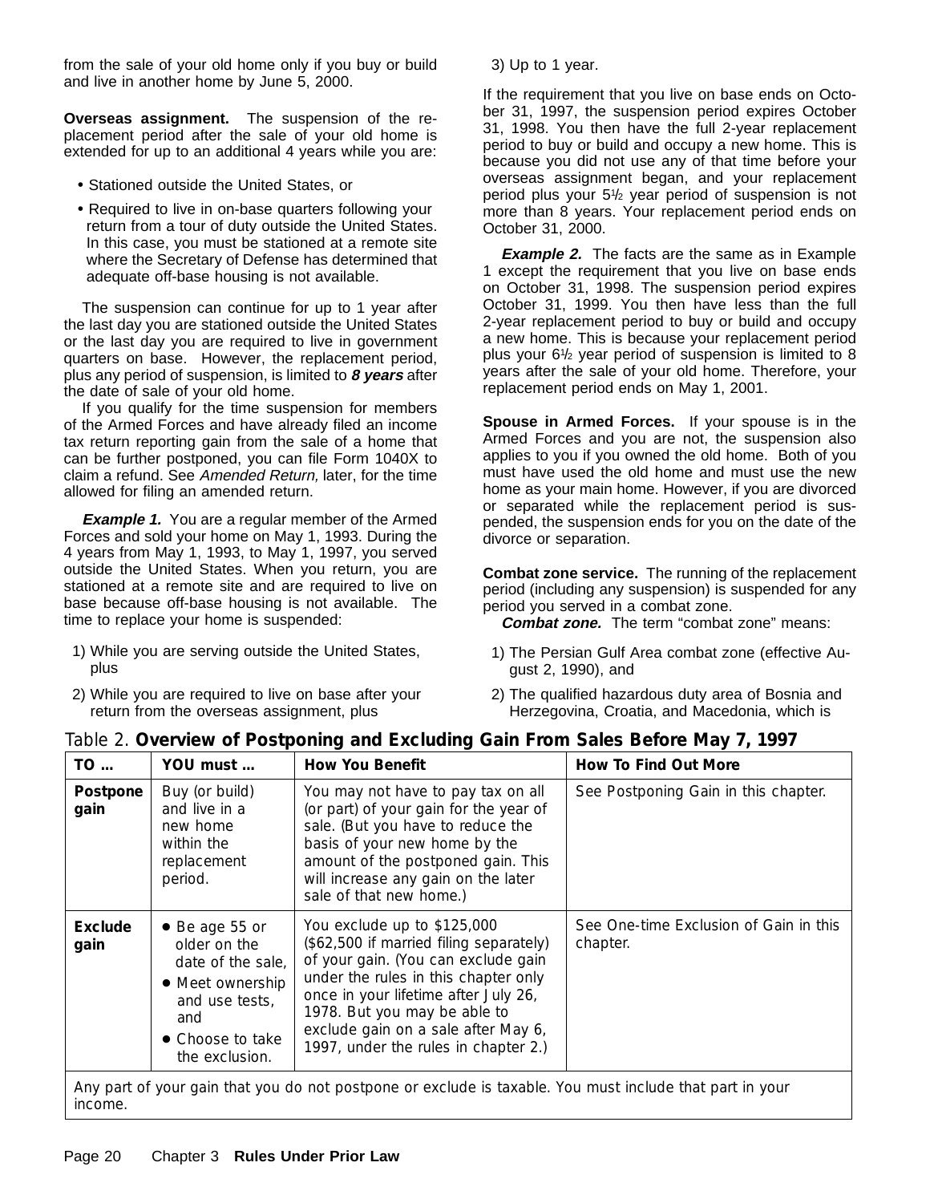from the sale of your old home only if you buy or build and live in another home by June 5, 2000.

**Overseas assignment.** The suspension of the replacement period after the sale of your old home is extended for up to an additional 4 years while you are:

- Stationed outside the United States, or
- Required to live in on-base quarters following your return from a tour of duty outside the United States. In this case, you must be stationed at a remote site where the Secretary of Defense has determined that adequate off-base housing is not available.

The suspension can continue for up to 1 year after the last day you are stationed outside the United States or the last day you are required to live in government quarters on base. However, the replacement period, plus any period of suspension, is limited to ***8 years*** after the date of sale of your old home.

If you qualify for the time suspension for members of the Armed Forces and have already filed an income tax return reporting gain from the sale of a home that can be further postponed, you can file Form 1040X to claim a refund. See *Amended Return,* later, for the time allowed for filing an amended return.

***Example 1.*** You are a regular member of the Armed Forces and sold your home on May 1, 1993. During the 4 years from May 1, 1993, to May 1, 1997, you served outside the United States. When you return, you are stationed at a remote site and are required to live on base because off-base housing is not available. The time to replace your home is suspended:

1) While you are serving outside the United States, plus
2) While you are required to live on base after your return from the overseas assignment, plus
3) Up to 1 year.

If the requirement that you live on base ends on October 31, 1997, the suspension period expires October 31, 1998. You then have the full 2-year replacement period to buy or build and occupy a new home. This is because you did not use any of that time before your overseas assignment began, and your replacement period plus your 5½ year period of suspension is not more than 8 years. Your replacement period ends on October 31, 2000.

***Example 2.*** The facts are the same as in Example 1 except the requirement that you live on base ends on October 31, 1998. The suspension period expires October 31, 1999. You then have less than the full 2-year replacement period to buy or build and occupy a new home. This is because your replacement period plus your 6½ year period of suspension is limited to 8 years after the sale of your old home. Therefore, your replacement period ends on May 1, 2001.

**Spouse in Armed Forces.** If your spouse is in the Armed Forces and you are not, the suspension also applies to you if you owned the old home. Both of you must have used the old home and must use the new home as your main home. However, if you are divorced or separated while the replacement period is suspended, the suspension ends for you on the date of the divorce or separation.

**Combat zone service.** The running of the replacement period (including any suspension) is suspended for any period you served in a combat zone.

***Combat zone.*** The term “combat zone” means:

1) The Persian Gulf Area combat zone (effective August 2, 1990), and
2) The qualified hazardous duty area of Bosnia and Herzegovina, Croatia, and Macedonia, which is

Table 2. **Overview of Postponing and Excluding Gain From Sales Before May 7, 1997**

| TO ... | YOU must ... | How You Benefit | How To Find Out More |
|---|---|---|---|
| **Postpone gain** | Buy (or build) and live in a new home within the replacement period. | You may not have to pay tax on all (or part) of your gain for the year of sale. (But you have to reduce the basis of your new home by the amount of the postponed gain. This will increase any gain on the later sale of that new home.) | See Postponing Gain in this chapter. |
| **Exclude gain** | • Be age 55 or older on the date of the sale, • Meet ownership and use tests, and • Choose to take the exclusion. | You exclude up to $125,000 ($62,500 if married filing separately) of your gain. (You can exclude gain under the rules in this chapter only once in your lifetime after July 26, 1978. But you may be able to exclude gain on a sale after May 6, 1997, under the rules in chapter 2.) | See One-time Exclusion of Gain in this chapter. |

Any part of your gain that you do not postpone or exclude is taxable. You must include that part in your income.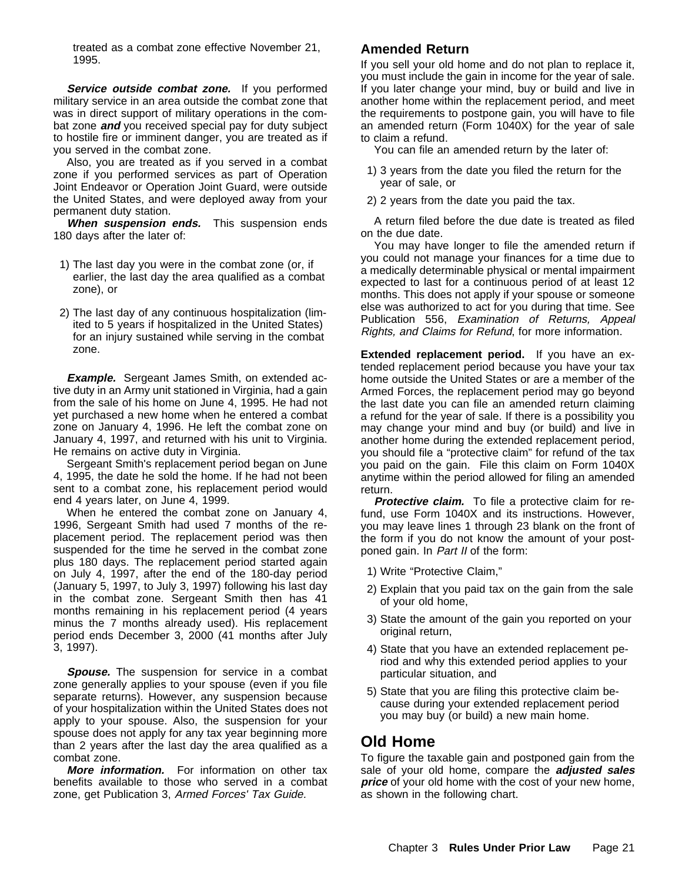treated as a combat zone effective November 21, 1995.

***Service outside combat zone.*** If you performed military service in an area outside the combat zone that was in direct support of military operations in the combat zone ***and*** you received special pay for duty subject to hostile fire or imminent danger, you are treated as if you served in the combat zone.

Also, you are treated as if you served in a combat zone if you performed services as part of Operation Joint Endeavor or Operation Joint Guard, were outside the United States, and were deployed away from your permanent duty station.

***When suspension ends.*** This suspension ends 180 days after the later of:

1) The last day you were in the combat zone (or, if earlier, the last day the area qualified as a combat zone), or
2) The last day of any continuous hospitalization (limited to 5 years if hospitalized in the United States) for an injury sustained while serving in the combat zone.

***Example.*** Sergeant James Smith, on extended active duty in an Army unit stationed in Virginia, had a gain from the sale of his home on June 4, 1995. He had not yet purchased a new home when he entered a combat zone on January 4, 1996. He left the combat zone on January 4, 1997, and returned with his unit to Virginia. He remains on active duty in Virginia.

Sergeant Smith's replacement period began on June 4, 1995, the date he sold the home. If he had not been sent to a combat zone, his replacement period would end 4 years later, on June 4, 1999.

When he entered the combat zone on January 4, 1996, Sergeant Smith had used 7 months of the replacement period. The replacement period was then suspended for the time he served in the combat zone plus 180 days. The replacement period started again on July 4, 1997, after the end of the 180-day period (January 5, 1997, to July 3, 1997) following his last day in the combat zone. Sergeant Smith then has 41 months remaining in his replacement period (4 years minus the 7 months already used). His replacement period ends December 3, 2000 (41 months after July 3, 1997).

***Spouse.*** The suspension for service in a combat zone generally applies to your spouse (even if you file separate returns). However, any suspension because of your hospitalization within the United States does not apply to your spouse. Also, the suspension for your spouse does not apply for any tax year beginning more than 2 years after the last day the area qualified as a combat zone.

***More information.*** For information on other tax benefits available to those who served in a combat zone, get Publication 3, *Armed Forces' Tax Guide.*

### Amended Return

If you sell your old home and do not plan to replace it, you must include the gain in income for the year of sale. If you later change your mind, buy or build and live in another home within the replacement period, and meet the requirements to postpone gain, you will have to file an amended return (Form 1040X) for the year of sale to claim a refund.

You can file an amended return by the later of:

1) 3 years from the date you filed the return for the year of sale, or
2) 2 years from the date you paid the tax.

A return filed before the due date is treated as filed on the due date.

You may have longer to file the amended return if you could not manage your finances for a time due to a medically determinable physical or mental impairment expected to last for a continuous period of at least 12 months. This does not apply if your spouse or someone else was authorized to act for you during that time. See Publication 556, *Examination of Returns, Appeal Rights, and Claims for Refund*, for more information.

**Extended replacement period.** If you have an extended replacement period because you have your tax home outside the United States or are a member of the Armed Forces, the replacement period may go beyond the last date you can file an amended return claiming a refund for the year of sale. If there is a possibility you may change your mind and buy (or build) and live in another home during the extended replacement period, you should file a “protective claim” for refund of the tax you paid on the gain. File this claim on Form 1040X anytime within the period allowed for filing an amended return.

***Protective claim.*** To file a protective claim for refund, use Form 1040X and its instructions. However, you may leave lines 1 through 23 blank on the front of the form if you do not know the amount of your postponed gain. In *Part II* of the form:

1) Write “Protective Claim,”
2) Explain that you paid tax on the gain from the sale of your old home,
3) State the amount of the gain you reported on your original return,
4) State that you have an extended replacement period and why this extended period applies to your particular situation, and
5) State that you are filing this protective claim because during your extended replacement period you may buy (or build) a new main home.

## Old Home

To figure the taxable gain and postponed gain from the sale of your old home, compare the ***adjusted sales price*** of your old home with the cost of your new home, as shown in the following chart.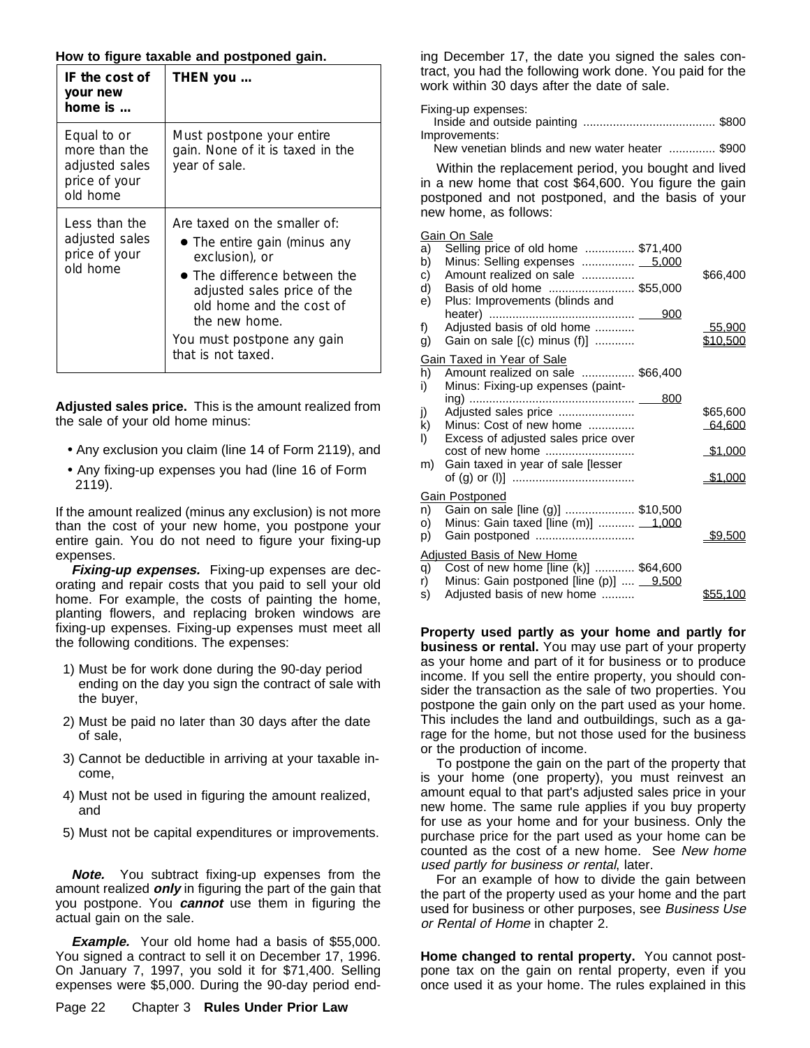**How to figure taxable and postponed gain.**

| IF the cost of your new home is ... | THEN you ... |
|---|---|
| Equal to or more than the adjusted sales price of your old home | Must postpone your entire gain. None of it is taxed in the year of sale. |
| Less than the adjusted sales price of your old home | Are taxed on the smaller of: • The entire gain (minus any exclusion), or • The difference between the adjusted sales price of the old home and the cost of the new home. You must postpone any gain that is not taxed. |

**Adjusted sales price.** This is the amount realized from the sale of your old home minus:

- Any exclusion you claim (line 14 of Form 2119), and
- Any fixing-up expenses you had (line 16 of Form 2119).

If the amount realized (minus any exclusion) is not more than the cost of your new home, you postpone your entire gain. You do not need to figure your fixing-up expenses.

***Fixing-up expenses.*** Fixing-up expenses are decorating and repair costs that you paid to sell your old home. For example, the costs of painting the home, planting flowers, and replacing broken windows are fixing-up expenses. Fixing-up expenses must meet all the following conditions. The expenses:

1) Must be for work done during the 90-day period ending on the day you sign the contract of sale with the buyer,
2) Must be paid no later than 30 days after the date of sale,
3) Cannot be deductible in arriving at your taxable income,
4) Must not be used in figuring the amount realized, and
5) Must not be capital expenditures or improvements.

***Note.*** You subtract fixing-up expenses from the amount realized ***only*** in figuring the part of the gain that you postpone. You ***cannot*** use them in figuring the actual gain on the sale.

***Example.*** Your old home had a basis of $55,000. You signed a contract to sell it on December 17, 1996. On January 7, 1997, you sold it for $71,400. Selling expenses were $5,000. During the 90-day period ending December 17, the date you signed the sales contract, you had the following work done. You paid for the work within 30 days after the date of sale.

| | |
|---|---|
| Fixing-up expenses: | |
| Inside and outside painting | $800 |
| Improvements: | |
| New venetian blinds and new water heater | $900 |

Within the replacement period, you bought and lived in a new home that cost $64,600. You figure the gain postponed and not postponed, and the basis of your new home, as follows:

| | | | |
|---|---|---|---|
| | Gain On Sale | | |
| a) | Selling price of old home | $71,400 | |
| b) | Minus: Selling expenses | 5,000 | |
| c) | Amount realized on sale | | $66,400 |
| d) | Basis of old home | $55,000 | |
| e) | Plus: Improvements (blinds and heater) | 900 | |
| f) | Adjusted basis of old home | | 55,900 |
| g) | Gain on sale [(c) minus (f)] | | $10,500 |
| | Gain Taxed in Year of Sale | | |
| h) | Amount realized on sale | $66,400 | |
| i) | Minus: Fixing-up expenses (painting) | 800 | |
| j) | Adjusted sales price | | $65,600 |
| k) | Minus: Cost of new home | | 64,600 |
| l) | Excess of adjusted sales price over cost of new home | | $1,000 |
| m) | Gain taxed in year of sale [lesser of (g) or (l)] | | $1,000 |
| | Gain Postponed | | |
| n) | Gain on sale [line (g)] | $10,500 | |
| o) | Minus: Gain taxed [line (m)] | 1,000 | |
| p) | Gain postponed | | $9,500 |
| | Adjusted Basis of New Home | | |
| q) | Cost of new home [line (k)] | $64,600 | |
| r) | Minus: Gain postponed [line (p)] | 9,500 | |
| s) | Adjusted basis of new home | | $55,100 |

**Property used partly as your home and partly for business or rental.** You may use part of your property as your home and part of it for business or to produce income. If you sell the entire property, you should consider the transaction as the sale of two properties. You postpone the gain only on the part used as your home. This includes the land and outbuildings, such as a garage for the home, but not those used for the business or the production of income.

To postpone the gain on the part of the property that is your home (one property), you must reinvest an amount equal to that part's adjusted sales price in your new home. The same rule applies if you buy property for use as your home and for your business. Only the purchase price for the part used as your home can be counted as the cost of a new home. See *New home used partly for business or rental*, later.

For an example of how to divide the gain between the part of the property used as your home and the part used for business or other purposes, see *Business Use or Rental of Home* in chapter 2.

**Home changed to rental property.** You cannot postpone tax on the gain on rental property, even if you once used it as your home. The rules explained in this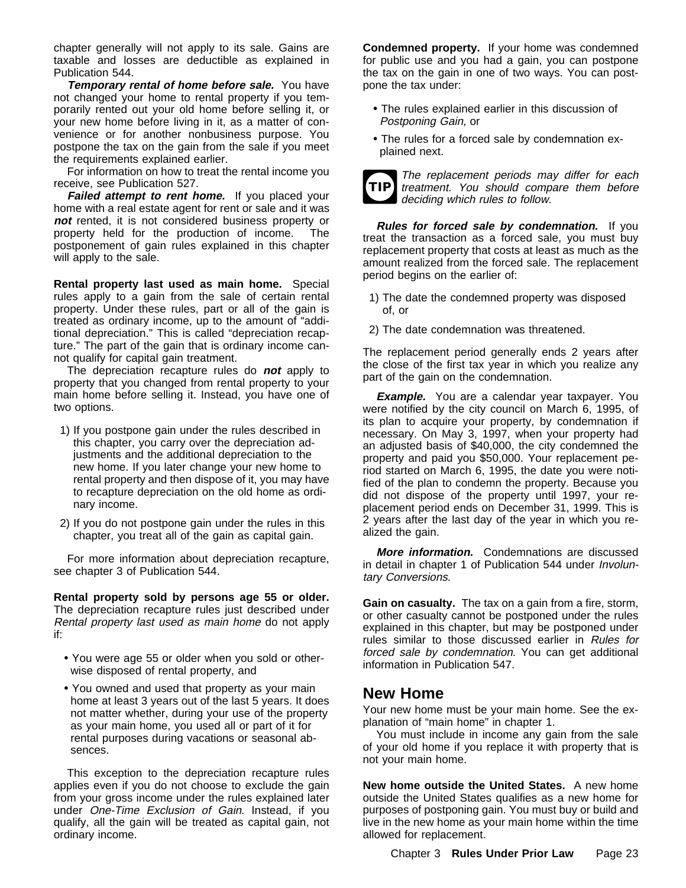chapter generally will not apply to its sale. Gains are taxable and losses are deductible as explained in Publication 544.

***Temporary rental of home before sale.*** You have not changed your home to rental property if you temporarily rented out your old home before selling it, or your new home before living in it, as a matter of convenience or for another nonbusiness purpose. You postpone the tax on the gain from the sale if you meet the requirements explained earlier.

For information on how to treat the rental income you receive, see Publication 527.

***Failed attempt to rent home.*** If you placed your home with a real estate agent for rent or sale and it was ***not*** rented, it is not considered business property or property held for the production of income. The postponement of gain rules explained in this chapter will apply to the sale.

**Rental property last used as main home.** Special rules apply to a gain from the sale of certain rental property. Under these rules, part or all of the gain is treated as ordinary income, up to the amount of "additional depreciation." This is called "depreciation recapture." The part of the gain that is ordinary income cannot qualify for capital gain treatment.

The depreciation recapture rules do ***not*** apply to property that you changed from rental property to your main home before selling it. Instead, you have one of two options.

1) If you postpone gain under the rules described in this chapter, you carry over the depreciation adjustments and the additional depreciation to the new home. If you later change your new home to rental property and then dispose of it, you may have to recapture depreciation on the old home as ordinary income.
2) If you do not postpone gain under the rules in this chapter, you treat all of the gain as capital gain.

For more information about depreciation recapture, see chapter 3 of Publication 544.

**Rental property sold by persons age 55 or older.** The depreciation recapture rules just described under *Rental property last used as main home* do not apply if:

- You were age 55 or older when you sold or otherwise disposed of rental property, and
- You owned and used that property as your main home at least 3 years out of the last 5 years. It does not matter whether, during your use of the property as your main home, you used all or part of it for rental purposes during vacations or seasonal absences.

This exception to the depreciation recapture rules applies even if you do not choose to exclude the gain from your gross income under the rules explained later under *One-Time Exclusion of Gain.* Instead, if you qualify, all the gain will be treated as capital gain, not ordinary income.

**Condemned property.** If your home was condemned for public use and you had a gain, you can postpone the tax on the gain in one of two ways. You can postpone the tax under:

- The rules explained earlier in this discussion of *Postponing Gain,* or
- The rules for a forced sale by condemnation explained next.

**TIP:** *The replacement periods may differ for each treatment. You should compare them before deciding which rules to follow.*

***Rules for forced sale by condemnation.*** If you treat the transaction as a forced sale, you must buy replacement property that costs at least as much as the amount realized from the forced sale. The replacement period begins on the earlier of:

1) The date the condemned property was disposed of, or
2) The date condemnation was threatened.

The replacement period generally ends 2 years after the close of the first tax year in which you realize any part of the gain on the condemnation.

***Example.*** You are a calendar year taxpayer. You were notified by the city council on March 6, 1995, of its plan to acquire your property, by condemnation if necessary. On May 3, 1997, when your property had an adjusted basis of $40,000, the city condemned the property and paid you $50,000. Your replacement period started on March 6, 1995, the date you were notified of the plan to condemn the property. Because you did not dispose of the property until 1997, your replacement period ends on December 31, 1999. This is 2 years after the last day of the year in which you realized the gain.

***More information.*** Condemnations are discussed in detail in chapter 1 of Publication 544 under *Involuntary Conversions*.

**Gain on casualty.** The tax on a gain from a fire, storm, or other casualty cannot be postponed under the rules explained in this chapter, but may be postponed under rules similar to those discussed earlier in *Rules for forced sale by condemnation*. You can get additional information in Publication 547.

## New Home

Your new home must be your main home. See the explanation of "main home" in chapter 1.

You must include in income any gain from the sale of your old home if you replace it with property that is not your main home.

**New home outside the United States.** A new home outside the United States qualifies as a new home for purposes of postponing gain. You must buy or build and live in the new home as your main home within the time allowed for replacement.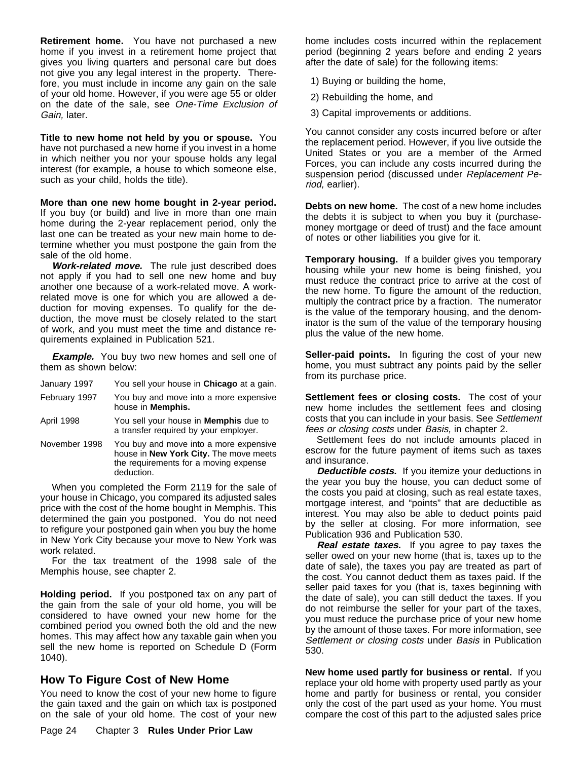**Retirement home.** You have not purchased a new home if you invest in a retirement home project that gives you living quarters and personal care but does not give you any legal interest in the property. Therefore, you must include in income any gain on the sale of your old home. However, if you were age 55 or older on the date of the sale, see *One-Time Exclusion of Gain,* later.

**Title to new home not held by you or spouse.** You have not purchased a new home if you invest in a home in which neither you nor your spouse holds any legal interest (for example, a house to which someone else, such as your child, holds the title).

**More than one new home bought in 2-year period.** If you buy (or build) and live in more than one main home during the 2-year replacement period, only the last one can be treated as your new main home to determine whether you must postpone the gain from the sale of the old home.

***Work-related move.*** The rule just described does not apply if you had to sell one new home and buy another one because of a work-related move. A work-related move is one for which you are allowed a deduction for moving expenses. To qualify for the deduction, the move must be closely related to the start of work, and you must meet the time and distance requirements explained in Publication 521.

***Example.*** You buy two new homes and sell one of them as shown below:

| | |
|---|---|
| January 1997 | You sell your house in **Chicago** at a gain. |
| February 1997 | You buy and move into a more expensive house in **Memphis.** |
| April 1998 | You sell your house in **Memphis** due to a transfer required by your employer. |
| November 1998 | You buy and move into a more expensive house in **New York City.** The move meets the requirements for a moving expense deduction. |

When you completed the Form 2119 for the sale of your house in Chicago, you compared its adjusted sales price with the cost of the home bought in Memphis. This determined the gain you postponed. You do not need to refigure your postponed gain when you buy the home in New York City because your move to New York was work related.

For the tax treatment of the 1998 sale of the Memphis house, see chapter 2.

**Holding period.** If you postponed tax on any part of the gain from the sale of your old home, you will be considered to have owned your new home for the combined period you owned both the old and the new homes. This may affect how any taxable gain when you sell the new home is reported on Schedule D (Form 1040).

## How To Figure Cost of New Home

You need to know the cost of your new home to figure the gain taxed and the gain on which tax is postponed on the sale of your old home. The cost of your new home includes costs incurred within the replacement period (beginning 2 years before and ending 2 years after the date of sale) for the following items:

1) Buying or building the home,

2) Rebuilding the home, and

3) Capital improvements or additions.

You cannot consider any costs incurred before or after the replacement period. However, if you live outside the United States or you are a member of the Armed Forces, you can include any costs incurred during the suspension period (discussed under *Replacement Period,* earlier).

**Debts on new home.** The cost of a new home includes the debts it is subject to when you buy it (purchase-money mortgage or deed of trust) and the face amount of notes or other liabilities you give for it.

**Temporary housing.** If a builder gives you temporary housing while your new home is being finished, you must reduce the contract price to arrive at the cost of the new home. To figure the amount of the reduction, multiply the contract price by a fraction. The numerator is the value of the temporary housing, and the denominator is the sum of the value of the temporary housing plus the value of the new home.

**Seller-paid points.** In figuring the cost of your new home, you must subtract any points paid by the seller from its purchase price.

**Settlement fees or closing costs.** The cost of your new home includes the settlement fees and closing costs that you can include in your basis. See *Settlement fees or closing costs* under *Basis,* in chapter 2.

Settlement fees do not include amounts placed in escrow for the future payment of items such as taxes and insurance.

***Deductible costs.*** If you itemize your deductions in the year you buy the house, you can deduct some of the costs you paid at closing, such as real estate taxes, mortgage interest, and "points" that are deductible as interest. You may also be able to deduct points paid by the seller at closing. For more information, see Publication 936 and Publication 530.

***Real estate taxes.*** If you agree to pay taxes the seller owed on your new home (that is, taxes up to the date of sale), the taxes you pay are treated as part of the cost. You cannot deduct them as taxes paid. If the seller paid taxes for you (that is, taxes beginning with the date of sale), you can still deduct the taxes. If you do not reimburse the seller for your part of the taxes, you must reduce the purchase price of your new home by the amount of those taxes. For more information, see *Settlement or closing costs* under *Basis* in Publication 530.

**New home used partly for business or rental.** If you replace your old home with property used partly as your home and partly for business or rental, you consider only the cost of the part used as your home. You must compare the cost of this part to the adjusted sales price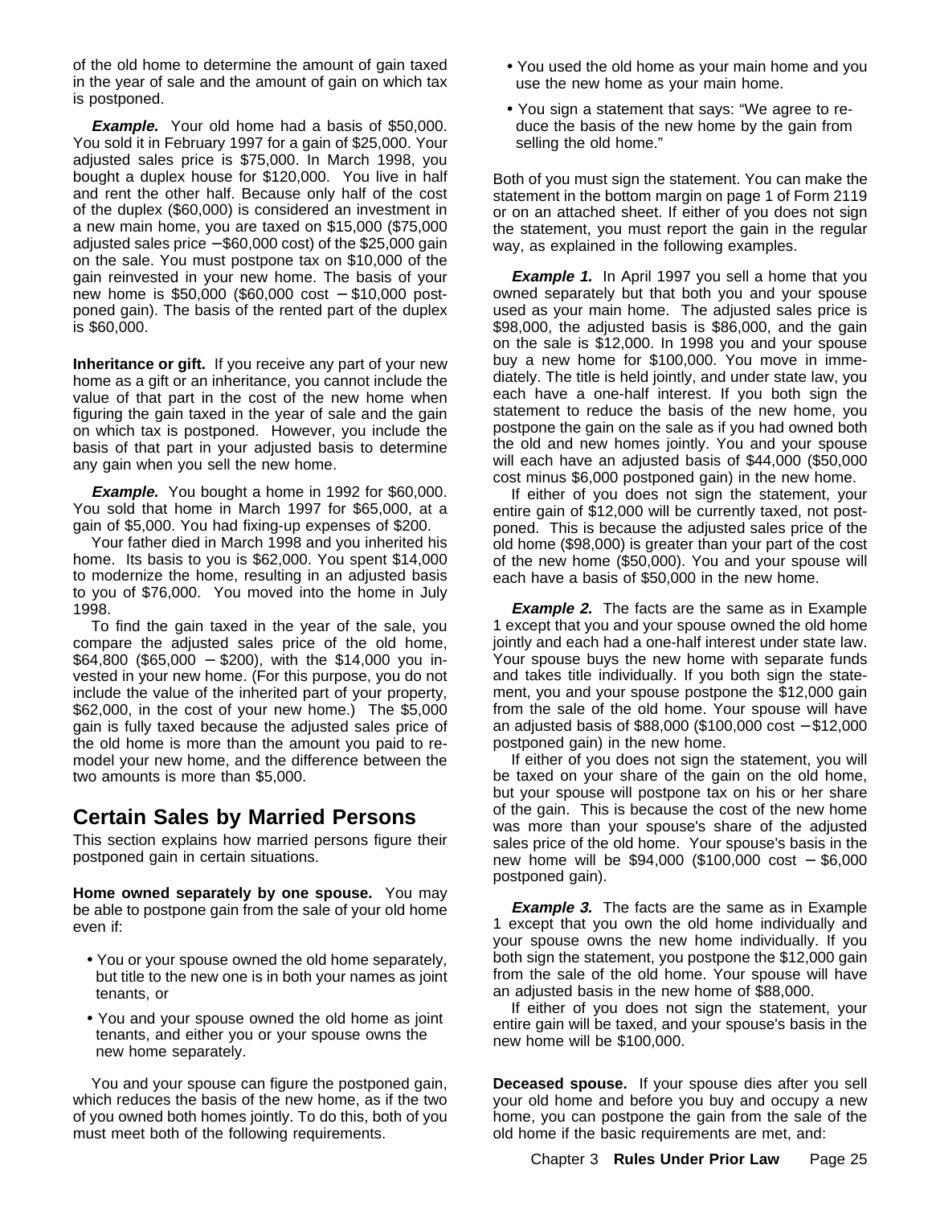of the old home to determine the amount of gain taxed in the year of sale and the amount of gain on which tax is postponed.

***Example.*** Your old home had a basis of $50,000. You sold it in February 1997 for a gain of $25,000. Your adjusted sales price is $75,000. In March 1998, you bought a duplex house for $120,000. You live in half and rent the other half. Because only half of the cost of the duplex ($60,000) is considered an investment in a new main home, you are taxed on $15,000 ($75,000 adjusted sales price − $60,000 cost) of the $25,000 gain on the sale. You must postpone tax on $10,000 of the gain reinvested in your new home. The basis of your new home is $50,000 ($60,000 cost − $10,000 postponed gain). The basis of the rented part of the duplex is $60,000.

**Inheritance or gift.** If you receive any part of your new home as a gift or an inheritance, you cannot include the value of that part in the cost of the new home when figuring the gain taxed in the year of sale and the gain on which tax is postponed. However, you include the basis of that part in your adjusted basis to determine any gain when you sell the new home.

***Example.*** You bought a home in 1992 for $60,000. You sold that home in March 1997 for $65,000, at a gain of $5,000. You had fixing-up expenses of $200.

Your father died in March 1998 and you inherited his home. Its basis to you is $62,000. You spent $14,000 to modernize the home, resulting in an adjusted basis to you of $76,000. You moved into the home in July 1998.

To find the gain taxed in the year of the sale, you compare the adjusted sales price of the old home, $64,800 ($65,000 − $200), with the $14,000 you invested in your new home. (For this purpose, you do not include the value of the inherited part of your property, $62,000, in the cost of your new home.) The $5,000 gain is fully taxed because the adjusted sales price of the old home is more than the amount you paid to remodel your new home, and the difference between the two amounts is more than $5,000.

## Certain Sales by Married Persons

This section explains how married persons figure their postponed gain in certain situations.

**Home owned separately by one spouse.** You may be able to postpone gain from the sale of your old home even if:

- You or your spouse owned the old home separately, but title to the new one is in both your names as joint tenants, or
- You and your spouse owned the old home as joint tenants, and either you or your spouse owns the new home separately.

You and your spouse can figure the postponed gain, which reduces the basis of the new home, as if the two of you owned both homes jointly. To do this, both of you must meet both of the following requirements.

- You used the old home as your main home and you use the new home as your main home.
- You sign a statement that says: "We agree to reduce the basis of the new home by the gain from selling the old home."

Both of you must sign the statement. You can make the statement in the bottom margin on page 1 of Form 2119 or on an attached sheet. If either of you does not sign the statement, you must report the gain in the regular way, as explained in the following examples.

***Example 1.*** In April 1997 you sell a home that you owned separately but that both you and your spouse used as your main home. The adjusted sales price is $98,000, the adjusted basis is $86,000, and the gain on the sale is $12,000. In 1998 you and your spouse buy a new home for $100,000. You move in immediately. The title is held jointly, and under state law, you each have a one-half interest. If you both sign the statement to reduce the basis of the new home, you postpone the gain on the sale as if you had owned both the old and new homes jointly. You and your spouse will each have an adjusted basis of $44,000 ($50,000 cost minus $6,000 postponed gain) in the new home.

If either of you does not sign the statement, your entire gain of $12,000 will be currently taxed, not postponed. This is because the adjusted sales price of the old home ($98,000) is greater than your part of the cost of the new home ($50,000). You and your spouse will each have a basis of $50,000 in the new home.

***Example 2.*** The facts are the same as in Example 1 except that you and your spouse owned the old home jointly and each had a one-half interest under state law. Your spouse buys the new home with separate funds and takes title individually. If you both sign the statement, you and your spouse postpone the $12,000 gain from the sale of the old home. Your spouse will have an adjusted basis of $88,000 ($100,000 cost − $12,000 postponed gain) in the new home.

If either of you does not sign the statement, you will be taxed on your share of the gain on the old home, but your spouse will postpone tax on his or her share of the gain. This is because the cost of the new home was more than your spouse's share of the adjusted sales price of the old home. Your spouse's basis in the new home will be $94,000 ($100,000 cost − $6,000 postponed gain).

***Example 3.*** The facts are the same as in Example 1 except that you own the old home individually and your spouse owns the new home individually. If you both sign the statement, you postpone the $12,000 gain from the sale of the old home. Your spouse will have an adjusted basis in the new home of $88,000.

If either of you does not sign the statement, your entire gain will be taxed, and your spouse's basis in the new home will be $100,000.

**Deceased spouse.** If your spouse dies after you sell your old home and before you buy and occupy a new home, you can postpone the gain from the sale of the old home if the basic requirements are met, and: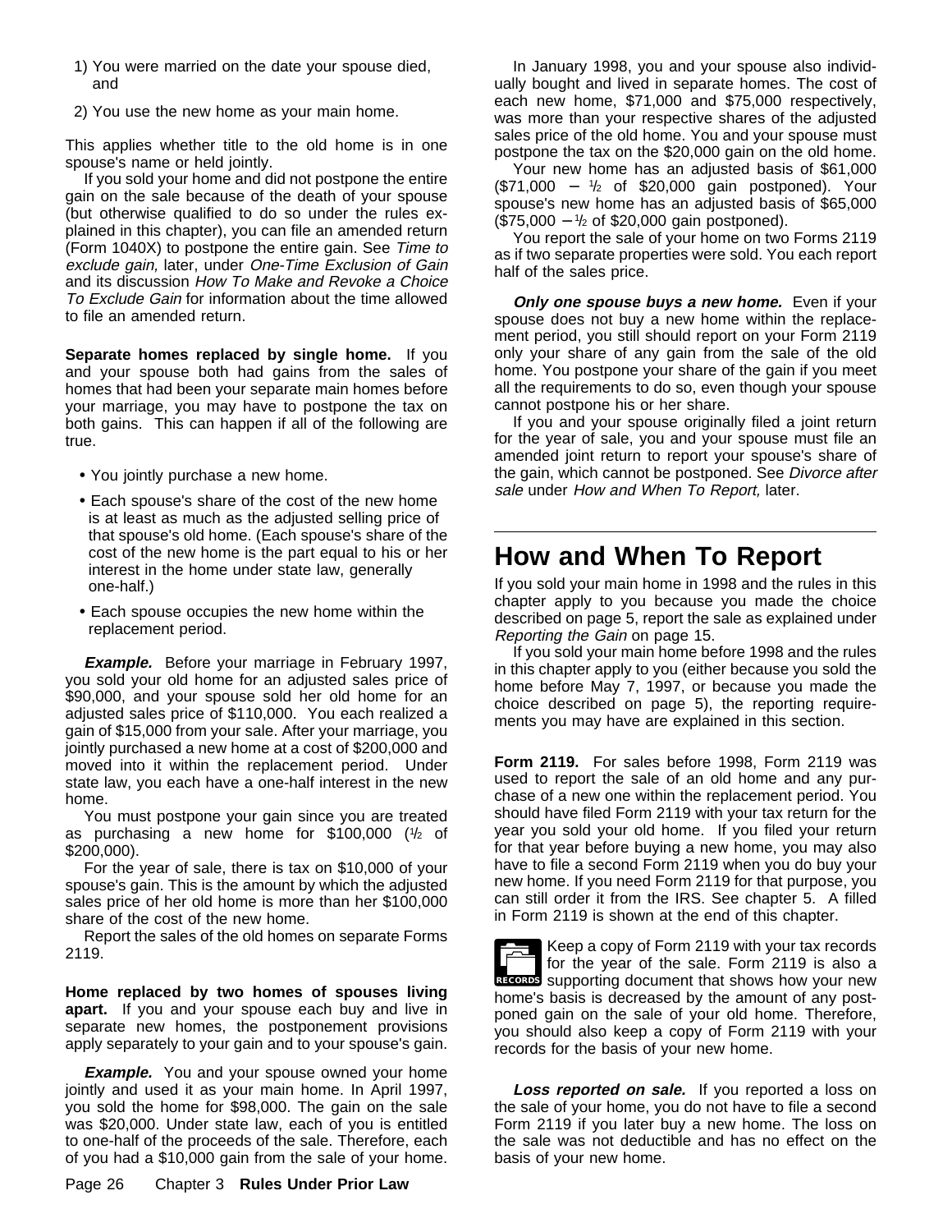1) You were married on the date your spouse died, and

2) You use the new home as your main home.

This applies whether title to the old home is in one spouse's name or held jointly.

If you sold your home and did not postpone the entire gain on the sale because of the death of your spouse (but otherwise qualified to do so under the rules explained in this chapter), you can file an amended return (Form 1040X) to postpone the entire gain. See *Time to exclude gain,* later, under *One-Time Exclusion of Gain* and its discussion *How To Make and Revoke a Choice To Exclude Gain* for information about the time allowed to file an amended return.

**Separate homes replaced by single home.** If you and your spouse both had gains from the sales of homes that had been your separate main homes before your marriage, you may have to postpone the tax on both gains. This can happen if all of the following are true.

- You jointly purchase a new home.
- Each spouse's share of the cost of the new home is at least as much as the adjusted selling price of that spouse's old home. (Each spouse's share of the cost of the new home is the part equal to his or her interest in the home under state law, generally one-half.)
- Each spouse occupies the new home within the replacement period.

***Example.*** Before your marriage in February 1997, you sold your old home for an adjusted sales price of $90,000, and your spouse sold her old home for an adjusted sales price of $110,000. You each realized a gain of $15,000 from your sale. After your marriage, you jointly purchased a new home at a cost of $200,000 and moved into it within the replacement period. Under state law, you each have a one-half interest in the new home.

You must postpone your gain since you are treated as purchasing a new home for $100,000 (½ of $200,000).

For the year of sale, there is tax on $10,000 of your spouse's gain. This is the amount by which the adjusted sales price of her old home is more than her $100,000 share of the cost of the new home.

Report the sales of the old homes on separate Forms 2119.

**Home replaced by two homes of spouses living apart.** If you and your spouse each buy and live in separate new homes, the postponement provisions apply separately to your gain and to your spouse's gain.

***Example.*** You and your spouse owned your home jointly and used it as your main home. In April 1997, you sold the home for $98,000. The gain on the sale was $20,000. Under state law, each of you is entitled to one-half of the proceeds of the sale. Therefore, each of you had a $10,000 gain from the sale of your home.

In January 1998, you and your spouse also individually bought and lived in separate homes. The cost of each new home, $71,000 and $75,000 respectively, was more than your respective shares of the adjusted sales price of the old home. You and your spouse must postpone the tax on the $20,000 gain on the old home.

Your new home has an adjusted basis of $61,000 ($71,000 − ½ of $20,000 gain postponed). Your spouse's new home has an adjusted basis of $65,000 ($75,000 − ½ of $20,000 gain postponed).

You report the sale of your home on two Forms 2119 as if two separate properties were sold. You each report half of the sales price.

***Only one spouse buys a new home.*** Even if your spouse does not buy a new home within the replacement period, you still should report on your Form 2119 only your share of any gain from the sale of the old home. You postpone your share of the gain if you meet all the requirements to do so, even though your spouse cannot postpone his or her share.

If you and your spouse originally filed a joint return for the year of sale, you and your spouse must file an amended joint return to report your spouse's share of the gain, which cannot be postponed. See *Divorce after sale* under *How and When To Report,* later.

# How and When To Report

If you sold your main home in 1998 and the rules in this chapter apply to you because you made the choice described on page 5, report the sale as explained under *Reporting the Gain* on page 15.

If you sold your main home before 1998 and the rules in this chapter apply to you (either because you sold the home before May 7, 1997, or because you made the choice described on page 5), the reporting requirements you may have are explained in this section.

**Form 2119.** For sales before 1998, Form 2119 was used to report the sale of an old home and any purchase of a new one within the replacement period. You should have filed Form 2119 with your tax return for the year you sold your old home. If you filed your return for that year before buying a new home, you may also have to file a second Form 2119 when you do buy your new home. If you need Form 2119 for that purpose, you can still order it from the IRS. See chapter 5. A filled in Form 2119 is shown at the end of this chapter.

RECORDS: Keep a copy of Form 2119 with your tax records for the year of the sale. Form 2119 is also a supporting document that shows how your new home's basis is decreased by the amount of any postponed gain on the sale of your old home. Therefore, you should also keep a copy of Form 2119 with your records for the basis of your new home.

***Loss reported on sale.*** If you reported a loss on the sale of your home, you do not have to file a second Form 2119 if you later buy a new home. The loss on the sale was not deductible and has no effect on the basis of your new home.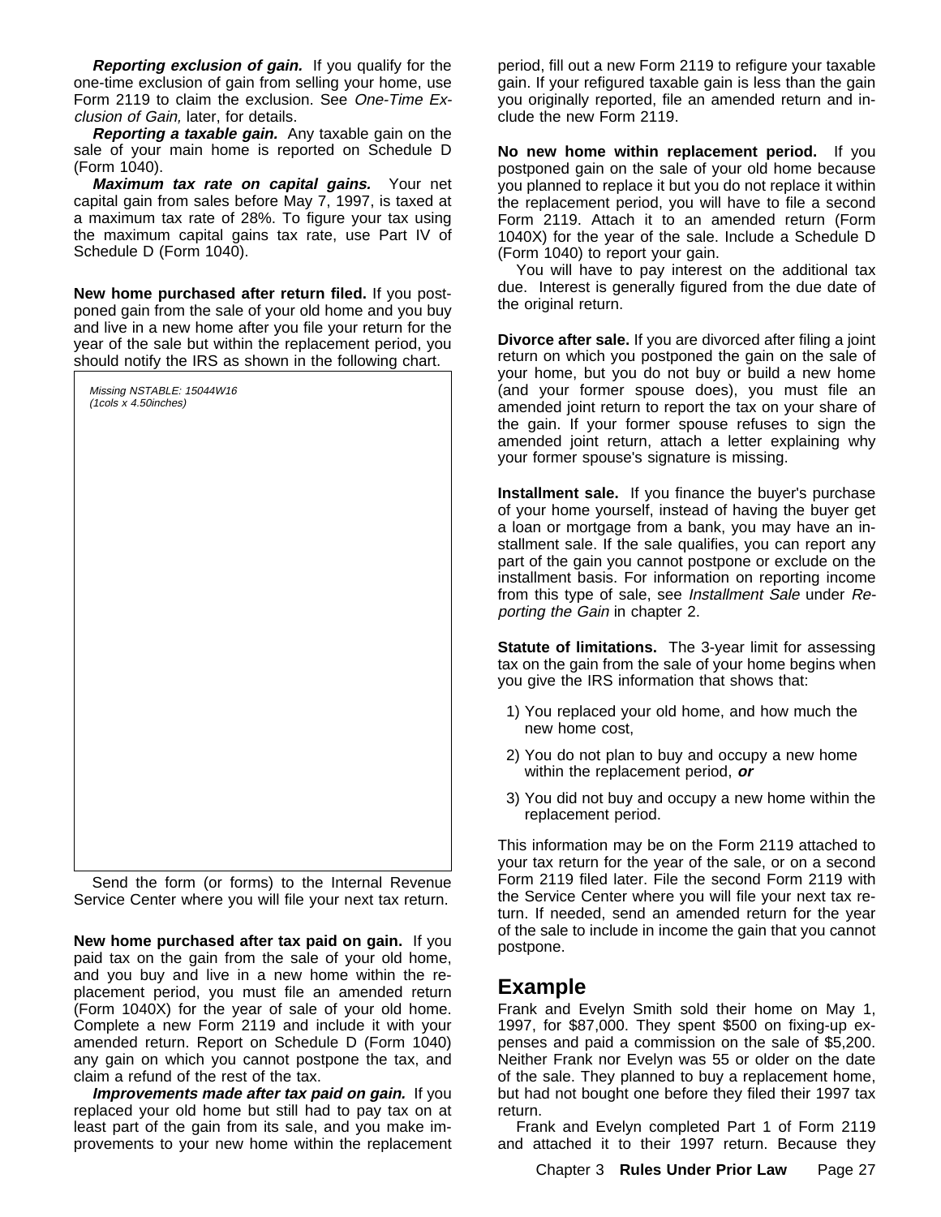***Reporting exclusion of gain.*** If you qualify for the one-time exclusion of gain from selling your home, use Form 2119 to claim the exclusion. See *One-Time Exclusion of Gain,* later, for details.

***Reporting a taxable gain.*** Any taxable gain on the sale of your main home is reported on Schedule D (Form 1040).

***Maximum tax rate on capital gains.*** Your net capital gain from sales before May 7, 1997, is taxed at a maximum tax rate of 28%. To figure your tax using the maximum capital gains tax rate, use Part IV of Schedule D (Form 1040).

**New home purchased after return filed.** If you postponed gain from the sale of your old home and you buy and live in a new home after you file your return for the year of the sale but within the replacement period, you should notify the IRS as shown in the following chart.

*Missing NSTABLE: 15044W16 (1cols x 4.50inches)*

Send the form (or forms) to the Internal Revenue Service Center where you will file your next tax return.

**New home purchased after tax paid on gain.** If you paid tax on the gain from the sale of your old home, and you buy and live in a new home within the replacement period, you must file an amended return (Form 1040X) for the year of sale of your old home. Complete a new Form 2119 and include it with your amended return. Report on Schedule D (Form 1040) any gain on which you cannot postpone the tax, and claim a refund of the rest of the tax.

***Improvements made after tax paid on gain.*** If you replaced your old home but still had to pay tax on at least part of the gain from its sale, and you make improvements to your new home within the replacement period, fill out a new Form 2119 to refigure your taxable gain. If your refigured taxable gain is less than the gain you originally reported, file an amended return and include the new Form 2119.

**No new home within replacement period.** If you postponed gain on the sale of your old home because you planned to replace it but you do not replace it within the replacement period, you will have to file a second Form 2119. Attach it to an amended return (Form 1040X) for the year of the sale. Include a Schedule D (Form 1040) to report your gain.

You will have to pay interest on the additional tax due. Interest is generally figured from the due date of the original return.

**Divorce after sale.** If you are divorced after filing a joint return on which you postponed the gain on the sale of your home, but you do not buy or build a new home (and your former spouse does), you must file an amended joint return to report the tax on your share of the gain. If your former spouse refuses to sign the amended joint return, attach a letter explaining why your former spouse's signature is missing.

**Installment sale.** If you finance the buyer's purchase of your home yourself, instead of having the buyer get a loan or mortgage from a bank, you may have an installment sale. If the sale qualifies, you can report any part of the gain you cannot postpone or exclude on the installment basis. For information on reporting income from this type of sale, see *Installment Sale* under *Reporting the Gain* in chapter 2.

**Statute of limitations.** The 3-year limit for assessing tax on the gain from the sale of your home begins when you give the IRS information that shows that:

1) You replaced your old home, and how much the new home cost,
2) You do not plan to buy and occupy a new home within the replacement period, ***or***
3) You did not buy and occupy a new home within the replacement period.

This information may be on the Form 2119 attached to your tax return for the year of the sale, or on a second Form 2119 filed later. File the second Form 2119 with the Service Center where you will file your next tax return. If needed, send an amended return for the year of the sale to include in income the gain that you cannot postpone.

## Example

Frank and Evelyn Smith sold their home on May 1, 1997, for $87,000. They spent $500 on fixing-up expenses and paid a commission on the sale of $5,200. Neither Frank nor Evelyn was 55 or older on the date of the sale. They planned to buy a replacement home, but had not bought one before they filed their 1997 tax return.

Frank and Evelyn completed Part 1 of Form 2119 and attached it to their 1997 return. Because they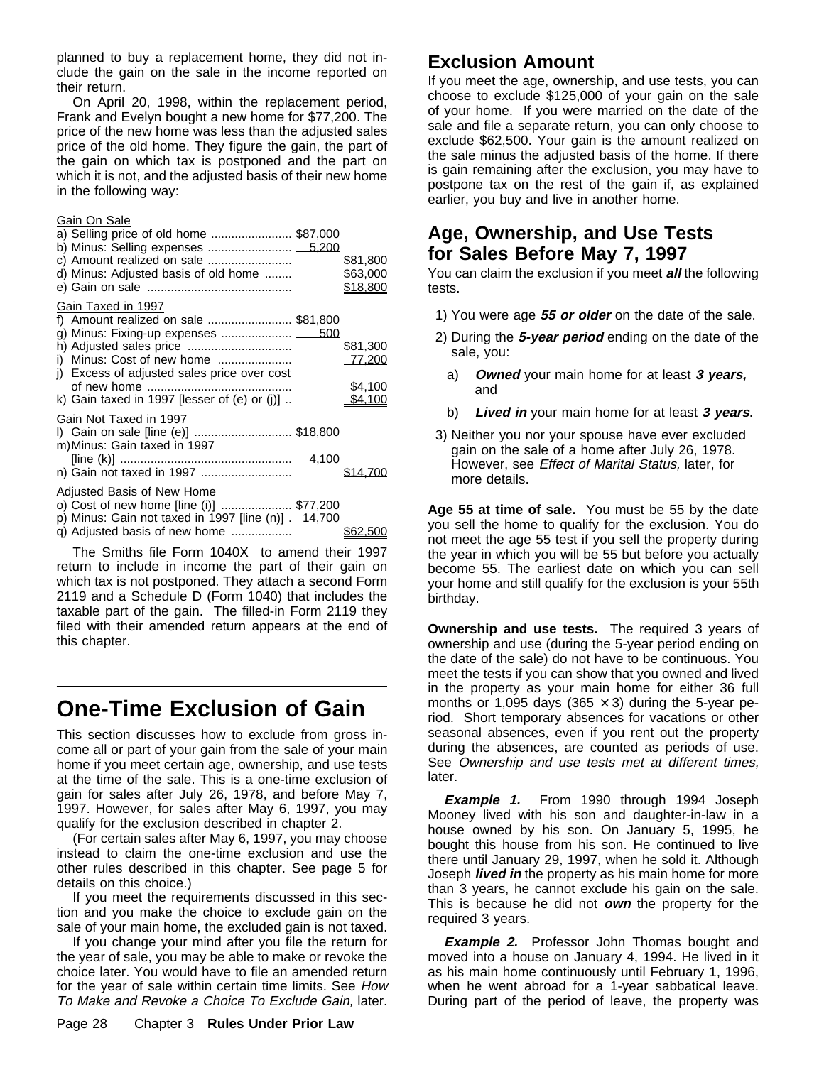planned to buy a replacement home, they did not include the gain on the sale in the income reported on their return.

On April 20, 1998, within the replacement period, Frank and Evelyn bought a new home for $77,200. The price of the new home was less than the adjusted sales price of the old home. They figure the gain, the part of the gain on which tax is postponed and the part on which it is not, and the adjusted basis of their new home in the following way:

| | | |
|---|---|---|
| Gain On Sale | | |
| a) Selling price of old home | $87,000 | |
| b) Minus: Selling expenses | 5,200 | |
| c) Amount realized on sale | | $81,800 |
| d) Minus: Adjusted basis of old home | | $63,000 |
| e) Gain on sale | | $18,800 |
| Gain Taxed in 1997 | | |
| f) Amount realized on sale | $81,800 | |
| g) Minus: Fixing-up expenses | 500 | |
| h) Adjusted sales price | | $81,300 |
| i) Minus: Cost of new home | | 77,200 |
| j) Excess of adjusted sales price over cost of new home | | $4,100 |
| k) Gain taxed in 1997 [lesser of (e) or (j)] | | $4,100 |
| Gain Not Taxed in 1997 | | |
| l) Gain on sale [line (e)] | $18,800 | |
| m) Minus: Gain taxed in 1997 [line (k)] | 4,100 | |
| n) Gain not taxed in 1997 | | $14,700 |
| Adjusted Basis of New Home | | |
| o) Cost of new home [line (i)] | $77,200 | |
| p) Minus: Gain not taxed in 1997 [line (n)] | 14,700 | |
| q) Adjusted basis of new home | | $62,500 |

The Smiths file Form 1040X to amend their 1997 return to include in income the part of their gain on which tax is not postponed. They attach a second Form 2119 and a Schedule D (Form 1040) that includes the taxable part of the gain. The filled-in Form 2119 they filed with their amended return appears at the end of this chapter.

# One-Time Exclusion of Gain

This section discusses how to exclude from gross income all or part of your gain from the sale of your main home if you meet certain age, ownership, and use tests at the time of the sale. This is a one-time exclusion of gain for sales after July 26, 1978, and before May 7, 1997. However, for sales after May 6, 1997, you may qualify for the exclusion described in chapter 2.

(For certain sales after May 6, 1997, you may choose instead to claim the one-time exclusion and use the other rules described in this chapter. See page 5 for details on this choice.)

If you meet the requirements discussed in this section and you make the choice to exclude gain on the sale of your main home, the excluded gain is not taxed.

If you change your mind after you file the return for the year of sale, you may be able to make or revoke the choice later. You would have to file an amended return for the year of sale within certain time limits. See *How To Make and Revoke a Choice To Exclude Gain,* later.

## Exclusion Amount

If you meet the age, ownership, and use tests, you can choose to exclude $125,000 of your gain on the sale of your home. If you were married on the date of the sale and file a separate return, you can only choose to exclude $62,500. Your gain is the amount realized on the sale minus the adjusted basis of the home. If there is gain remaining after the exclusion, you may have to postpone tax on the rest of the gain if, as explained earlier, you buy and live in another home.

## Age, Ownership, and Use Tests for Sales Before May 7, 1997

You can claim the exclusion if you meet ***all*** the following tests.

1) You were age ***55 or older*** on the date of the sale.
2) During the ***5-year period*** ending on the date of the sale, you:
   a) ***Owned*** your main home for at least ***3 years,*** and
   b) ***Lived in*** your main home for at least ***3 years***.
3) Neither you nor your spouse have ever excluded gain on the sale of a home after July 26, 1978. However, see *Effect of Marital Status,* later, for more details.

**Age 55 at time of sale.** You must be 55 by the date you sell the home to qualify for the exclusion. You do not meet the age 55 test if you sell the property during the year in which you will be 55 but before you actually become 55. The earliest date on which you can sell your home and still qualify for the exclusion is your 55th birthday.

**Ownership and use tests.** The required 3 years of ownership and use (during the 5-year period ending on the date of the sale) do not have to be continuous. You meet the tests if you can show that you owned and lived in the property as your main home for either 36 full months or 1,095 days (365 × 3) during the 5-year period. Short temporary absences for vacations or other seasonal absences, even if you rent out the property during the absences, are counted as periods of use. See *Ownership and use tests met at different times,* later.

***Example 1.*** From 1990 through 1994 Joseph Mooney lived with his son and daughter-in-law in a house owned by his son. On January 5, 1995, he bought this house from his son. He continued to live there until January 29, 1997, when he sold it. Although Joseph ***lived in*** the property as his main home for more than 3 years, he cannot exclude his gain on the sale. This is because he did not ***own*** the property for the required 3 years.

***Example 2.*** Professor John Thomas bought and moved into a house on January 4, 1994. He lived in it as his main home continuously until February 1, 1996, when he went abroad for a 1-year sabbatical leave. During part of the period of leave, the property was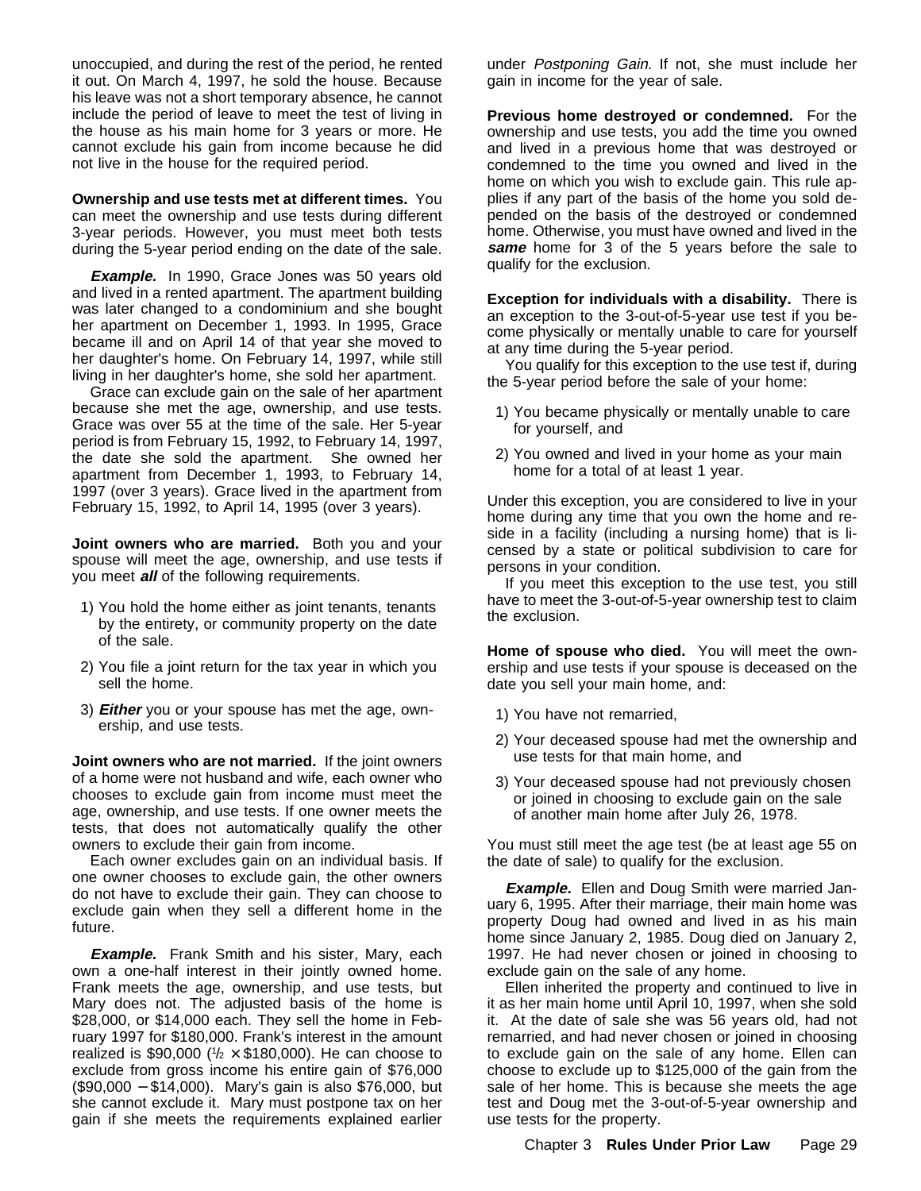unoccupied, and during the rest of the period, he rented it out. On March 4, 1997, he sold the house. Because his leave was not a short temporary absence, he cannot include the period of leave to meet the test of living in the house as his main home for 3 years or more. He cannot exclude his gain from income because he did not live in the house for the required period.

**Ownership and use tests met at different times.** You can meet the ownership and use tests during different 3-year periods. However, you must meet both tests during the 5-year period ending on the date of the sale.

***Example.*** In 1990, Grace Jones was 50 years old and lived in a rented apartment. The apartment building was later changed to a condominium and she bought her apartment on December 1, 1993. In 1995, Grace became ill and on April 14 of that year she moved to her daughter's home. On February 14, 1997, while still living in her daughter's home, she sold her apartment.

Grace can exclude gain on the sale of her apartment because she met the age, ownership, and use tests. Grace was over 55 at the time of the sale. Her 5-year period is from February 15, 1992, to February 14, 1997, the date she sold the apartment. She owned her apartment from December 1, 1993, to February 14, 1997 (over 3 years). Grace lived in the apartment from February 15, 1992, to April 14, 1995 (over 3 years).

**Joint owners who are married.** Both you and your spouse will meet the age, ownership, and use tests if you meet ***all*** of the following requirements.

1) You hold the home either as joint tenants, tenants by the entirety, or community property on the date of the sale.
2) You file a joint return for the tax year in which you sell the home.
3) ***Either*** you or your spouse has met the age, ownership, and use tests.

**Joint owners who are not married.** If the joint owners of a home were not husband and wife, each owner who chooses to exclude gain from income must meet the age, ownership, and use tests. If one owner meets the tests, that does not automatically qualify the other owners to exclude their gain from income.

Each owner excludes gain on an individual basis. If one owner chooses to exclude gain, the other owners do not have to exclude their gain. They can choose to exclude gain when they sell a different home in the future.

***Example.*** Frank Smith and his sister, Mary, each own a one-half interest in their jointly owned home. Frank meets the age, ownership, and use tests, but Mary does not. The adjusted basis of the home is $28,000, or $14,000 each. They sell the home in February 1997 for $180,000. Frank's interest in the amount realized is $90,000 ($\frac{1}{2} \times$ $180,000). He can choose to exclude from gross income his entire gain of $76,000 ($90,000 − $14,000). Mary's gain is also $76,000, but she cannot exclude it. Mary must postpone tax on her gain if she meets the requirements explained earlier under *Postponing Gain.* If not, she must include her gain in income for the year of sale.

**Previous home destroyed or condemned.** For the ownership and use tests, you add the time you owned and lived in a previous home that was destroyed or condemned to the time you owned and lived in the home on which you wish to exclude gain. This rule applies if any part of the basis of the home you sold depended on the basis of the destroyed or condemned home. Otherwise, you must have owned and lived in the ***same*** home for 3 of the 5 years before the sale to qualify for the exclusion.

**Exception for individuals with a disability.** There is an exception to the 3-out-of-5-year use test if you become physically or mentally unable to care for yourself at any time during the 5-year period.

You qualify for this exception to the use test if, during the 5-year period before the sale of your home:

1) You became physically or mentally unable to care for yourself, and
2) You owned and lived in your home as your main home for a total of at least 1 year.

Under this exception, you are considered to live in your home during any time that you own the home and reside in a facility (including a nursing home) that is licensed by a state or political subdivision to care for persons in your condition.

If you meet this exception to the use test, you still have to meet the 3-out-of-5-year ownership test to claim the exclusion.

**Home of spouse who died.** You will meet the ownership and use tests if your spouse is deceased on the date you sell your main home, and:

1) You have not remarried,
2) Your deceased spouse had met the ownership and use tests for that main home, and
3) Your deceased spouse had not previously chosen or joined in choosing to exclude gain on the sale of another main home after July 26, 1978.

You must still meet the age test (be at least age 55 on the date of sale) to qualify for the exclusion.

***Example.*** Ellen and Doug Smith were married January 6, 1995. After their marriage, their main home was property Doug had owned and lived in as his main home since January 2, 1985. Doug died on January 2, 1997. He had never chosen or joined in choosing to exclude gain on the sale of any home.

Ellen inherited the property and continued to live in it as her main home until April 10, 1997, when she sold it. At the date of sale she was 56 years old, had not remarried, and had never chosen or joined in choosing to exclude gain on the sale of any home. Ellen can choose to exclude up to $125,000 of the gain from the sale of her home. This is because she meets the age test and Doug met the 3-out-of-5-year ownership and use tests for the property.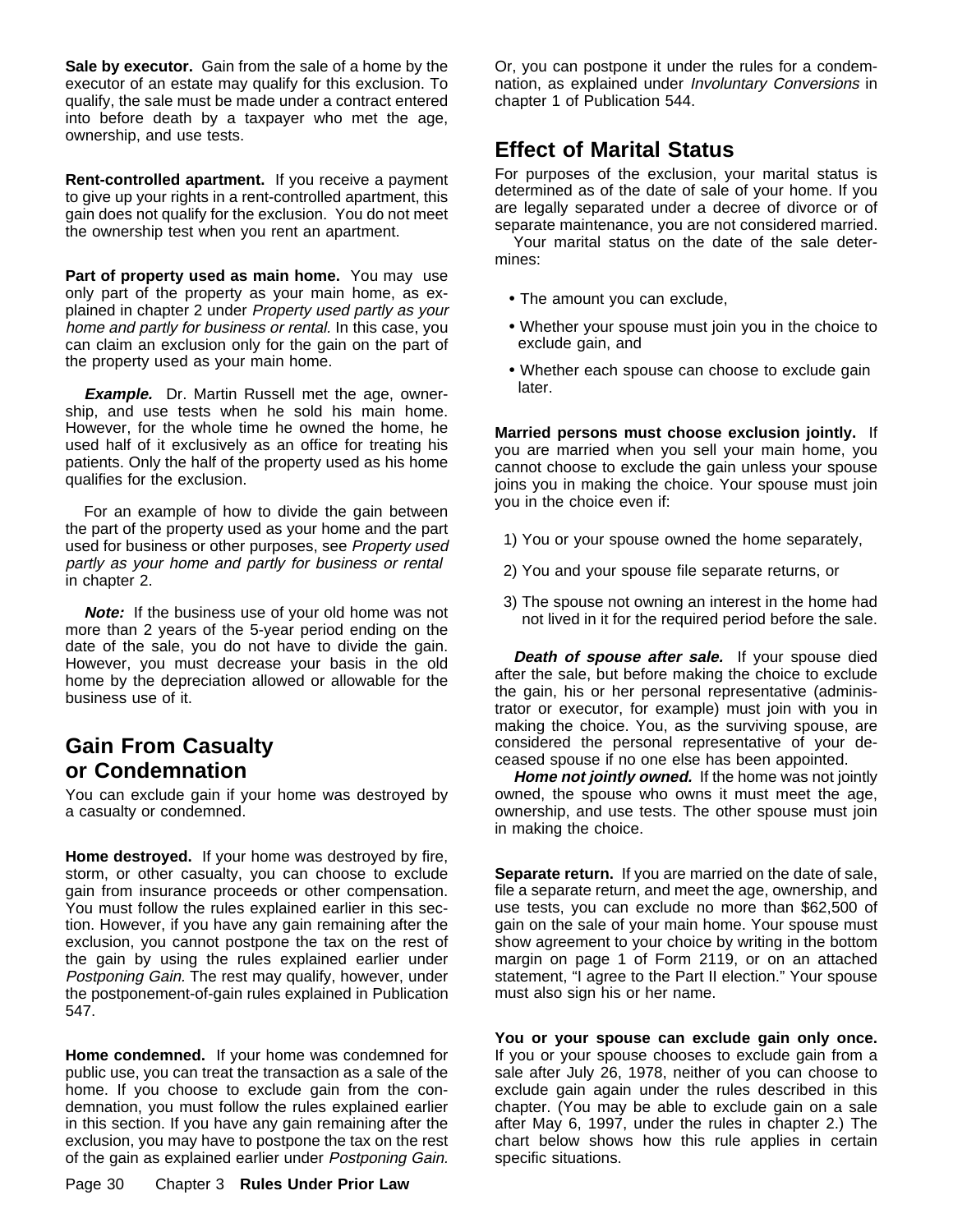**Sale by executor.** Gain from the sale of a home by the executor of an estate may qualify for this exclusion. To qualify, the sale must be made under a contract entered into before death by a taxpayer who met the age, ownership, and use tests.

**Rent-controlled apartment.** If you receive a payment to give up your rights in a rent-controlled apartment, this gain does not qualify for the exclusion. You do not meet the ownership test when you rent an apartment.

**Part of property used as main home.** You may use only part of the property as your main home, as explained in chapter 2 under *Property used partly as your home and partly for business or rental.* In this case, you can claim an exclusion only for the gain on the part of the property used as your main home.

***Example.*** Dr. Martin Russell met the age, ownership, and use tests when he sold his main home. However, for the whole time he owned the home, he used half of it exclusively as an office for treating his patients. Only the half of the property used as his home qualifies for the exclusion.

For an example of how to divide the gain between the part of the property used as your home and the part used for business or other purposes, see *Property used partly as your home and partly for business or rental* in chapter 2.

***Note:*** If the business use of your old home was not more than 2 years of the 5-year period ending on the date of the sale, you do not have to divide the gain. However, you must decrease your basis in the old home by the depreciation allowed or allowable for the business use of it.

## Gain From Casualty or Condemnation

You can exclude gain if your home was destroyed by a casualty or condemned.

**Home destroyed.** If your home was destroyed by fire, storm, or other casualty, you can choose to exclude gain from insurance proceeds or other compensation. You must follow the rules explained earlier in this section. However, if you have any gain remaining after the exclusion, you cannot postpone the tax on the rest of the gain by using the rules explained earlier under *Postponing Gain.* The rest may qualify, however, under the postponement-of-gain rules explained in Publication 547.

**Home condemned.** If your home was condemned for public use, you can treat the transaction as a sale of the home. If you choose to exclude gain from the condemnation, you must follow the rules explained earlier in this section. If you have any gain remaining after the exclusion, you may have to postpone the tax on the rest of the gain as explained earlier under *Postponing Gain.* Or, you can postpone it under the rules for a condemnation, as explained under *Involuntary Conversions* in chapter 1 of Publication 544.

## Effect of Marital Status

For purposes of the exclusion, your marital status is determined as of the date of sale of your home. If you are legally separated under a decree of divorce or of separate maintenance, you are not considered married.

Your marital status on the date of the sale determines:

- The amount you can exclude,
- Whether your spouse must join you in the choice to exclude gain, and
- Whether each spouse can choose to exclude gain later.

**Married persons must choose exclusion jointly.** If you are married when you sell your main home, you cannot choose to exclude the gain unless your spouse joins you in making the choice. Your spouse must join you in the choice even if:

1) You or your spouse owned the home separately,
2) You and your spouse file separate returns, or
3) The spouse not owning an interest in the home had not lived in it for the required period before the sale.

***Death of spouse after sale.*** If your spouse died after the sale, but before making the choice to exclude the gain, his or her personal representative (administrator or executor, for example) must join with you in making the choice. You, as the surviving spouse, are considered the personal representative of your deceased spouse if no one else has been appointed.

***Home not jointly owned.*** If the home was not jointly owned, the spouse who owns it must meet the age, ownership, and use tests. The other spouse must join in making the choice.

**Separate return.** If you are married on the date of sale, file a separate return, and meet the age, ownership, and use tests, you can exclude no more than $62,500 of gain on the sale of your main home. Your spouse must show agreement to your choice by writing in the bottom margin on page 1 of Form 2119, or on an attached statement, "I agree to the Part II election." Your spouse must also sign his or her name.

**You or your spouse can exclude gain only once.** If you or your spouse chooses to exclude gain from a sale after July 26, 1978, neither of you can choose to exclude gain again under the rules described in this chapter. (You may be able to exclude gain on a sale after May 6, 1997, under the rules in chapter 2.) The chart below shows how this rule applies in certain specific situations.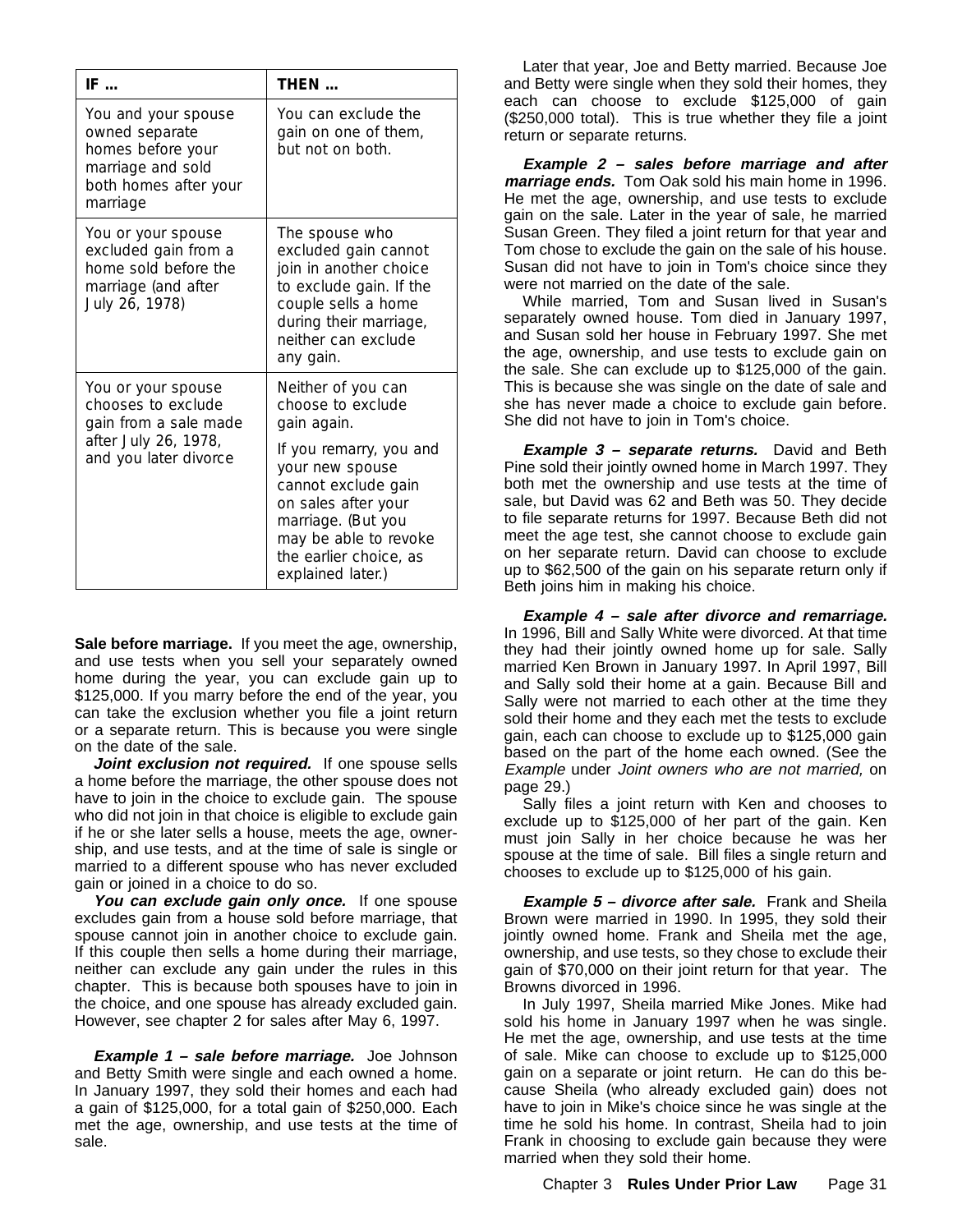| IF ... | THEN ... |
|---|---|
| You and your spouse owned separate homes before your marriage and sold both homes after your marriage | You can exclude the gain on one of them, but not on both. |
| You or your spouse excluded gain from a home sold before the marriage (and after July 26, 1978) | The spouse who excluded gain cannot join in another choice to exclude gain. If the couple sells a home during their marriage, neither can exclude any gain. |
| You or your spouse chooses to exclude gain from a sale made after July 26, 1978, and you later divorce | Neither of you can choose to exclude gain again. If you remarry, you and your new spouse cannot exclude gain on sales after your marriage. (But you may be able to revoke the earlier choice, as explained later.) |

**Sale before marriage.** If you meet the age, ownership, and use tests when you sell your separately owned home during the year, you can exclude gain up to $125,000. If you marry before the end of the year, you can take the exclusion whether you file a joint return or a separate return. This is because you were single on the date of the sale.

***Joint exclusion not required.*** If one spouse sells a home before the marriage, the other spouse does not have to join in the choice to exclude gain. The spouse who did not join in that choice is eligible to exclude gain if he or she later sells a house, meets the age, ownership, and use tests, and at the time of sale is single or married to a different spouse who has never excluded gain or joined in a choice to do so.

***You can exclude gain only once.*** If one spouse excludes gain from a house sold before marriage, that spouse cannot join in another choice to exclude gain. If this couple then sells a home during their marriage, neither can exclude any gain under the rules in this chapter. This is because both spouses have to join in the choice, and one spouse has already excluded gain. However, see chapter 2 for sales after May 6, 1997.

***Example 1 – sale before marriage.*** Joe Johnson and Betty Smith were single and each owned a home. In January 1997, they sold their homes and each had a gain of $125,000, for a total gain of $250,000. Each met the age, ownership, and use tests at the time of sale.

Later that year, Joe and Betty married. Because Joe and Betty were single when they sold their homes, they each can choose to exclude $125,000 of gain ($250,000 total). This is true whether they file a joint return or separate returns.

***Example 2 – sales before marriage and after marriage ends.*** Tom Oak sold his main home in 1996. He met the age, ownership, and use tests to exclude gain on the sale. Later in the year of sale, he married Susan Green. They filed a joint return for that year and Tom chose to exclude the gain on the sale of his house. Susan did not have to join in Tom's choice since they were not married on the date of the sale.

While married, Tom and Susan lived in Susan's separately owned house. Tom died in January 1997, and Susan sold her house in February 1997. She met the age, ownership, and use tests to exclude gain on the sale. She can exclude up to $125,000 of the gain. This is because she was single on the date of sale and she has never made a choice to exclude gain before. She did not have to join in Tom's choice.

***Example 3 – separate returns.*** David and Beth Pine sold their jointly owned home in March 1997. They both met the ownership and use tests at the time of sale, but David was 62 and Beth was 50. They decide to file separate returns for 1997. Because Beth did not meet the age test, she cannot choose to exclude gain on her separate return. David can choose to exclude up to $62,500 of the gain on his separate return only if Beth joins him in making his choice.

***Example 4 – sale after divorce and remarriage.*** In 1996, Bill and Sally White were divorced. At that time they had their jointly owned home up for sale. Sally married Ken Brown in January 1997. In April 1997, Bill and Sally sold their home at a gain. Because Bill and Sally were not married to each other at the time they sold their home and they each met the tests to exclude gain, each can choose to exclude up to $125,000 gain based on the part of the home each owned. (See the *Example* under *Joint owners who are not married,* on page 29.)

Sally files a joint return with Ken and chooses to exclude up to $125,000 of her part of the gain. Ken must join Sally in her choice because he was her spouse at the time of sale. Bill files a single return and chooses to exclude up to $125,000 of his gain.

***Example 5 – divorce after sale.*** Frank and Sheila Brown were married in 1990. In 1995, they sold their jointly owned home. Frank and Sheila met the age, ownership, and use tests, so they chose to exclude their gain of $70,000 on their joint return for that year. The Browns divorced in 1996.

In July 1997, Sheila married Mike Jones. Mike had sold his home in January 1997 when he was single. He met the age, ownership, and use tests at the time of sale. Mike can choose to exclude up to $125,000 gain on a separate or joint return. He can do this because Sheila (who already excluded gain) does not have to join in Mike's choice since he was single at the time he sold his home. In contrast, Sheila had to join Frank in choosing to exclude gain because they were married when they sold their home.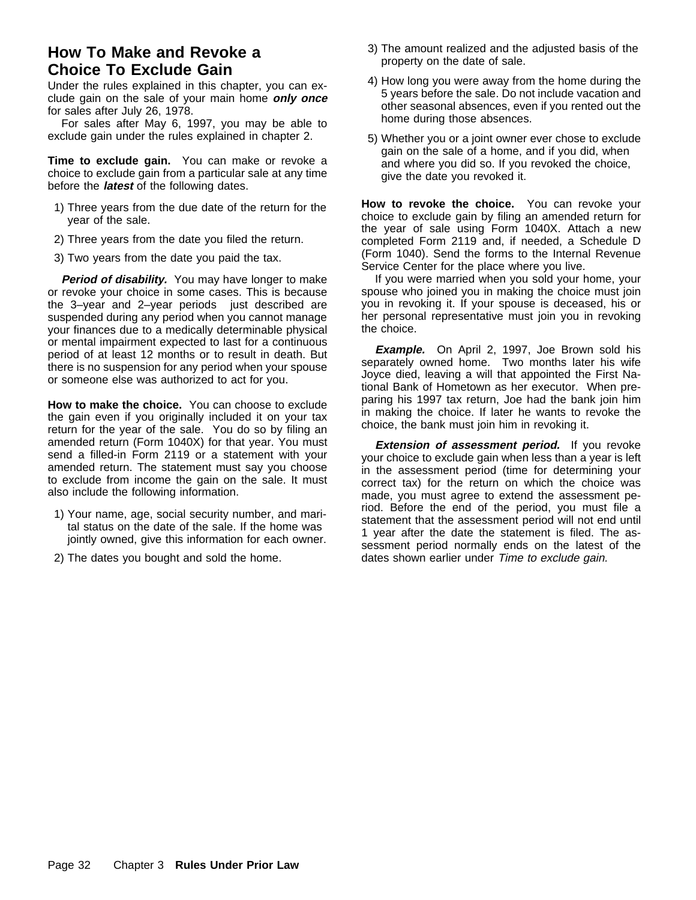## How To Make and Revoke a Choice To Exclude Gain

Under the rules explained in this chapter, you can exclude gain on the sale of your main home ***only once*** for sales after July 26, 1978.

For sales after May 6, 1997, you may be able to exclude gain under the rules explained in chapter 2.

**Time to exclude gain.** You can make or revoke a choice to exclude gain from a particular sale at any time before the ***latest*** of the following dates.

1) Three years from the due date of the return for the year of the sale.
2) Three years from the date you filed the return.
3) Two years from the date you paid the tax.

***Period of disability.*** You may have longer to make or revoke your choice in some cases. This is because the 3–year and 2–year periods just described are suspended during any period when you cannot manage your finances due to a medically determinable physical or mental impairment expected to last for a continuous period of at least 12 months or to result in death. But there is no suspension for any period when your spouse or someone else was authorized to act for you.

**How to make the choice.** You can choose to exclude the gain even if you originally included it on your tax return for the year of the sale. You do so by filing an amended return (Form 1040X) for that year. You must send a filled-in Form 2119 or a statement with your amended return. The statement must say you choose to exclude from income the gain on the sale. It must also include the following information.

1) Your name, age, social security number, and marital status on the date of the sale. If the home was jointly owned, give this information for each owner.
2) The dates you bought and sold the home.
3) The amount realized and the adjusted basis of the property on the date of sale.
4) How long you were away from the home during the 5 years before the sale. Do not include vacation and other seasonal absences, even if you rented out the home during those absences.
5) Whether you or a joint owner ever chose to exclude gain on the sale of a home, and if you did, when and where you did so. If you revoked the choice, give the date you revoked it.

**How to revoke the choice.** You can revoke your choice to exclude gain by filing an amended return for the year of sale using Form 1040X. Attach a new completed Form 2119 and, if needed, a Schedule D (Form 1040). Send the forms to the Internal Revenue Service Center for the place where you live.

If you were married when you sold your home, your spouse who joined you in making the choice must join you in revoking it. If your spouse is deceased, his or her personal representative must join you in revoking the choice.

***Example.*** On April 2, 1997, Joe Brown sold his separately owned home. Two months later his wife Joyce died, leaving a will that appointed the First National Bank of Hometown as her executor. When preparing his 1997 tax return, Joe had the bank join him in making the choice. If later he wants to revoke the choice, the bank must join him in revoking it.

***Extension of assessment period.*** If you revoke your choice to exclude gain when less than a year is left in the assessment period (time for determining your correct tax) for the return on which the choice was made, you must agree to extend the assessment period. Before the end of the period, you must file a statement that the assessment period will not end until 1 year after the date the statement is filed. The assessment period normally ends on the latest of the dates shown earlier under *Time to exclude gain.*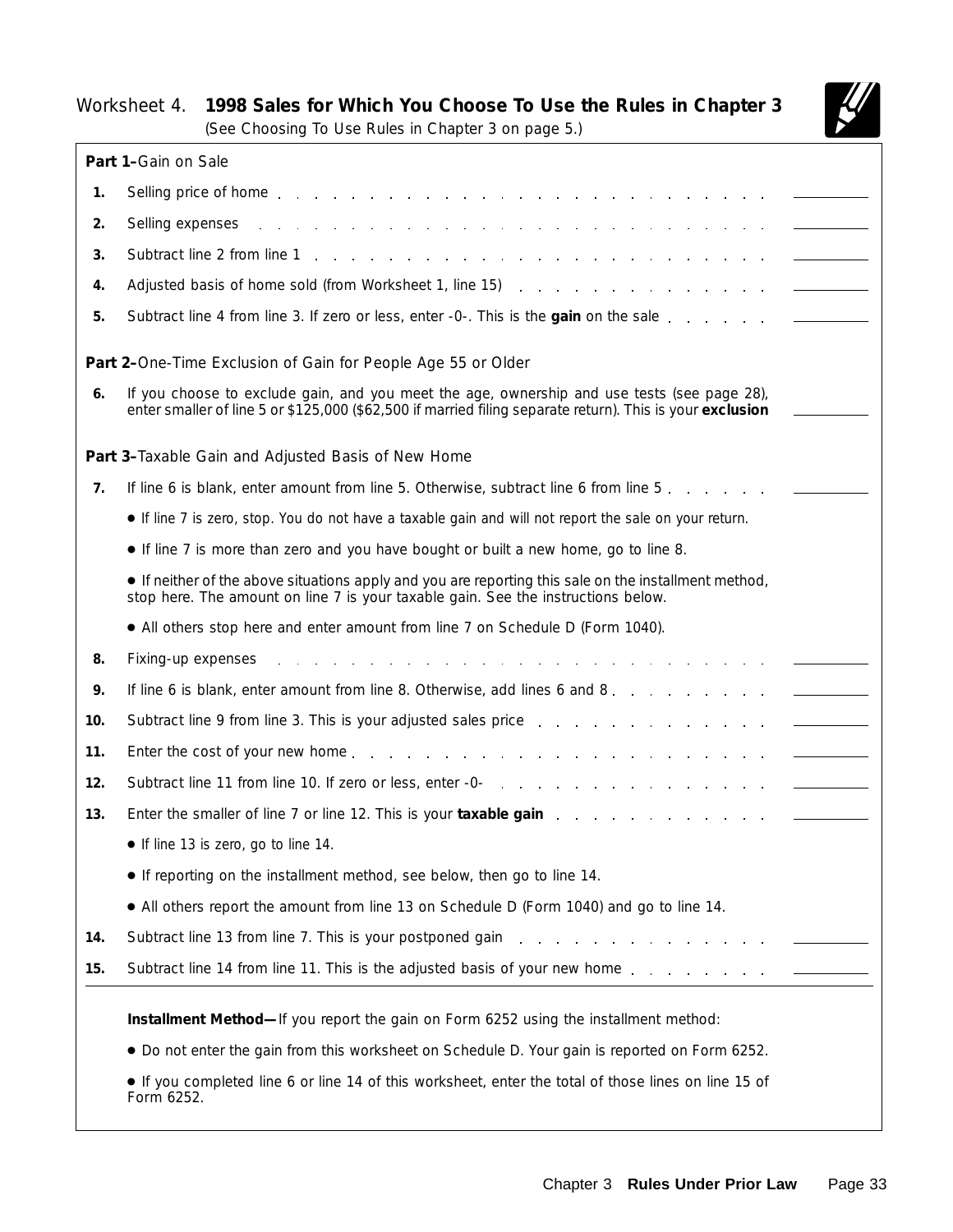# Worksheet 4. **1998 Sales for Which You Choose To Use the Rules in Chapter 3**

(See Choosing To Use Rules in Chapter 3 on page 5.)

**Part 1–**Gain on Sale

| | | |
|---|---|---|
| **1.** | Selling price of home | |
| **2.** | Selling expenses | |
| **3.** | Subtract line 2 from line 1 | |
| **4.** | Adjusted basis of home sold (from Worksheet 1, line 15) | |
| **5.** | Subtract line 4 from line 3. If zero or less, enter -0-. This is the **gain** on the sale | |

**Part 2–**One-Time Exclusion of Gain for People Age 55 or Older

| | | |
|---|---|---|
| **6.** | If you choose to exclude gain, and you meet the age, ownership and use tests (see page 28), enter smaller of line 5 or $125,000 ($62,500 if married filing separate return). This is your **exclusion** | |

**Part 3–**Taxable Gain and Adjusted Basis of New Home

| | | |
|---|---|---|
| **7.** | If line 6 is blank, enter amount from line 5. Otherwise, subtract line 6 from line 5 | |

- If line 7 is zero, stop. You do not have a taxable gain and will not report the sale on your return.
- If line 7 is more than zero and you have bought or built a new home, go to line 8.
- If neither of the above situations apply and you are reporting this sale on the installment method, stop here. The amount on line 7 is your taxable gain. See the instructions below.
- All others stop here and enter amount from line 7 on Schedule D (Form 1040).

| | | |
|---|---|---|
| **8.** | Fixing-up expenses | |
| **9.** | If line 6 is blank, enter amount from line 8. Otherwise, add lines 6 and 8 | |
| **10.** | Subtract line 9 from line 3. This is your adjusted sales price | |
| **11.** | Enter the cost of your new home | |
| **12.** | Subtract line 11 from line 10. If zero or less, enter -0- | |
| **13.** | Enter the smaller of line 7 or line 12. This is your **taxable gain** | |

- If line 13 is zero, go to line 14.
- If reporting on the installment method, see below, then go to line 14.
- All others report the amount from line 13 on Schedule D (Form 1040) and go to line 14.

| | | |
|---|---|---|
| **14.** | Subtract line 13 from line 7. This is your postponed gain | |
| **15.** | Subtract line 14 from line 11. This is the adjusted basis of your new home | |

**Installment Method—**If you report the gain on Form 6252 using the installment method:

- Do not enter the gain from this worksheet on Schedule D. Your gain is reported on Form 6252.
- If you completed line 6 or line 14 of this worksheet, enter the total of those lines on line 15 of Form 6252.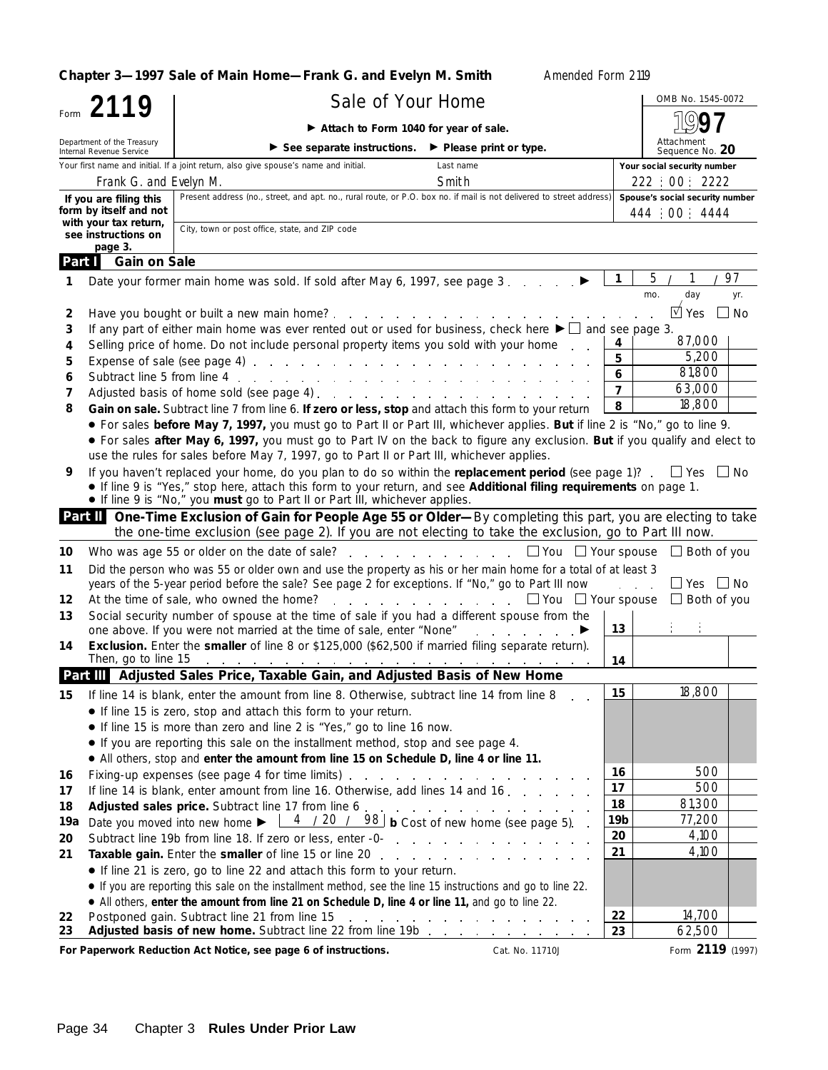**Chapter 3—1997 Sale of Main Home—Frank G. and Evelyn M. Smith** *Amended Form 2119*

# Form 2119 — Sale of Your Home

Department of the Treasury, Internal Revenue Service

▶ Attach to Form 1040 for year of sale.

▶ See separate instructions. ▶ Please print or type.

OMB No. 1545-0072 | **1997** | Attachment Sequence No. **20**

| Your first name and initial. If a joint return, also give spouse's name and initial. | Last name | Your social security number |
|---|---|---|
| Frank G. and Evelyn M. | Smith | 222 : 00 : 2222 |
| **If you are filing this form by itself and not with your tax return, see instructions on page 3.** Present address (no., street, and apt. no., rural route, or P.O. box no. if mail is not delivered to street address) | | Spouse's social security number: 444 : 00 : 4444 |
| City, town or post office, state, and ZIP code | | |

## Part I Gain on Sale

| Line | Description | Box | Amount |
|---|---|---|---|
| 1 | Date your former main home was sold. If sold after May 6, 1997, see page 3 ▶ | 1 | 5 / 1 / 97 (mo. day yr.) |
| 2 | Have you bought or built a new main home? | | ☑ Yes ☐ No |
| 3 | If any part of either main home was ever rented out or used for business, check here ▶ ☐ and see page 3. | | |
| 4 | Selling price of home. Do not include personal property items you sold with your home | 4 | 87,000 |
| 5 | Expense of sale (see page 4) | 5 | 5,200 |
| 6 | Subtract line 5 from line 4 | 6 | 81,800 |
| 7 | Adjusted basis of home sold (see page 4) | 7 | 63,000 |
| 8 | **Gain on sale.** Subtract line 7 from line 6. **If zero or less, stop** and attach this form to your return | 8 | 18,800 |

- For sales **before May 7, 1997,** you must go to Part II or Part III, whichever applies. **But** if line 2 is "No," go to line 9.
- For sales **after May 6, 1997,** you must go to Part IV on the back to figure any exclusion. **But** if you qualify and elect to use the rules for sales before May 7, 1997, go to Part II or Part III, whichever applies.

**9** If you haven't replaced your home, do you plan to do so within the **replacement period** (see page 1)? ☐ Yes ☐ No

- If line 9 is "Yes," stop here, attach this form to your return, and see **Additional filing requirements** on page 1.
- If line 9 is "No," you **must** go to Part II or Part III, whichever applies.

## Part II One-Time Exclusion of Gain for People Age 55 or Older—By completing this part, you are electing to take the one-time exclusion (see page 2). If you are not electing to take the exclusion, go to Part III now.

| Line | Description | Box | Amount |
|---|---|---|---|
| 10 | Who was age 55 or older on the date of sale? | | ☐ You ☐ Your spouse ☐ Both of you |
| 11 | Did the person who was 55 or older own and use the property as his or her main home for a total of at least 3 years of the 5-year period before the sale? See page 2 for exceptions. If "No," go to Part III now | | ☐ Yes ☐ No |
| 12 | At the time of sale, who owned the home? | | ☐ You ☐ Your spouse ☐ Both of you |
| 13 | Social security number of spouse at the time of sale if you had a different spouse from the one above. If you were not married at the time of sale, enter "None" ▶ | 13 | : : |
| 14 | **Exclusion.** Enter the **smaller** of line 8 or $125,000 ($62,500 if married filing separate return). Then, go to line 15 | 14 | |

## Part III Adjusted Sales Price, Taxable Gain, and Adjusted Basis of New Home

| Line | Description | Box | Amount |
|---|---|---|---|
| 15 | If line 14 is blank, enter the amount from line 8. Otherwise, subtract line 14 from line 8 | 15 | 18,800 |
| | • If line 15 is zero, stop and attach this form to your return. • If line 15 is more than zero and line 2 is "Yes," go to line 16 now. • If you are reporting this sale on the installment method, stop and see page 4. • All others, stop and **enter the amount from line 15 on Schedule D, line 4 or line 11.** | | |
| 16 | Fixing-up expenses (see page 4 for time limits) | 16 | 500 |
| 17 | If line 14 is blank, enter amount from line 16. Otherwise, add lines 14 and 16 | 17 | 500 |
| 18 | **Adjusted sales price.** Subtract line 17 from line 6 | 18 | 81,300 |
| 19a | Date you moved into new home ▶ 4 / 20 / 98 **b** Cost of new home (see page 5) | 19b | 77,200 |
| 20 | Subtract line 19b from line 18. If zero or less, enter -0- | 20 | 4,100 |
| 21 | **Taxable gain.** Enter the **smaller** of line 15 or line 20 | 21 | 4,100 |
| | • If line 21 is zero, go to line 22 and attach this form to your return. • If you are reporting this sale on the installment method, see the line 15 instructions and go to line 22. • All others, **enter the amount from line 21 on Schedule D, line 4 or line 11,** and go to line 22. | | |
| 22 | Postponed gain. Subtract line 21 from line 15 | 22 | 14,700 |
| 23 | **Adjusted basis of new home.** Subtract line 22 from line 19b | 23 | 62,500 |

**For Paperwork Reduction Act Notice, see page 6 of instructions.** Cat. No. 11710J Form **2119** (1997)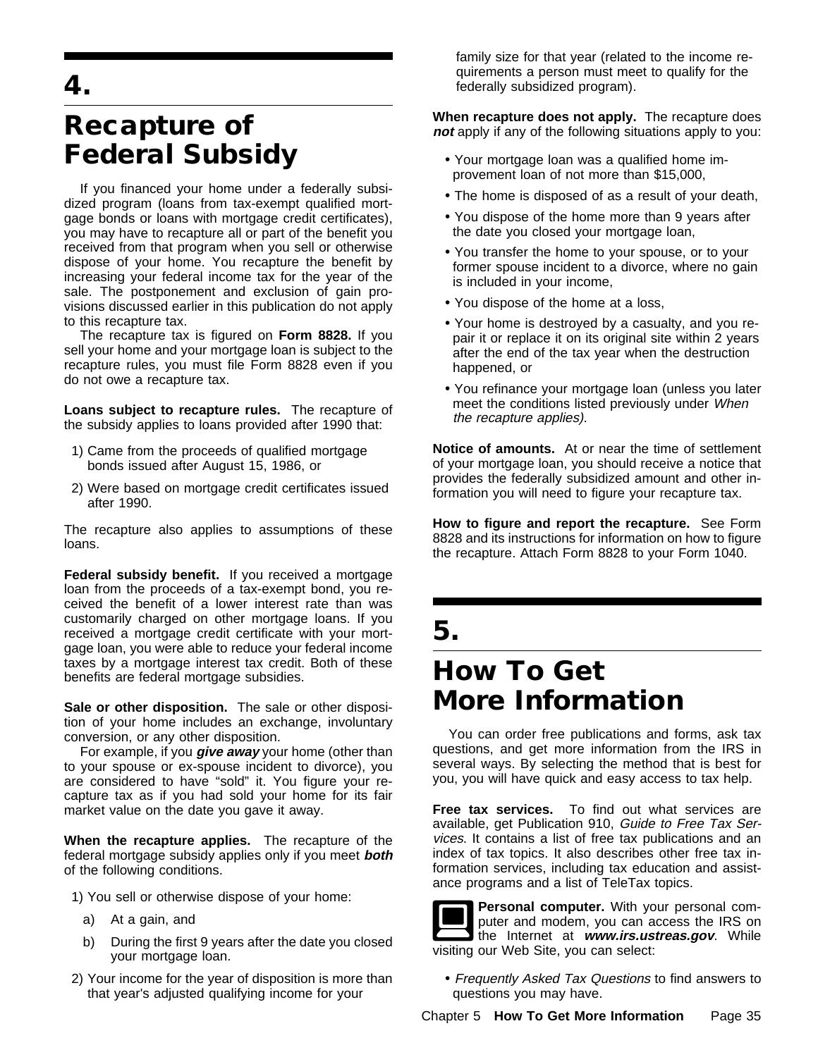# 4.

# Recapture of Federal Subsidy

If you financed your home under a federally subsidized program (loans from tax-exempt qualified mortgage bonds or loans with mortgage credit certificates), you may have to recapture all or part of the benefit you received from that program when you sell or otherwise dispose of your home. You recapture the benefit by increasing your federal income tax for the year of the sale. The postponement and exclusion of gain provisions discussed earlier in this publication do not apply to this recapture tax.

The recapture tax is figured on **Form 8828.** If you sell your home and your mortgage loan is subject to the recapture rules, you must file Form 8828 even if you do not owe a recapture tax.

**Loans subject to recapture rules.** The recapture of the subsidy applies to loans provided after 1990 that:

1) Came from the proceeds of qualified mortgage bonds issued after August 15, 1986, or
2) Were based on mortgage credit certificates issued after 1990.

The recapture also applies to assumptions of these loans.

**Federal subsidy benefit.** If you received a mortgage loan from the proceeds of a tax-exempt bond, you received the benefit of a lower interest rate than was customarily charged on other mortgage loans. If you received a mortgage credit certificate with your mortgage loan, you were able to reduce your federal income taxes by a mortgage interest tax credit. Both of these benefits are federal mortgage subsidies.

**Sale or other disposition.** The sale or other disposition of your home includes an exchange, involuntary conversion, or any other disposition.

For example, if you ***give away*** your home (other than to your spouse or ex-spouse incident to divorce), you are considered to have "sold" it. You figure your recapture tax as if you had sold your home for its fair market value on the date you gave it away.

**When the recapture applies.** The recapture of the federal mortgage subsidy applies only if you meet ***both*** of the following conditions.

1) You sell or otherwise dispose of your home:
   a) At a gain, and
   b) During the first 9 years after the date you closed your mortgage loan.
2) Your income for the year of disposition is more than that year's adjusted qualifying income for your family size for that year (related to the income requirements a person must meet to qualify for the federally subsidized program).

**When recapture does not apply.** The recapture does ***not*** apply if any of the following situations apply to you:

- Your mortgage loan was a qualified home improvement loan of not more than $15,000,
- The home is disposed of as a result of your death,
- You dispose of the home more than 9 years after the date you closed your mortgage loan,
- You transfer the home to your spouse, or to your former spouse incident to a divorce, where no gain is included in your income,
- You dispose of the home at a loss,
- Your home is destroyed by a casualty, and you repair it or replace it on its original site within 2 years after the end of the tax year when the destruction happened, or
- You refinance your mortgage loan (unless you later meet the conditions listed previously under *When the recapture applies).*

**Notice of amounts.** At or near the time of settlement of your mortgage loan, you should receive a notice that provides the federally subsidized amount and other information you will need to figure your recapture tax.

**How to figure and report the recapture.** See Form 8828 and its instructions for information on how to figure the recapture. Attach Form 8828 to your Form 1040.

# 5.

# How To Get More Information

You can order free publications and forms, ask tax questions, and get more information from the IRS in several ways. By selecting the method that is best for you, you will have quick and easy access to tax help.

**Free tax services.** To find out what services are available, get Publication 910, *Guide to Free Tax Services*. It contains a list of free tax publications and an index of tax topics. It also describes other free tax information services, including tax education and assistance programs and a list of TeleTax topics.

**Personal computer.** With your personal computer and modem, you can access the IRS on the Internet at ***www.irs.ustreas.gov***. While visiting our Web Site, you can select:

- *Frequently Asked Tax Questions* to find answers to questions you may have.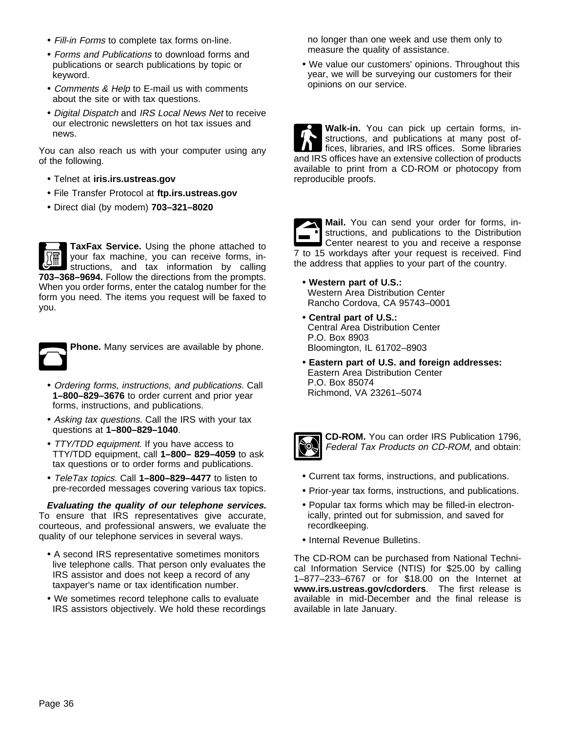- *Fill-in Forms* to complete tax forms on-line.
- *Forms and Publications* to download forms and publications or search publications by topic or keyword.
- *Comments & Help* to E-mail us with comments about the site or with tax questions.
- *Digital Dispatch* and *IRS Local News Net* to receive our electronic newsletters on hot tax issues and news.

You can also reach us with your computer using any of the following.

- Telnet at **iris.irs.ustreas.gov**
- File Transfer Protocol at **ftp.irs.ustreas.gov**
- Direct dial (by modem) **703–321–8020**

**TaxFax Service.** Using the phone attached to your fax machine, you can receive forms, instructions, and tax information by calling **703–368–9694.** Follow the directions from the prompts. When you order forms, enter the catalog number for the form you need. The items you request will be faxed to you.

**Phone.** Many services are available by phone.

- *Ordering forms, instructions, and publications.* Call **1–800–829–3676** to order current and prior year forms, instructions, and publications.
- *Asking tax questions.* Call the IRS with your tax questions at **1–800–829–1040**.
- *TTY/TDD equipment.* If you have access to TTY/TDD equipment, call **1–800– 829–4059** to ask tax questions or to order forms and publications.
- *TeleTax topics.* Call **1–800–829–4477** to listen to pre-recorded messages covering various tax topics.

***Evaluating the quality of our telephone services.*** To ensure that IRS representatives give accurate, courteous, and professional answers, we evaluate the quality of our telephone services in several ways.

- A second IRS representative sometimes monitors live telephone calls. That person only evaluates the IRS assistor and does not keep a record of any taxpayer's name or tax identification number.
- We sometimes record telephone calls to evaluate IRS assistors objectively. We hold these recordings no longer than one week and use them only to measure the quality of assistance.
- We value our customers' opinions. Throughout this year, we will be surveying our customers for their opinions on our service.

**Walk-in.** You can pick up certain forms, instructions, and publications at many post offices, libraries, and IRS offices. Some libraries and IRS offices have an extensive collection of products available to print from a CD-ROM or photocopy from reproducible proofs.

**Mail.** You can send your order for forms, instructions, and publications to the Distribution Center nearest to you and receive a response 7 to 15 workdays after your request is received. Find the address that applies to your part of the country.

- **Western part of U.S.:**
  Western Area Distribution Center
  Rancho Cordova, CA 95743–0001
- **Central part of U.S.:**
  Central Area Distribution Center
  P.O. Box 8903
  Bloomington, IL 61702–8903
- **Eastern part of U.S. and foreign addresses:**
  Eastern Area Distribution Center
  P.O. Box 85074
  Richmond, VA 23261–5074

**CD-ROM.** You can order IRS Publication 1796, *Federal Tax Products on CD-ROM,* and obtain:

- Current tax forms, instructions, and publications.
- Prior-year tax forms, instructions, and publications.
- Popular tax forms which may be filled-in electronically, printed out for submission, and saved for recordkeeping.
- Internal Revenue Bulletins.

The CD-ROM can be purchased from National Technical Information Service (NTIS) for $25.00 by calling 1–877–233–6767 or for $18.00 on the Internet at **www.irs.ustreas.gov/cdorders**. The first release is available in mid-December and the final release is available in late January.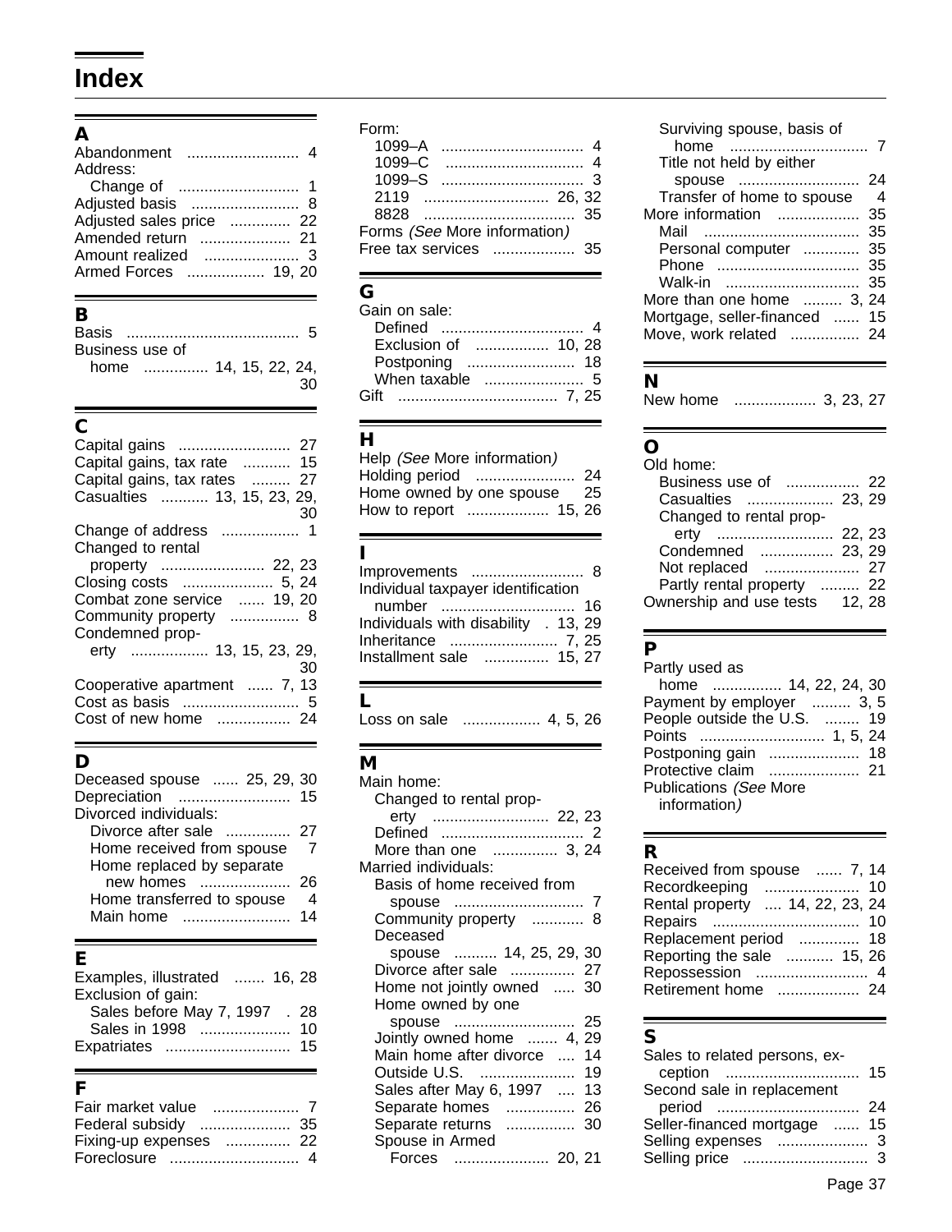# Index

## A

Abandonment .......................... 4
Address:
- Change of ............................ 1

Adjusted basis ......................... 8
Adjusted sales price .............. 22
Amended return ..................... 21
Amount realized ...................... 3
Armed Forces .................. 19, 20

## B

Basis ........................................ 5
Business use of
- home .............. 14, 15, 22, 24, 30

## C

Capital gains .......................... 27
Capital gains, tax rate ........... 15
Capital gains, tax rates ......... 27
Casualties ........... 13, 15, 23, 29, 30
Change of address .................. 1
Changed to rental
- property ........................ 22, 23

Closing costs ..................... 5, 24
Combat zone service ...... 19, 20
Community property ................ 8
Condemned prop-
- erty .................. 13, 15, 23, 29, 30

Cooperative apartment ...... 7, 13
Cost as basis ........................... 5
Cost of new home ................. 24

## D

Deceased spouse ...... 25, 29, 30
Depreciation .......................... 15
Divorced individuals:
- Divorce after sale ............... 27
- Home received from spouse 7
- Home replaced by separate new homes ..................... 26
- Home transferred to spouse 4
- Main home ......................... 14

## E

Examples, illustrated ....... 16, 28
Exclusion of gain:
- Sales before May 7, 1997 . 28
- Sales in 1998 ..................... 10

Expatriates ............................ 15

## F

Fair market value .................... 7
Federal subsidy ..................... 35
Fixing-up expenses ............... 22
Foreclosure .............................. 4
Form:
- 1099–A ................................ 4
- 1099–C ................................ 4
- 1099–S ................................ 3
- 2119 ............................ 26, 32
- 8828 .................................. 35

Forms *(See* More information*)*
Free tax services ................... 35

## G

Gain on sale:
- Defined ................................ 4
- Exclusion of ................. 10, 28
- Postponing ......................... 18
- When taxable ....................... 5

Gift ..................................... 7, 25

## H

Help *(See* More information*)*
Holding period ....................... 24
Home owned by one spouse 25
How to report ................... 15, 26

## I

Improvements .......................... 8
Individual taxpayer identification
- number ............................... 16

Individuals with disability . 13, 29
Inheritance ......................... 7, 25
Installment sale ............... 15, 27

## L

Loss on sale .................. 4, 5, 26

## M

Main home:
- Changed to rental prop-erty .......................... 22, 23
- Defined ................................ 2
- More than one ............... 3, 24

Married individuals:
- Basis of home received from spouse .............................. 7
- Community property ............ 8
- Deceased spouse .......... 14, 25, 29, 30
- Divorce after sale ............... 27
- Home not jointly owned ..... 30
- Home owned by one spouse ........................... 25
- Jointly owned home ....... 4, 29
- Main home after divorce .... 14
- Outside U.S. ...................... 19
- Sales after May 6, 1997 .... 13
- Separate homes ................ 26
- Separate returns ................ 30
- Spouse in Armed Forces ...................... 20, 21
- Surviving spouse, basis of home ................................ 7
- Title not held by either spouse ............................ 24
- Transfer of home to spouse 4

More information ................... 35
- Mail .................................... 35
- Personal computer ............. 35
- Phone ................................. 35
- Walk-in ............................... 35

More than one home ......... 3, 24
Mortgage, seller-financed ...... 15
Move, work related ................ 24

## N

New home ................... 3, 23, 27

## O

Old home:
- Business use of ................. 22
- Casualties .................... 23, 29
- Changed to rental prop-erty ........................... 22, 23
- Condemned ................ 23, 29
- Not replaced ...................... 27
- Partly rental property ......... 22

Ownership and use tests 12, 28

## P

Partly used as
- home ................ 14, 22, 24, 30

Payment by employer ......... 3, 5
People outside the U.S. ........ 19
Points ............................ 1, 5, 24
Postponing gain ..................... 18
Protective claim ..................... 21
Publications *(See* More information*)*

## R

Received from spouse ...... 7, 14
Recordkeeping ...................... 10
Rental property .... 14, 22, 23, 24
Repairs .................................. 10
Replacement period .............. 18
Reporting the sale ........... 15, 26
Repossession .......................... 4
Retirement home ................... 24

## S

Sales to related persons, ex-
- ception ............................... 15

Second sale in replacement
- period ................................. 24

Seller-financed mortgage ...... 15
Selling expenses ..................... 3
Selling price ............................. 3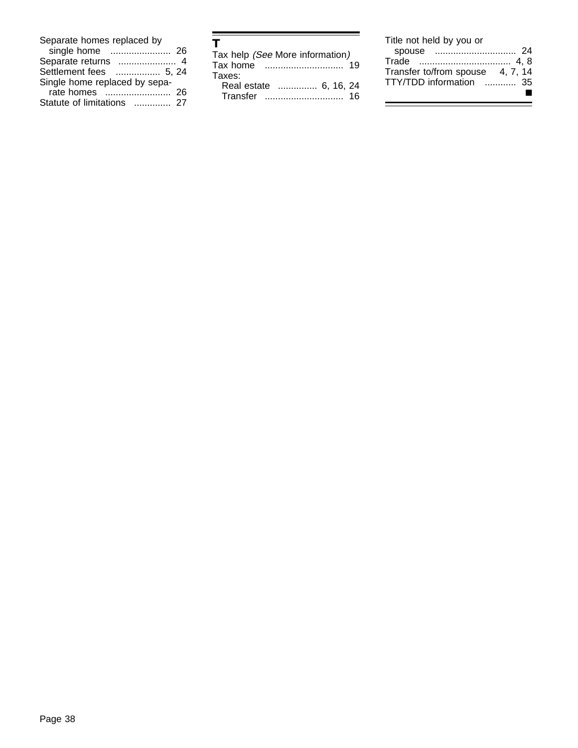Separate homes replaced by single home ....................... 26
Separate returns ...................... 4
Settlement fees ................. 5, 24
Single home replaced by separate homes ......................... 26
Statute of limitations .............. 27

## T

Tax help *(See* More information*)*
Tax home .............................. 19
Taxes:
- Real estate ............... 6, 16, 24
- Transfer .............................. 16

Title not held by you or spouse ............................... 24
Trade ................................... 4, 8
Transfer to/from spouse 4, 7, 14
TTY/TDD information ............ 35

■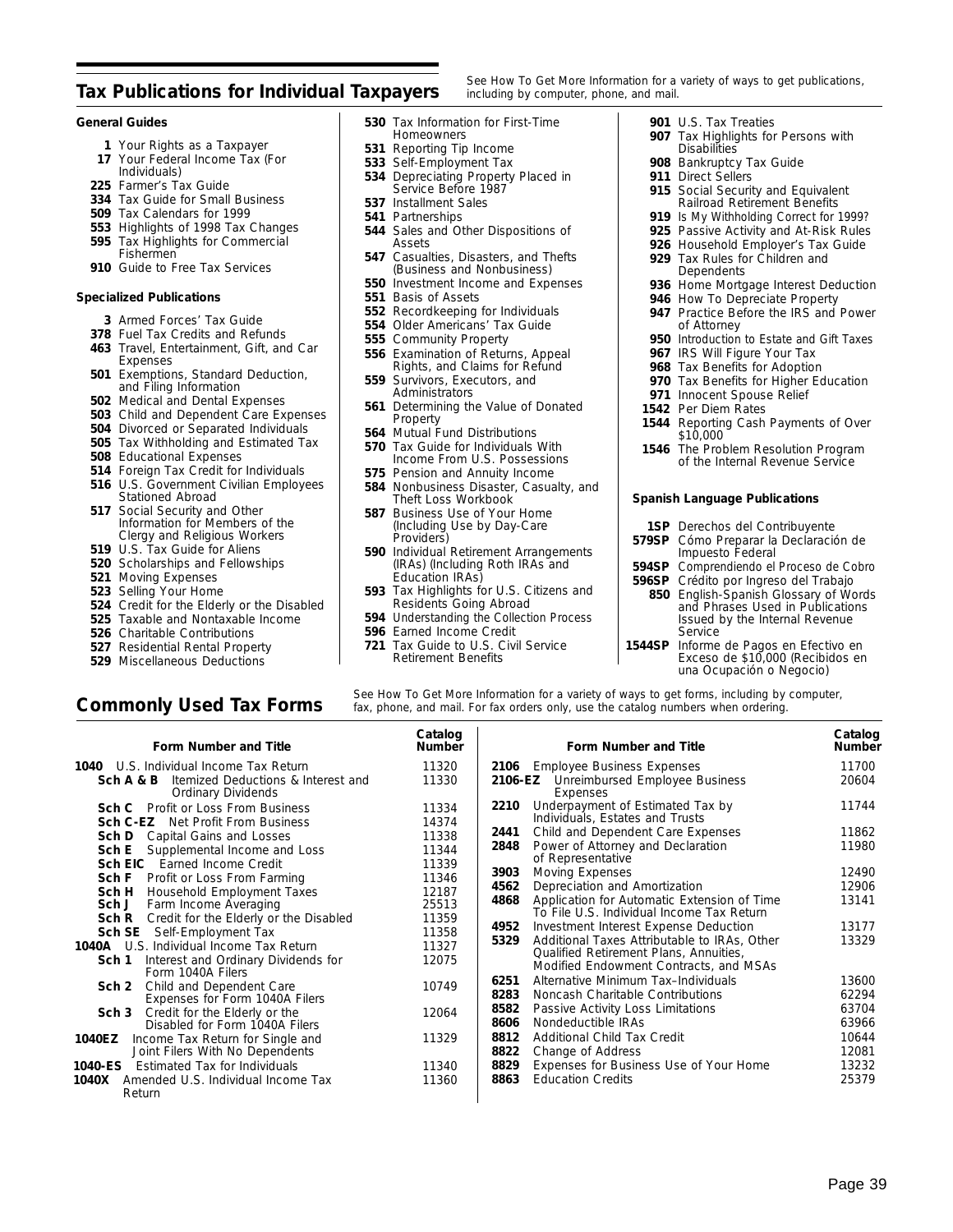## Tax Publications for Individual Taxpayers

See How To Get More Information for a variety of ways to get publications, including by computer, phone, and mail.

### General Guides

- **1** Your Rights as a Taxpayer
- **17** Your Federal Income Tax (For Individuals)
- **225** Farmer's Tax Guide
- **334** Tax Guide for Small Business
- **509** Tax Calendars for 1999
- **553** Highlights of 1998 Tax Changes
- **595** Tax Highlights for Commercial Fishermen
- **910** Guide to Free Tax Services

### Specialized Publications

- **3** Armed Forces' Tax Guide
- **378** Fuel Tax Credits and Refunds
- **463** Travel, Entertainment, Gift, and Car Expenses
- **501** Exemptions, Standard Deduction, and Filing Information
- **502** Medical and Dental Expenses
- **503** Child and Dependent Care Expenses
- **504** Divorced or Separated Individuals
- **505** Tax Withholding and Estimated Tax
- **508** Educational Expenses
- **514** Foreign Tax Credit for Individuals
- **516** U.S. Government Civilian Employees Stationed Abroad
- **517** Social Security and Other Information for Members of the Clergy and Religious Workers
- **519** U.S. Tax Guide for Aliens
- **520** Scholarships and Fellowships
- **521** Moving Expenses
- **523** Selling Your Home
- **524** Credit for the Elderly or the Disabled
- **525** Taxable and Nontaxable Income
- **526** Charitable Contributions
- **527** Residential Rental Property
- **529** Miscellaneous Deductions
- **530** Tax Information for First-Time Homeowners
- **531** Reporting Tip Income
- **533** Self-Employment Tax
- **534** Depreciating Property Placed in Service Before 1987
- **537** Installment Sales
- **541** Partnerships
- **544** Sales and Other Dispositions of Assets
- **547** Casualties, Disasters, and Thefts (Business and Nonbusiness)
- **550** Investment Income and Expenses
- **551** Basis of Assets
- **552** Recordkeeping for Individuals
- **554** Older Americans' Tax Guide
- **555** Community Property
- **556** Examination of Returns, Appeal Rights, and Claims for Refund
- **559** Survivors, Executors, and Administrators
- **561** Determining the Value of Donated Property
- **564** Mutual Fund Distributions
- **570** Tax Guide for Individuals With Income From U.S. Possessions
- **575** Pension and Annuity Income
- **584** Nonbusiness Disaster, Casualty, and Theft Loss Workbook
- **587** Business Use of Your Home (Including Use by Day-Care Providers)
- **590** Individual Retirement Arrangements (IRAs) (Including Roth IRAs and Education IRAs)
- **593** Tax Highlights for U.S. Citizens and Residents Going Abroad
- **594** Understanding the Collection Process
- **596** Earned Income Credit
- **721** Tax Guide to U.S. Civil Service Retirement Benefits
- **901** U.S. Tax Treaties
- **907** Tax Highlights for Persons with Disabilities
- **908** Bankruptcy Tax Guide
- **911** Direct Sellers
- **915** Social Security and Equivalent Railroad Retirement Benefits
- **919** Is My Withholding Correct for 1999?
- **925** Passive Activity and At-Risk Rules
- **926** Household Employer's Tax Guide
- **929** Tax Rules for Children and Dependents
- **936** Home Mortgage Interest Deduction
- **946** How To Depreciate Property
- **947** Practice Before the IRS and Power of Attorney
- **950** Introduction to Estate and Gift Taxes
- **967** IRS Will Figure Your Tax
- **968** Tax Benefits for Adoption
- **970** Tax Benefits for Higher Education
- **971** Innocent Spouse Relief
- **1542** Per Diem Rates
- **1544** Reporting Cash Payments of Over $10,000
- **1546** The Problem Resolution Program of the Internal Revenue Service

### Spanish Language Publications

- **1SP** Derechos del Contribuyente
- **579SP** Cómo Preparar la Declaración de Impuesto Federal
- **594SP** Comprendiendo el Proceso de Cobro
- **596SP** Crédito por Ingreso del Trabajo
- **850** English-Spanish Glossary of Words and Phrases Used in Publications Issued by the Internal Revenue Service
- **1544SP** Informe de Pagos en Efectivo en Exceso de $10,000 (Recibidos en una Ocupación o Negocio)

## Commonly Used Tax Forms

See How To Get More Information for a variety of ways to get forms, including by computer, fax, phone, and mail. For fax orders only, use the catalog numbers when ordering.

| Form Number and Title | Catalog Number |
|---|---|
| **1040** U.S. Individual Income Tax Return | 11320 |
| **Sch A & B** Itemized Deductions & Interest and Ordinary Dividends | 11330 |
| **Sch C** Profit or Loss From Business | 11334 |
| **Sch C-EZ** Net Profit From Business | 14374 |
| **Sch D** Capital Gains and Losses | 11338 |
| **Sch E** Supplemental Income and Loss | 11344 |
| **Sch EIC** Earned Income Credit | 11339 |
| **Sch F** Profit or Loss From Farming | 11346 |
| **Sch H** Household Employment Taxes | 12187 |
| **Sch J** Farm Income Averaging | 25513 |
| **Sch R** Credit for the Elderly or the Disabled | 11359 |
| **Sch SE** Self-Employment Tax | 11358 |
| **1040A** U.S. Individual Income Tax Return | 11327 |
| **Sch 1** Interest and Ordinary Dividends for Form 1040A Filers | 12075 |
| **Sch 2** Child and Dependent Care Expenses for Form 1040A Filers | 10749 |
| **Sch 3** Credit for the Elderly or the Disabled for Form 1040A Filers | 12064 |
| **1040EZ** Income Tax Return for Single and Joint Filers With No Dependents | 11329 |
| **1040-ES** Estimated Tax for Individuals | 11340 |
| **1040X** Amended U.S. Individual Income Tax Return | 11360 |
| **2106** Employee Business Expenses | 11700 |
| **2106-EZ** Unreimbursed Employee Business Expenses | 20604 |
| **2210** Underpayment of Estimated Tax by Individuals, Estates and Trusts | 11744 |
| **2441** Child and Dependent Care Expenses | 11862 |
| **2848** Power of Attorney and Declaration of Representative | 11980 |
| **3903** Moving Expenses | 12490 |
| **4562** Depreciation and Amortization | 12906 |
| **4868** Application for Automatic Extension of Time To File U.S. Individual Income Tax Return | 13141 |
| **4952** Investment Interest Expense Deduction | 13177 |
| **5329** Additional Taxes Attributable to IRAs, Other Qualified Retirement Plans, Annuities, Modified Endowment Contracts, and MSAs | 13329 |
| **6251** Alternative Minimum Tax–Individuals | 13600 |
| **8283** Noncash Charitable Contributions | 62294 |
| **8582** Passive Activity Loss Limitations | 63704 |
| **8606** Nondeductible IRAs | 63966 |
| **8812** Additional Child Tax Credit | 10644 |
| **8822** Change of Address | 12081 |
| **8829** Expenses for Business Use of Your Home | 13232 |
| **8863** Education Credits | 25379 |